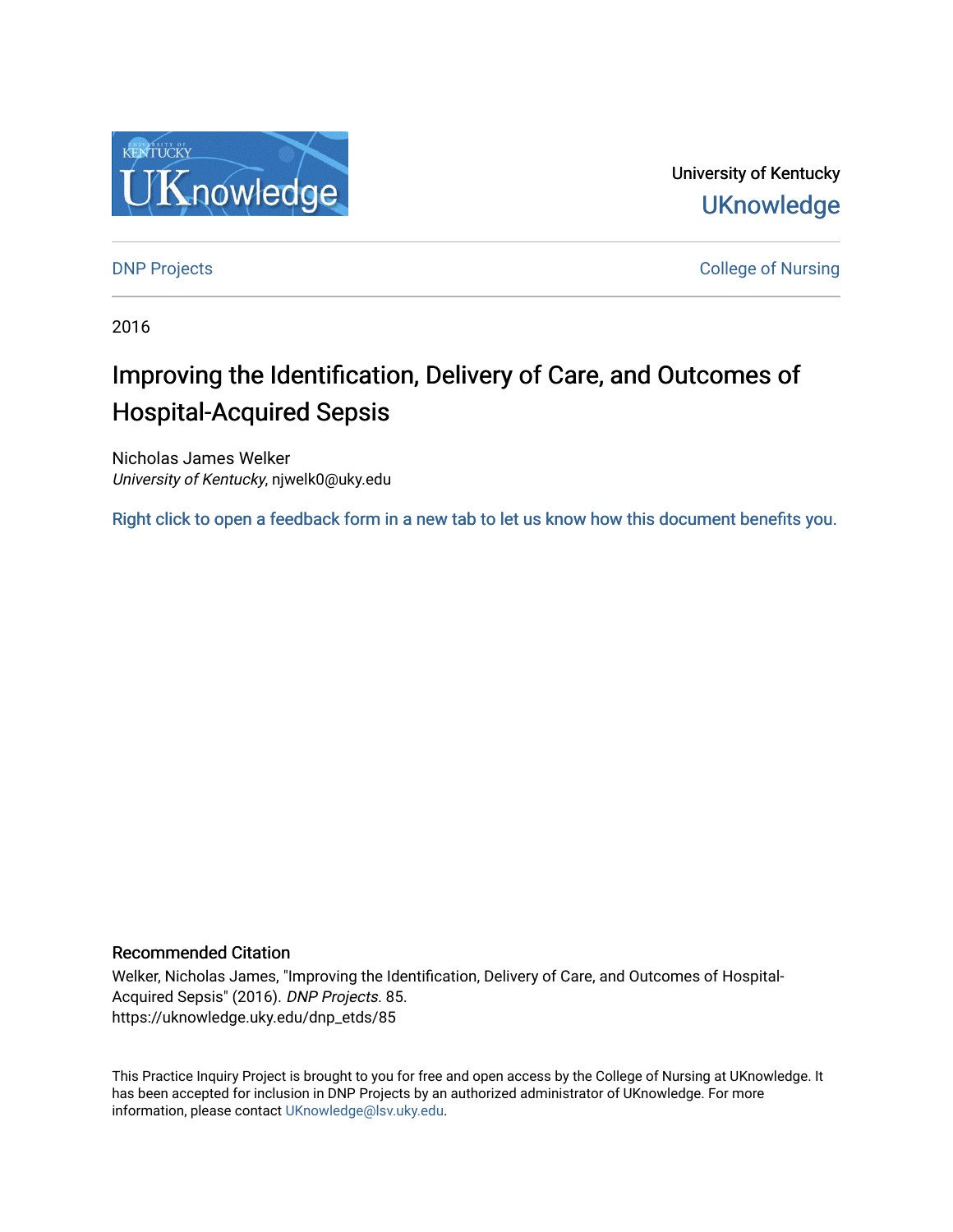University of Kentucky

UKnowledge

DNP Projects

College of Nursing

2016

# Improving the Identification, Delivery of Care, and Outcomes of Hospital-Acquired Sepsis

Nicholas James Welker
*University of Kentucky*, njwelk0@uky.edu

Right click to open a feedback form in a new tab to let us know how this document benefits you.

### Recommended Citation

Welker, Nicholas James, "Improving the Identification, Delivery of Care, and Outcomes of Hospital-Acquired Sepsis" (2016). *DNP Projects*. 85.
https://uknowledge.uky.edu/dnp_etds/85

This Practice Inquiry Project is brought to you for free and open access by the College of Nursing at UKnowledge. It has been accepted for inclusion in DNP Projects by an authorized administrator of UKnowledge. For more information, please contact UKnowledge@lsv.uky.edu.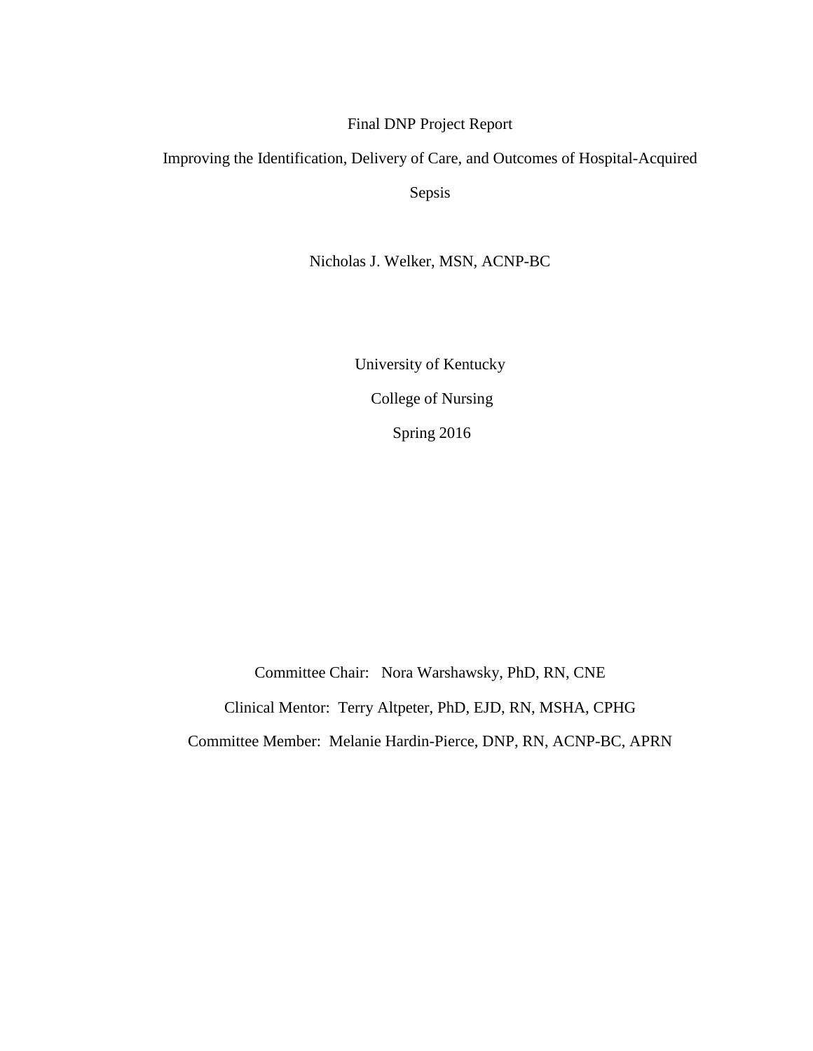Final DNP Project Report

Improving the Identification, Delivery of Care, and Outcomes of Hospital-Acquired Sepsis

Nicholas J. Welker, MSN, ACNP-BC

University of Kentucky

College of Nursing

Spring 2016

Committee Chair: Nora Warshawsky, PhD, RN, CNE

Clinical Mentor: Terry Altpeter, PhD, EJD, RN, MSHA, CPHG

Committee Member: Melanie Hardin-Pierce, DNP, RN, ACNP-BC, APRN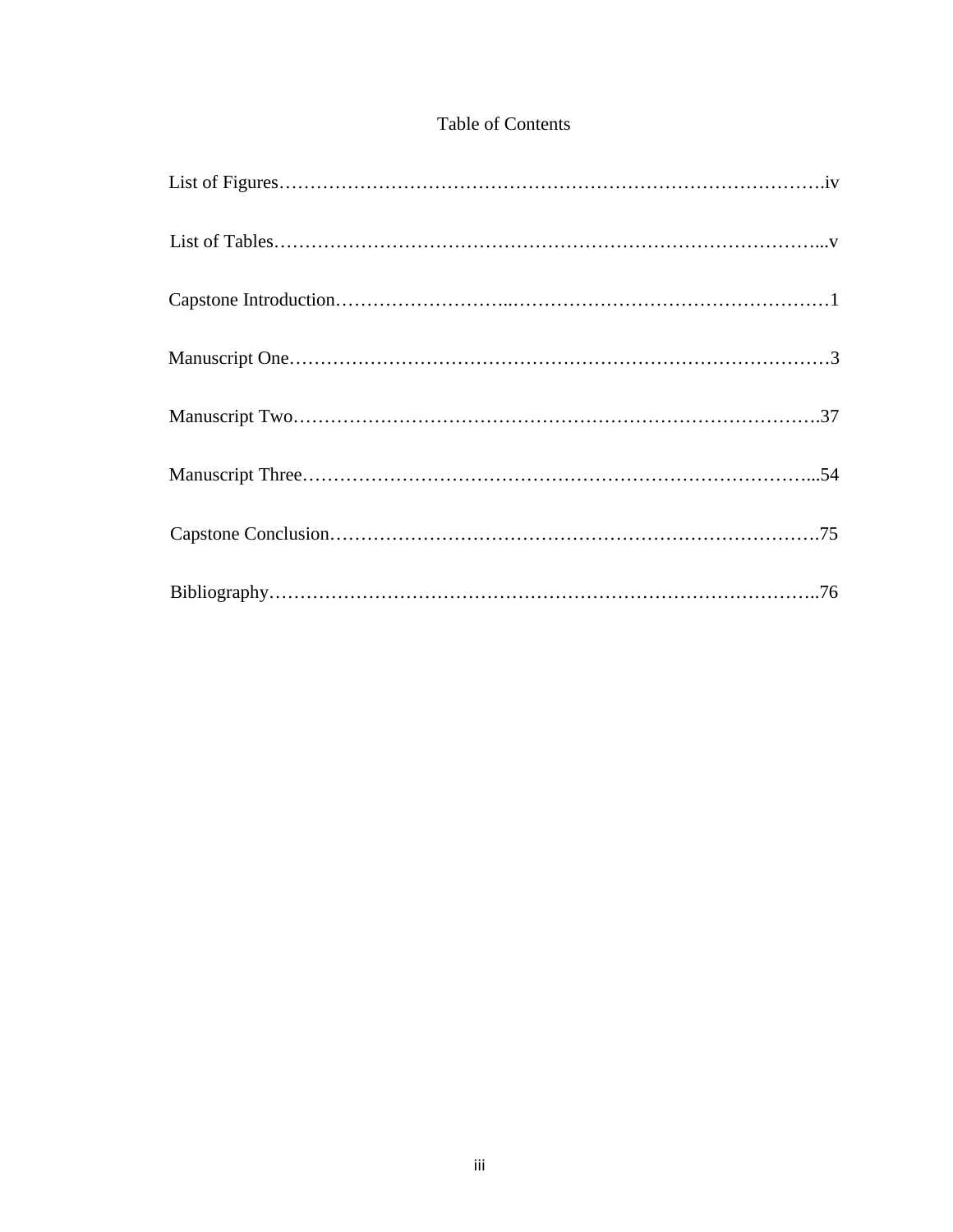# Table of Contents

List of Figures……………………………………………………………………………….iv

List of Tables…………………………………………………………………………...v

Capstone Introduction………………………..……………………………………………1

Manuscript One……………………………………………………………………………3

Manuscript Two………………………………………………………………………….37

Manuscript Three……………………………………………………………………...54

Capstone Conclusion…………………………………………………………………….75

Bibliography……………………………………………………………………………..76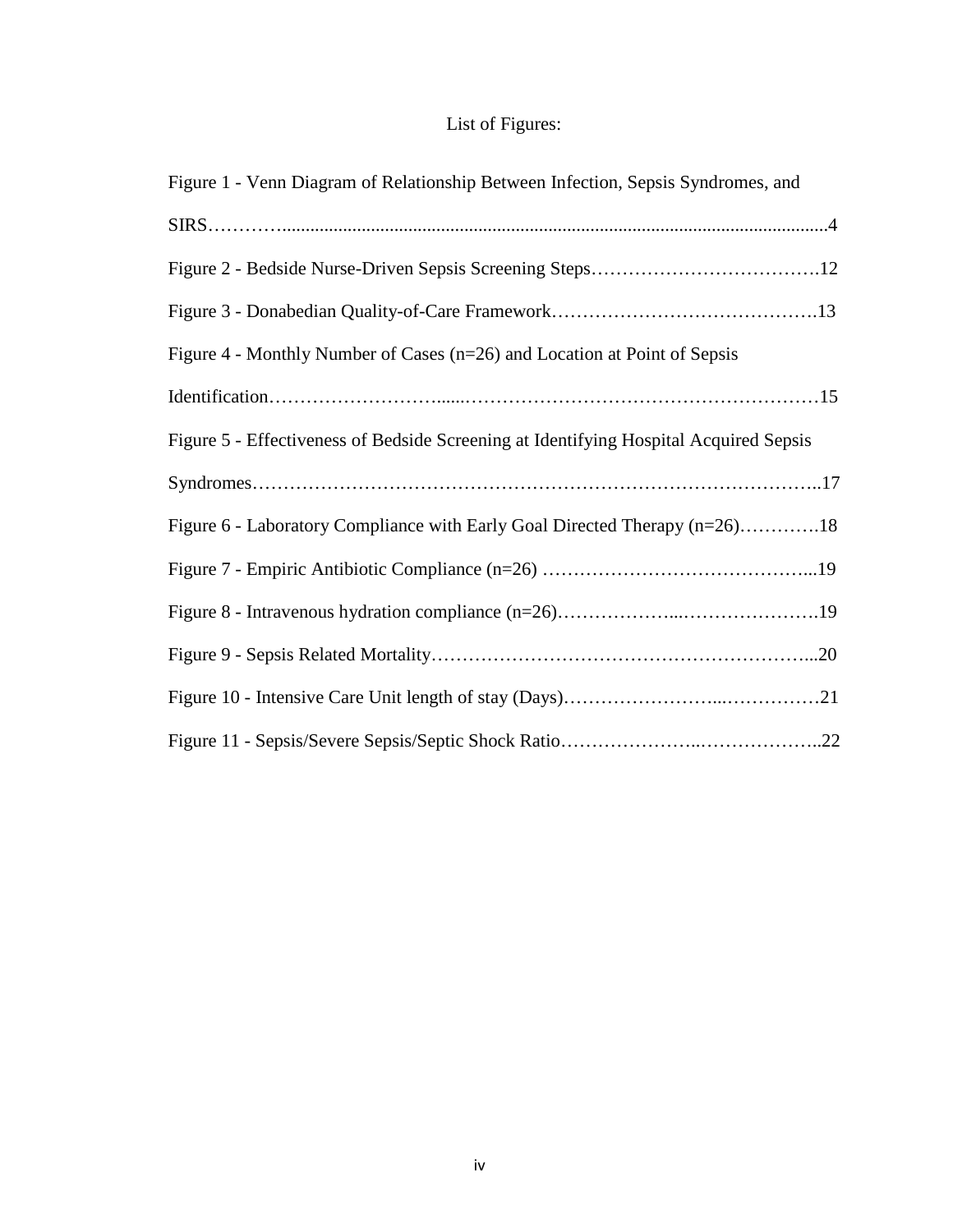# List of Figures:

Figure 1 - Venn Diagram of Relationship Between Infection, Sepsis Syndromes, and SIRS…………......................................................................................................................4

Figure 2 - Bedside Nurse-Driven Sepsis Screening Steps……………………………….12

Figure 3 - Donabedian Quality-of-Care Framework…………………………………….13

Figure 4 - Monthly Number of Cases (n=26) and Location at Point of Sepsis Identification………………………......…………………………………………………15

Figure 5 - Effectiveness of Bedside Screening at Identifying Hospital Acquired Sepsis Syndromes…………………………………………………………………………..17

Figure 6 - Laboratory Compliance with Early Goal Directed Therapy (n=26)………….18

Figure 7 - Empiric Antibiotic Compliance (n=26) ……………………………………...19

Figure 8 - Intravenous hydration compliance (n=26)………………...………………….19

Figure 9 - Sepsis Related Mortality……………………………………………………...20

Figure 10 - Intensive Care Unit length of stay (Days)…………………...……………21

Figure 11 - Sepsis/Severe Sepsis/Septic Shock Ratio…………………..………………..22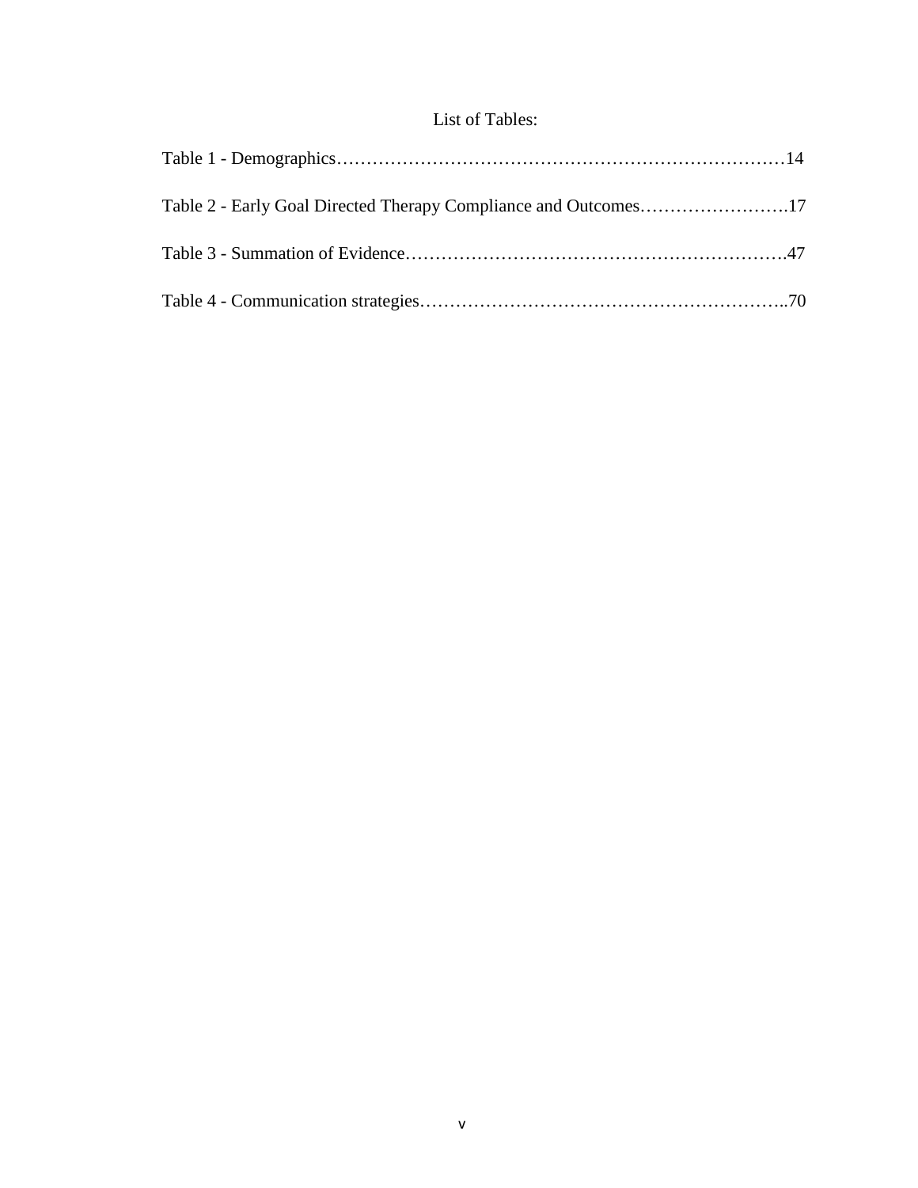# List of Tables:

Table 1 - Demographics……………………………………………………………………14

Table 2 - Early Goal Directed Therapy Compliance and Outcomes…………………….17

Table 3 - Summation of Evidence…………………………………………………….47

Table 4 - Communication strategies…………………………………………………..70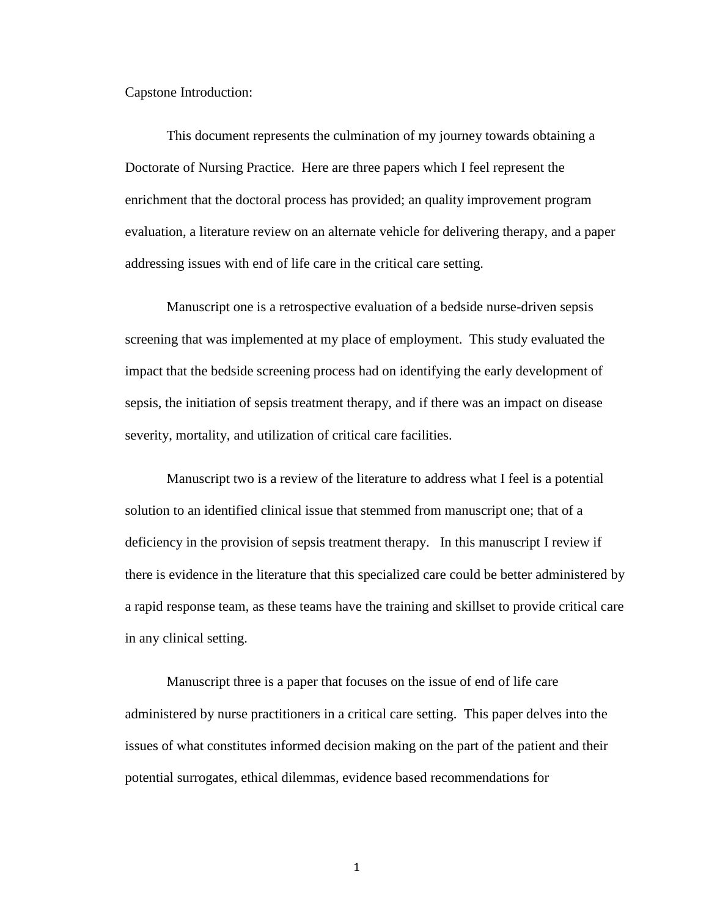Capstone Introduction:

This document represents the culmination of my journey towards obtaining a Doctorate of Nursing Practice. Here are three papers which I feel represent the enrichment that the doctoral process has provided; an quality improvement program evaluation, a literature review on an alternate vehicle for delivering therapy, and a paper addressing issues with end of life care in the critical care setting.

Manuscript one is a retrospective evaluation of a bedside nurse-driven sepsis screening that was implemented at my place of employment. This study evaluated the impact that the bedside screening process had on identifying the early development of sepsis, the initiation of sepsis treatment therapy, and if there was an impact on disease severity, mortality, and utilization of critical care facilities.

Manuscript two is a review of the literature to address what I feel is a potential solution to an identified clinical issue that stemmed from manuscript one; that of a deficiency in the provision of sepsis treatment therapy. In this manuscript I review if there is evidence in the literature that this specialized care could be better administered by a rapid response team, as these teams have the training and skillset to provide critical care in any clinical setting.

Manuscript three is a paper that focuses on the issue of end of life care administered by nurse practitioners in a critical care setting. This paper delves into the issues of what constitutes informed decision making on the part of the patient and their potential surrogates, ethical dilemmas, evidence based recommendations for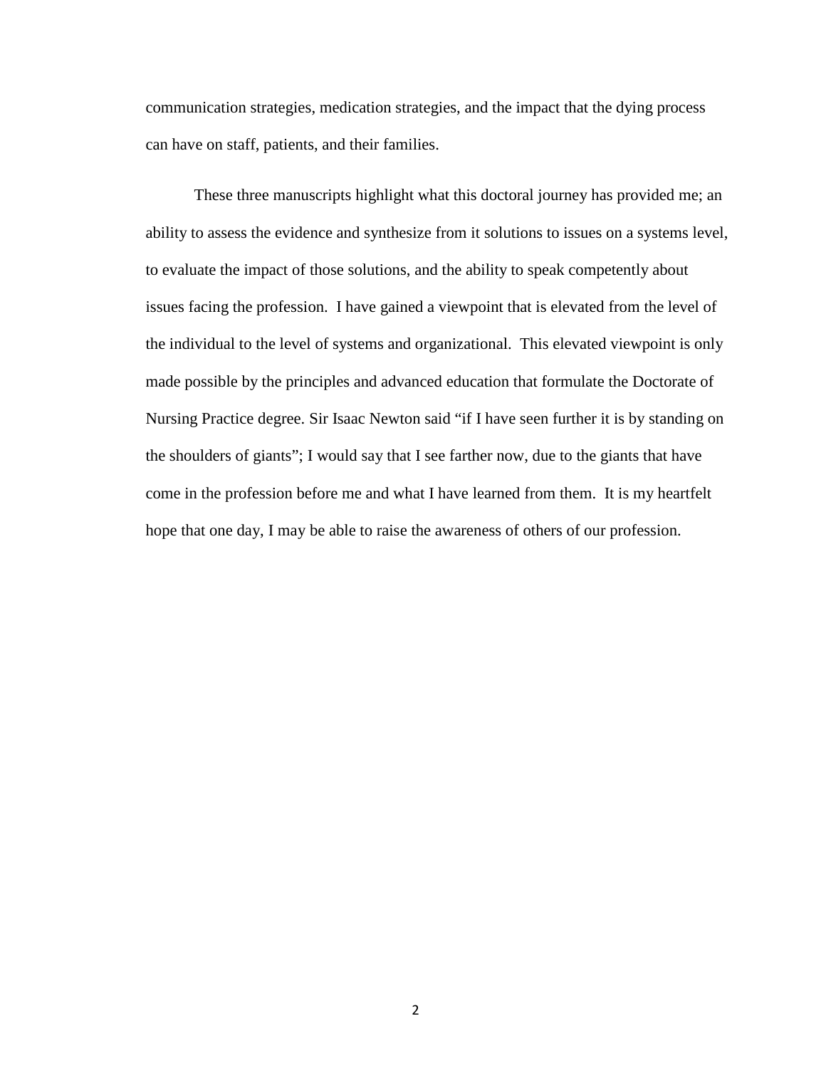communication strategies, medication strategies, and the impact that the dying process can have on staff, patients, and their families.

These three manuscripts highlight what this doctoral journey has provided me; an ability to assess the evidence and synthesize from it solutions to issues on a systems level, to evaluate the impact of those solutions, and the ability to speak competently about issues facing the profession. I have gained a viewpoint that is elevated from the level of the individual to the level of systems and organizational. This elevated viewpoint is only made possible by the principles and advanced education that formulate the Doctorate of Nursing Practice degree. Sir Isaac Newton said "if I have seen further it is by standing on the shoulders of giants"; I would say that I see farther now, due to the giants that have come in the profession before me and what I have learned from them. It is my heartfelt hope that one day, I may be able to raise the awareness of others of our profession.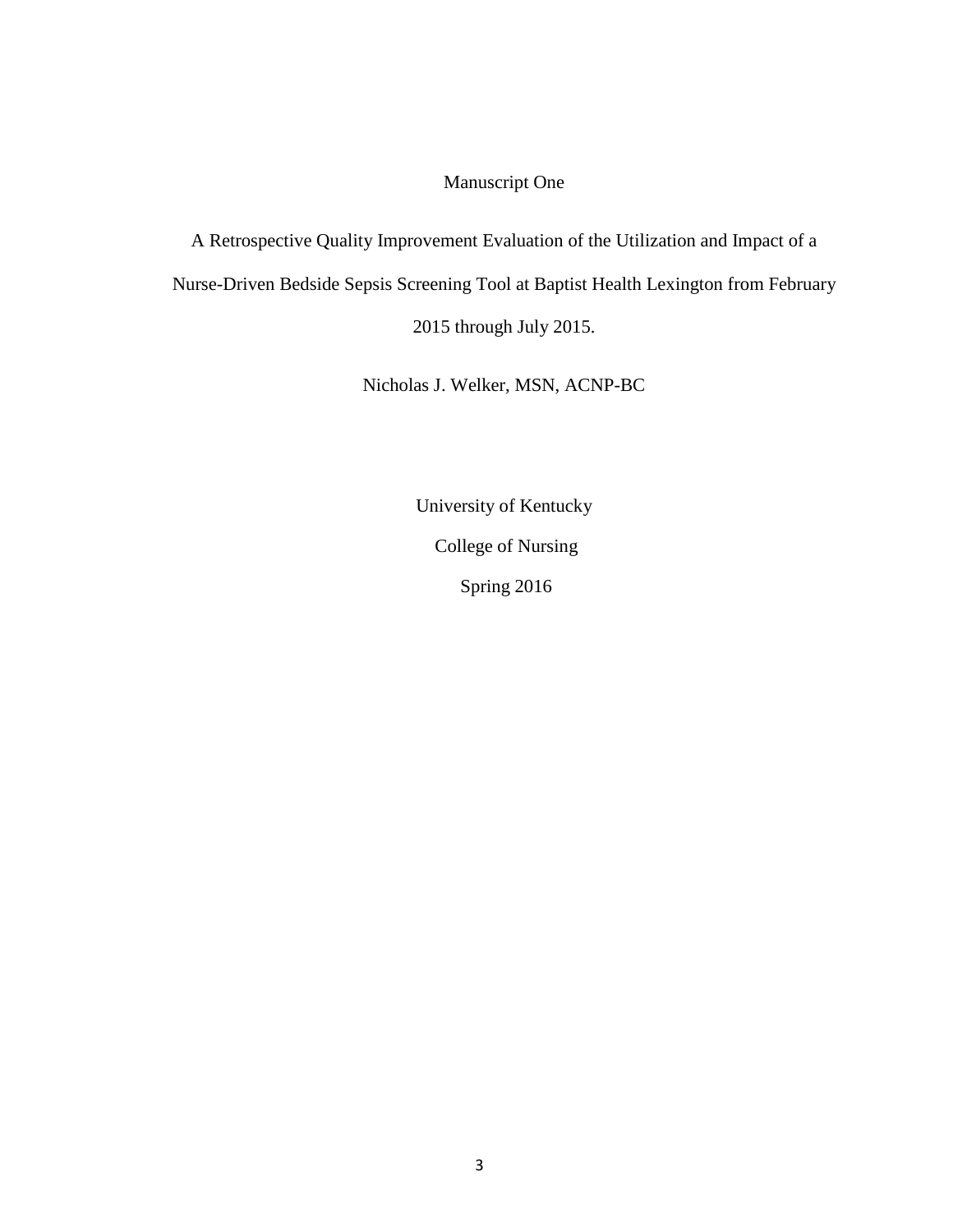Manuscript One

# A Retrospective Quality Improvement Evaluation of the Utilization and Impact of a Nurse-Driven Bedside Sepsis Screening Tool at Baptist Health Lexington from February 2015 through July 2015.

Nicholas J. Welker, MSN, ACNP-BC

University of Kentucky

College of Nursing

Spring 2016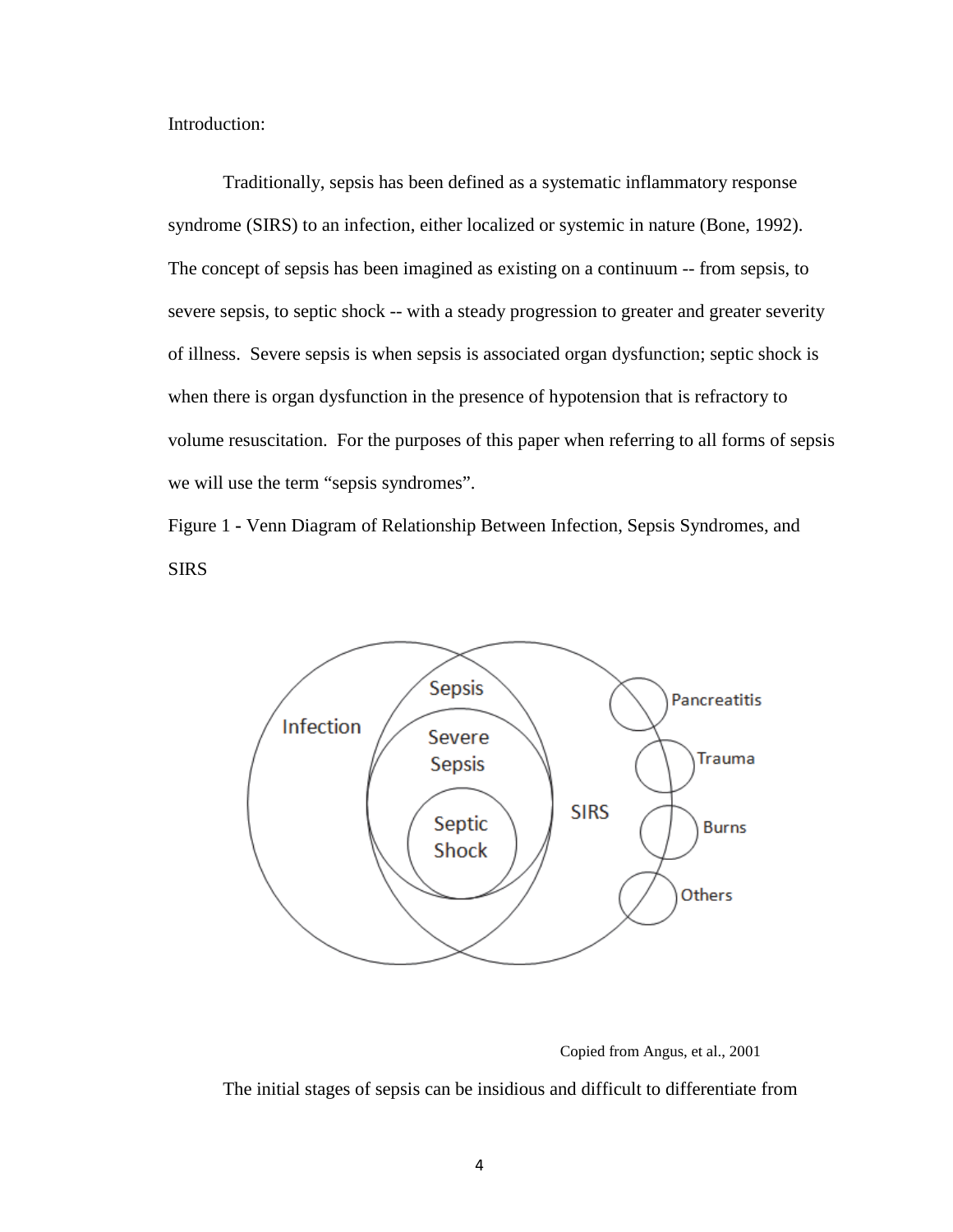Introduction:

Traditionally, sepsis has been defined as a systematic inflammatory response syndrome (SIRS) to an infection, either localized or systemic in nature (Bone, 1992). The concept of sepsis has been imagined as existing on a continuum -- from sepsis, to severe sepsis, to septic shock -- with a steady progression to greater and greater severity of illness. Severe sepsis is when sepsis is associated organ dysfunction; septic shock is when there is organ dysfunction in the presence of hypotension that is refractory to volume resuscitation. For the purposes of this paper when referring to all forms of sepsis we will use the term "sepsis syndromes".

Figure 1 - Venn Diagram of Relationship Between Infection, Sepsis Syndromes, and SIRS

Copied from Angus, et al., 2001

The initial stages of sepsis can be insidious and difficult to differentiate from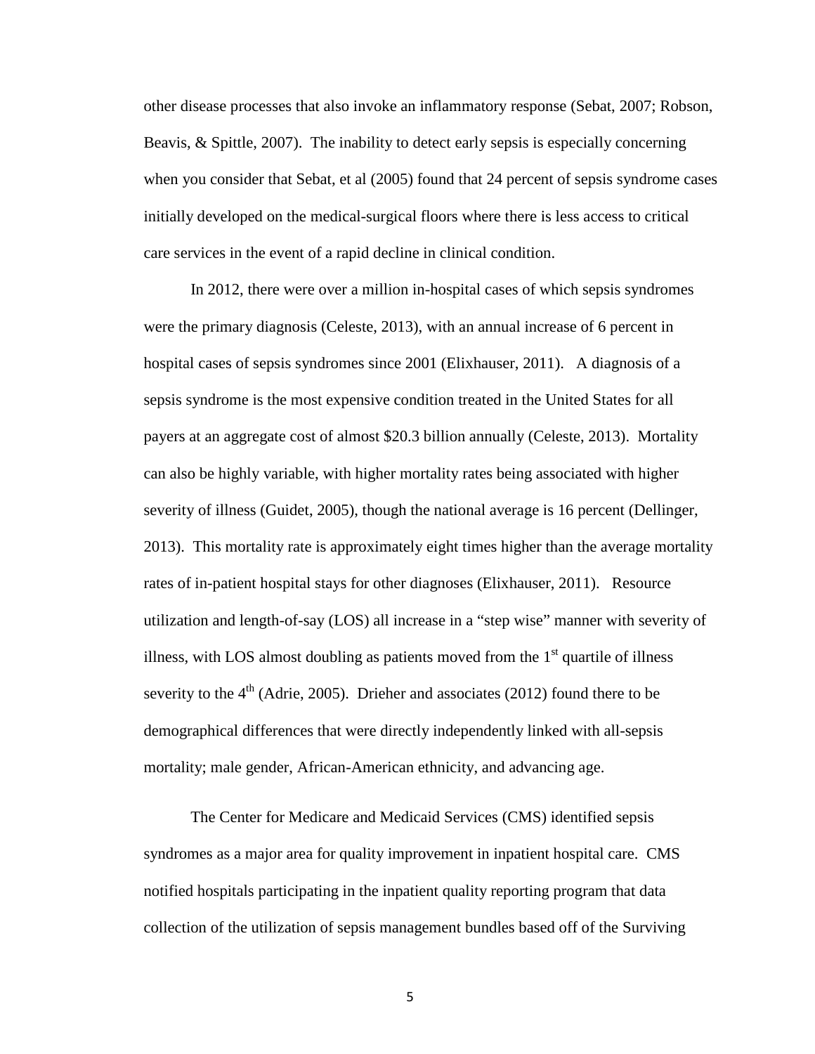other disease processes that also invoke an inflammatory response (Sebat, 2007; Robson, Beavis, & Spittle, 2007). The inability to detect early sepsis is especially concerning when you consider that Sebat, et al (2005) found that 24 percent of sepsis syndrome cases initially developed on the medical-surgical floors where there is less access to critical care services in the event of a rapid decline in clinical condition.

In 2012, there were over a million in-hospital cases of which sepsis syndromes were the primary diagnosis (Celeste, 2013), with an annual increase of 6 percent in hospital cases of sepsis syndromes since 2001 (Elixhauser, 2011). A diagnosis of a sepsis syndrome is the most expensive condition treated in the United States for all payers at an aggregate cost of almost $20.3 billion annually (Celeste, 2013). Mortality can also be highly variable, with higher mortality rates being associated with higher severity of illness (Guidet, 2005), though the national average is 16 percent (Dellinger, 2013). This mortality rate is approximately eight times higher than the average mortality rates of in-patient hospital stays for other diagnoses (Elixhauser, 2011). Resource utilization and length-of-say (LOS) all increase in a "step wise" manner with severity of illness, with LOS almost doubling as patients moved from the 1st quartile of illness severity to the 4th (Adrie, 2005). Drieher and associates (2012) found there to be demographical differences that were directly independently linked with all-sepsis mortality; male gender, African-American ethnicity, and advancing age.

The Center for Medicare and Medicaid Services (CMS) identified sepsis syndromes as a major area for quality improvement in inpatient hospital care. CMS notified hospitals participating in the inpatient quality reporting program that data collection of the utilization of sepsis management bundles based off of the Surviving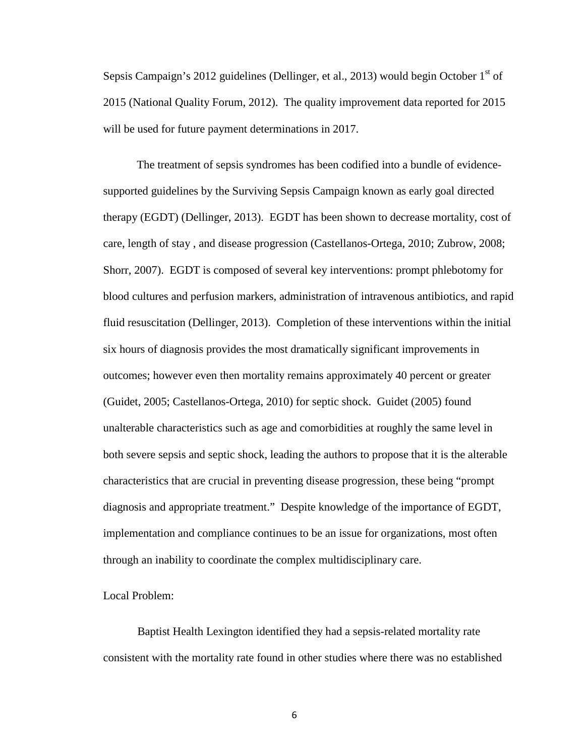Sepsis Campaign's 2012 guidelines (Dellinger, et al., 2013) would begin October 1st of 2015 (National Quality Forum, 2012). The quality improvement data reported for 2015 will be used for future payment determinations in 2017.

The treatment of sepsis syndromes has been codified into a bundle of evidence-supported guidelines by the Surviving Sepsis Campaign known as early goal directed therapy (EGDT) (Dellinger, 2013). EGDT has been shown to decrease mortality, cost of care, length of stay , and disease progression (Castellanos-Ortega, 2010; Zubrow, 2008; Shorr, 2007). EGDT is composed of several key interventions: prompt phlebotomy for blood cultures and perfusion markers, administration of intravenous antibiotics, and rapid fluid resuscitation (Dellinger, 2013). Completion of these interventions within the initial six hours of diagnosis provides the most dramatically significant improvements in outcomes; however even then mortality remains approximately 40 percent or greater (Guidet, 2005; Castellanos-Ortega, 2010) for septic shock. Guidet (2005) found unalterable characteristics such as age and comorbidities at roughly the same level in both severe sepsis and septic shock, leading the authors to propose that it is the alterable characteristics that are crucial in preventing disease progression, these being "prompt diagnosis and appropriate treatment." Despite knowledge of the importance of EGDT, implementation and compliance continues to be an issue for organizations, most often through an inability to coordinate the complex multidisciplinary care.

Local Problem:

Baptist Health Lexington identified they had a sepsis-related mortality rate consistent with the mortality rate found in other studies where there was no established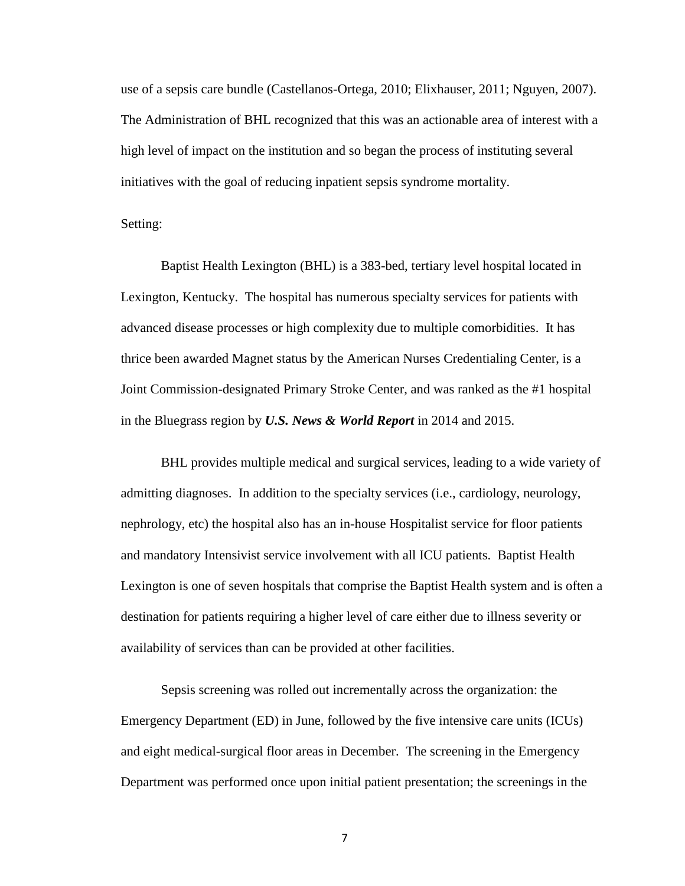use of a sepsis care bundle (Castellanos-Ortega, 2010; Elixhauser, 2011; Nguyen, 2007). The Administration of BHL recognized that this was an actionable area of interest with a high level of impact on the institution and so began the process of instituting several initiatives with the goal of reducing inpatient sepsis syndrome mortality.

Setting:

Baptist Health Lexington (BHL) is a 383-bed, tertiary level hospital located in Lexington, Kentucky. The hospital has numerous specialty services for patients with advanced disease processes or high complexity due to multiple comorbidities. It has thrice been awarded Magnet status by the American Nurses Credentialing Center, is a Joint Commission-designated Primary Stroke Center, and was ranked as the #1 hospital in the Bluegrass region by ***U.S. News & World Report*** in 2014 and 2015.

BHL provides multiple medical and surgical services, leading to a wide variety of admitting diagnoses. In addition to the specialty services (i.e., cardiology, neurology, nephrology, etc) the hospital also has an in-house Hospitalist service for floor patients and mandatory Intensivist service involvement with all ICU patients. Baptist Health Lexington is one of seven hospitals that comprise the Baptist Health system and is often a destination for patients requiring a higher level of care either due to illness severity or availability of services than can be provided at other facilities.

Sepsis screening was rolled out incrementally across the organization: the Emergency Department (ED) in June, followed by the five intensive care units (ICUs) and eight medical-surgical floor areas in December. The screening in the Emergency Department was performed once upon initial patient presentation; the screenings in the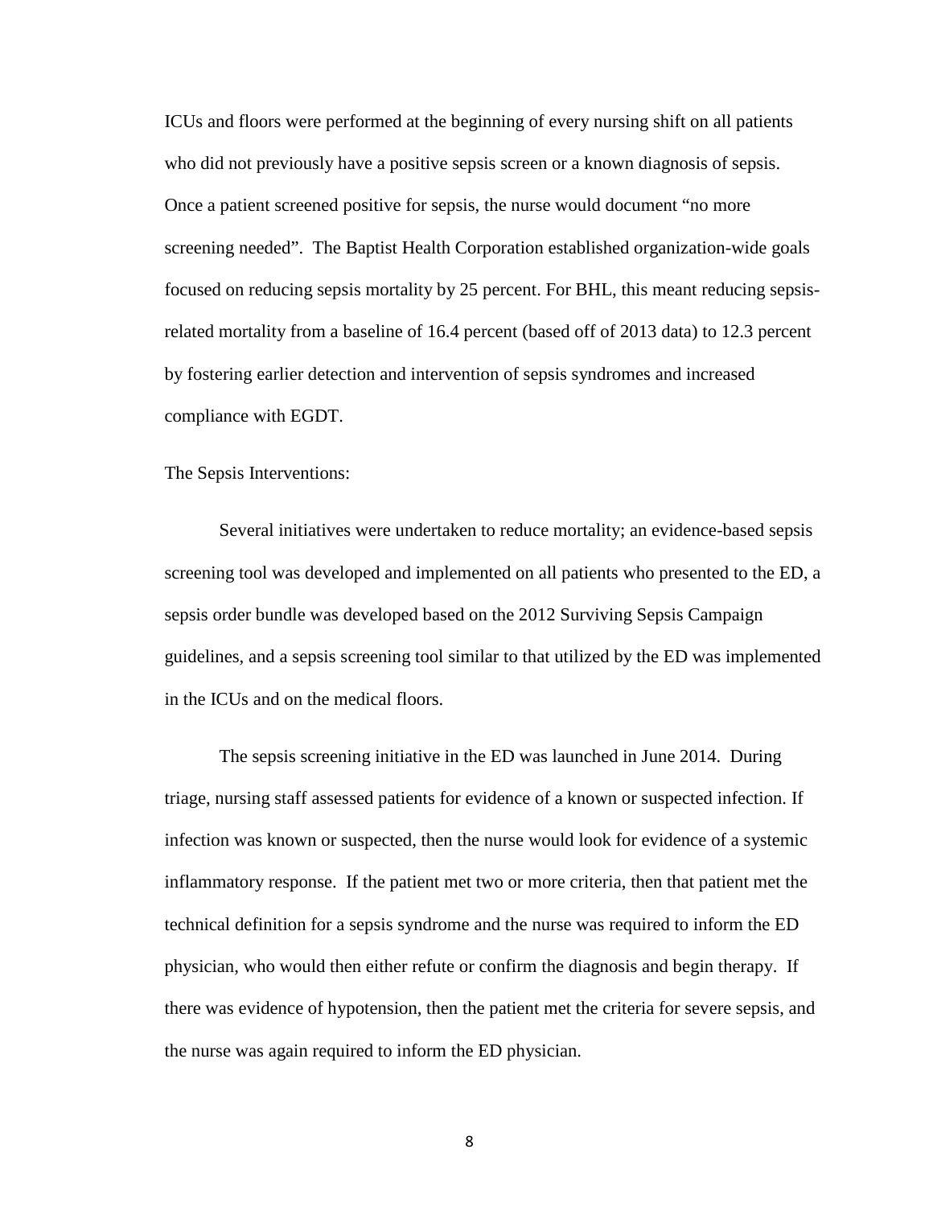ICUs and floors were performed at the beginning of every nursing shift on all patients who did not previously have a positive sepsis screen or a known diagnosis of sepsis. Once a patient screened positive for sepsis, the nurse would document "no more screening needed". The Baptist Health Corporation established organization-wide goals focused on reducing sepsis mortality by 25 percent. For BHL, this meant reducing sepsis-related mortality from a baseline of 16.4 percent (based off of 2013 data) to 12.3 percent by fostering earlier detection and intervention of sepsis syndromes and increased compliance with EGDT.

The Sepsis Interventions:

Several initiatives were undertaken to reduce mortality; an evidence-based sepsis screening tool was developed and implemented on all patients who presented to the ED, a sepsis order bundle was developed based on the 2012 Surviving Sepsis Campaign guidelines, and a sepsis screening tool similar to that utilized by the ED was implemented in the ICUs and on the medical floors.

The sepsis screening initiative in the ED was launched in June 2014. During triage, nursing staff assessed patients for evidence of a known or suspected infection. If infection was known or suspected, then the nurse would look for evidence of a systemic inflammatory response. If the patient met two or more criteria, then that patient met the technical definition for a sepsis syndrome and the nurse was required to inform the ED physician, who would then either refute or confirm the diagnosis and begin therapy. If there was evidence of hypotension, then the patient met the criteria for severe sepsis, and the nurse was again required to inform the ED physician.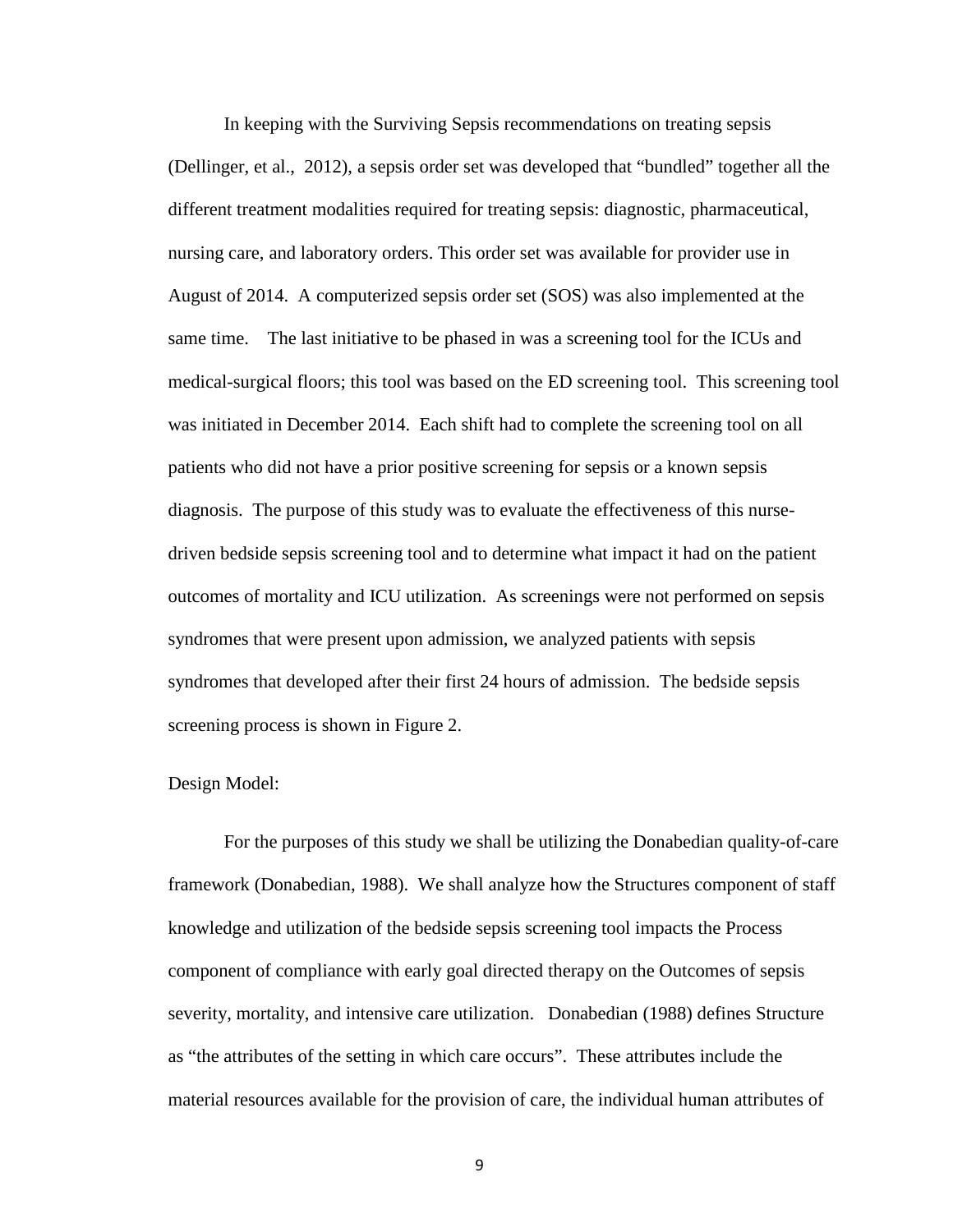In keeping with the Surviving Sepsis recommendations on treating sepsis (Dellinger, et al., 2012), a sepsis order set was developed that "bundled" together all the different treatment modalities required for treating sepsis: diagnostic, pharmaceutical, nursing care, and laboratory orders. This order set was available for provider use in August of 2014. A computerized sepsis order set (SOS) was also implemented at the same time. The last initiative to be phased in was a screening tool for the ICUs and medical-surgical floors; this tool was based on the ED screening tool. This screening tool was initiated in December 2014. Each shift had to complete the screening tool on all patients who did not have a prior positive screening for sepsis or a known sepsis diagnosis. The purpose of this study was to evaluate the effectiveness of this nurse-driven bedside sepsis screening tool and to determine what impact it had on the patient outcomes of mortality and ICU utilization. As screenings were not performed on sepsis syndromes that were present upon admission, we analyzed patients with sepsis syndromes that developed after their first 24 hours of admission. The bedside sepsis screening process is shown in Figure 2.

Design Model:

For the purposes of this study we shall be utilizing the Donabedian quality-of-care framework (Donabedian, 1988). We shall analyze how the Structures component of staff knowledge and utilization of the bedside sepsis screening tool impacts the Process component of compliance with early goal directed therapy on the Outcomes of sepsis severity, mortality, and intensive care utilization. Donabedian (1988) defines Structure as "the attributes of the setting in which care occurs". These attributes include the material resources available for the provision of care, the individual human attributes of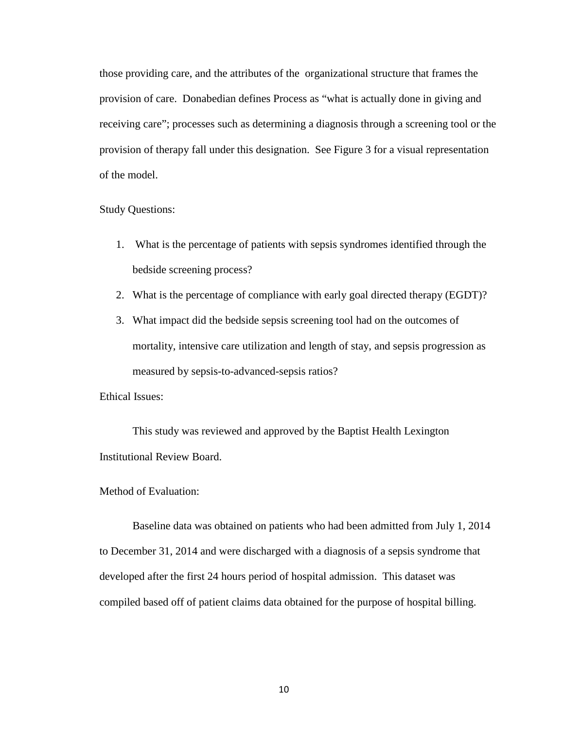those providing care, and the attributes of the organizational structure that frames the provision of care. Donabedian defines Process as "what is actually done in giving and receiving care"; processes such as determining a diagnosis through a screening tool or the provision of therapy fall under this designation. See Figure 3 for a visual representation of the model.

Study Questions:

1. What is the percentage of patients with sepsis syndromes identified through the bedside screening process?
2. What is the percentage of compliance with early goal directed therapy (EGDT)?
3. What impact did the bedside sepsis screening tool had on the outcomes of mortality, intensive care utilization and length of stay, and sepsis progression as measured by sepsis-to-advanced-sepsis ratios?

Ethical Issues:

This study was reviewed and approved by the Baptist Health Lexington Institutional Review Board.

Method of Evaluation:

Baseline data was obtained on patients who had been admitted from July 1, 2014 to December 31, 2014 and were discharged with a diagnosis of a sepsis syndrome that developed after the first 24 hours period of hospital admission. This dataset was compiled based off of patient claims data obtained for the purpose of hospital billing.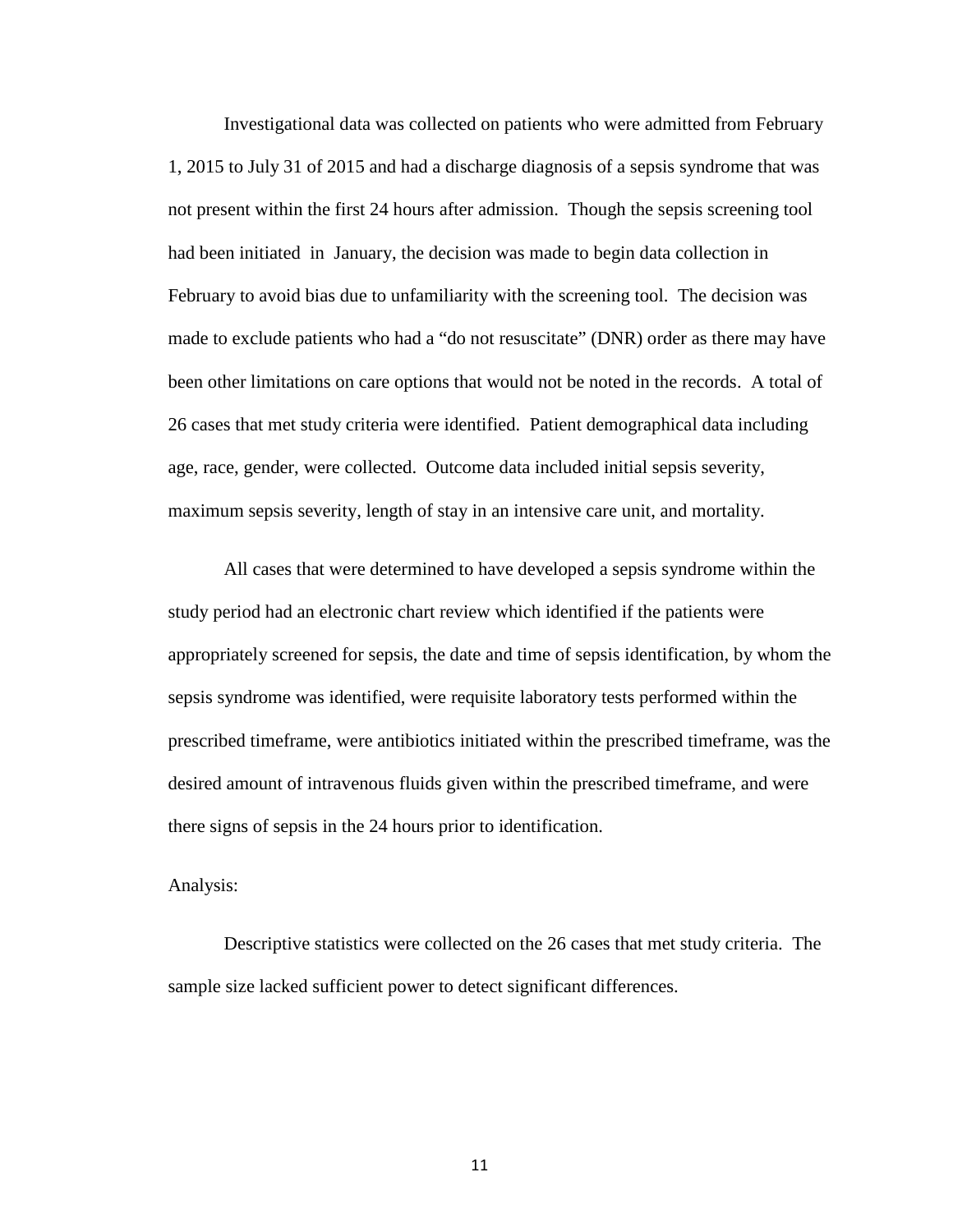Investigational data was collected on patients who were admitted from February 1, 2015 to July 31 of 2015 and had a discharge diagnosis of a sepsis syndrome that was not present within the first 24 hours after admission. Though the sepsis screening tool had been initiated in January, the decision was made to begin data collection in February to avoid bias due to unfamiliarity with the screening tool. The decision was made to exclude patients who had a "do not resuscitate" (DNR) order as there may have been other limitations on care options that would not be noted in the records. A total of 26 cases that met study criteria were identified. Patient demographical data including age, race, gender, were collected. Outcome data included initial sepsis severity, maximum sepsis severity, length of stay in an intensive care unit, and mortality.

All cases that were determined to have developed a sepsis syndrome within the study period had an electronic chart review which identified if the patients were appropriately screened for sepsis, the date and time of sepsis identification, by whom the sepsis syndrome was identified, were requisite laboratory tests performed within the prescribed timeframe, were antibiotics initiated within the prescribed timeframe, was the desired amount of intravenous fluids given within the prescribed timeframe, and were there signs of sepsis in the 24 hours prior to identification.

Analysis:

Descriptive statistics were collected on the 26 cases that met study criteria. The sample size lacked sufficient power to detect significant differences.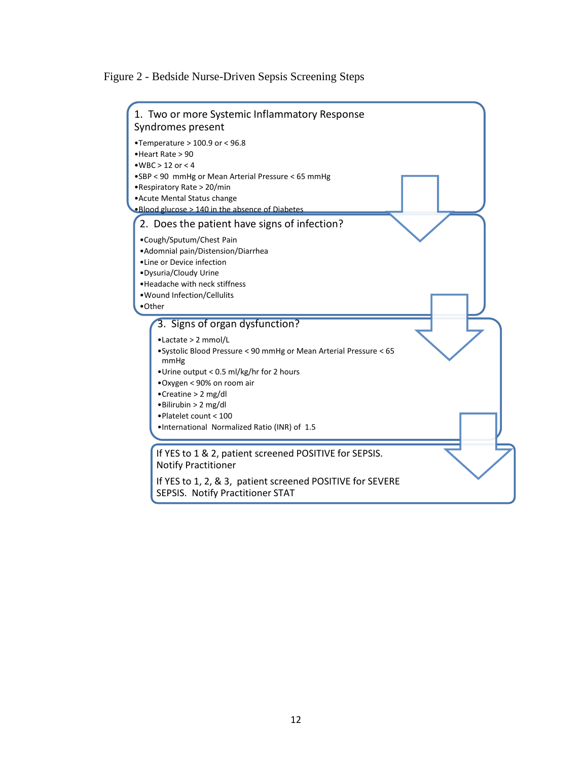Figure 2 - Bedside Nurse-Driven Sepsis Screening Steps

1. Two or more Systemic Inflammatory Response Syndromes present

- Temperature > 100.9 or < 96.8
- Heart Rate > 90
- WBC > 12 or < 4
- SBP < 90 mmHg or Mean Arterial Pressure < 65 mmHg
- Respiratory Rate > 20/min
- Acute Mental Status change
- Blood glucose > 140 in the absence of Diabetes

2. Does the patient have signs of infection?

- Cough/Sputum/Chest Pain
- Adomnial pain/Distension/Diarrhea
- Line or Device infection
- Dysuria/Cloudy Urine
- Headache with neck stiffness
- Wound Infection/Cellulits
- Other

3. Signs of organ dysfunction?

- Lactate > 2 mmol/L
- Systolic Blood Pressure < 90 mmHg or Mean Arterial Pressure < 65 mmHg
- Urine output < 0.5 ml/kg/hr for 2 hours
- Oxygen < 90% on room air
- Creatine > 2 mg/dl
- Bilirubin > 2 mg/dl
- Platelet count < 100
- International Normalized Ratio (INR) of 1.5

If YES to 1 & 2, patient screened POSITIVE for SEPSIS. Notify Practitioner

If YES to 1, 2, & 3, patient screened POSITIVE for SEVERE SEPSIS. Notify Practitioner STAT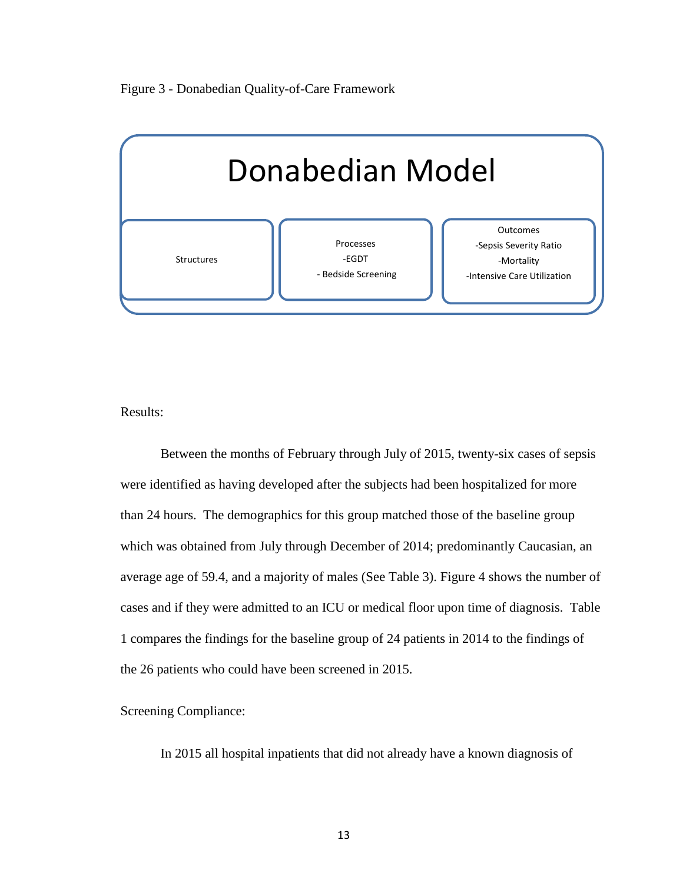Figure 3 - Donabedian Quality-of-Care Framework

| Donabedian Model | | |
|---|---|---|
| Structures | Processes<br>-EGDT<br>- Bedside Screening | Outcomes<br>-Sepsis Severity Ratio<br>-Mortality<br>-Intensive Care Utilization |

Results:

Between the months of February through July of 2015, twenty-six cases of sepsis were identified as having developed after the subjects had been hospitalized for more than 24 hours. The demographics for this group matched those of the baseline group which was obtained from July through December of 2014; predominantly Caucasian, an average age of 59.4, and a majority of males (See Table 3). Figure 4 shows the number of cases and if they were admitted to an ICU or medical floor upon time of diagnosis. Table 1 compares the findings for the baseline group of 24 patients in 2014 to the findings of the 26 patients who could have been screened in 2015.

Screening Compliance:

In 2015 all hospital inpatients that did not already have a known diagnosis of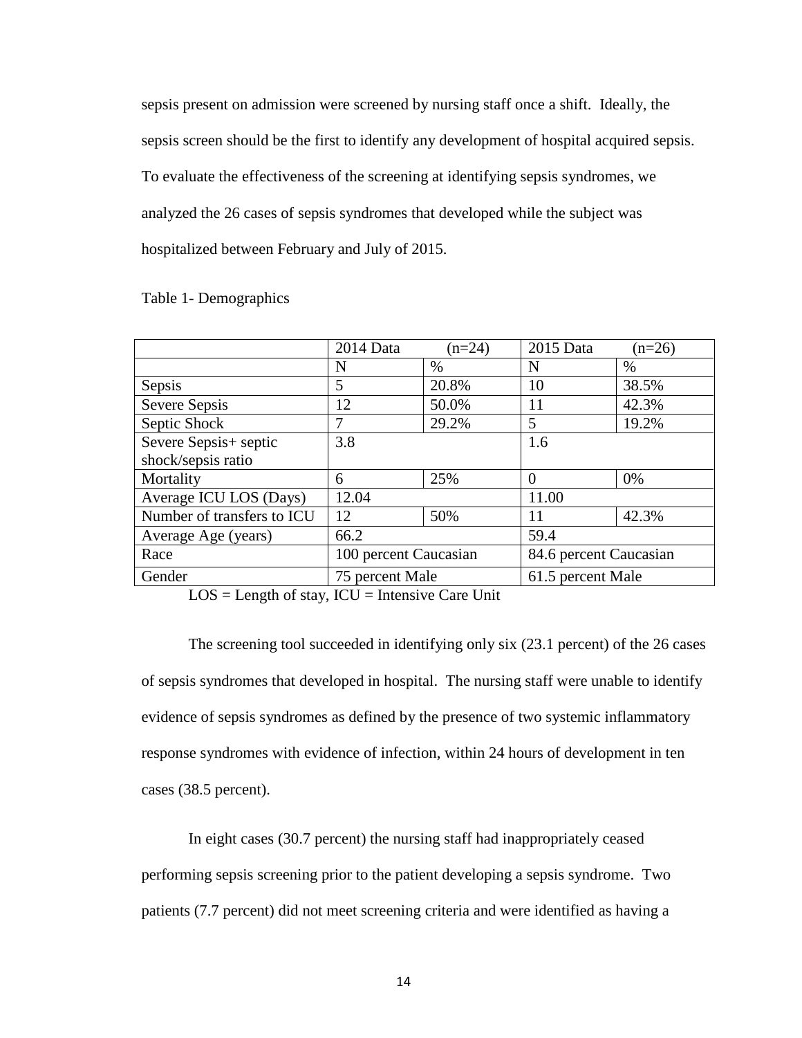sepsis present on admission were screened by nursing staff once a shift. Ideally, the sepsis screen should be the first to identify any development of hospital acquired sepsis. To evaluate the effectiveness of the screening at identifying sepsis syndromes, we analyzed the 26 cases of sepsis syndromes that developed while the subject was hospitalized between February and July of 2015.

Table 1- Demographics

| | 2014 Data (n=24) | | 2015 Data (n=26) | |
|---|---|---|---|---|
| | N | % | N | % |
| Sepsis | 5 | 20.8% | 10 | 38.5% |
| Severe Sepsis | 12 | 50.0% | 11 | 42.3% |
| Septic Shock | 7 | 29.2% | 5 | 19.2% |
| Severe Sepsis+ septic shock/sepsis ratio | 3.8 | | 1.6 | |
| Mortality | 6 | 25% | 0 | 0% |
| Average ICU LOS (Days) | 12.04 | | 11.00 | |
| Number of transfers to ICU | 12 | 50% | 11 | 42.3% |
| Average Age (years) | 66.2 | | 59.4 | |
| Race | 100 percent Caucasian | | 84.6 percent Caucasian | |
| Gender | 75 percent Male | | 61.5 percent Male | |

LOS = Length of stay, ICU = Intensive Care Unit

The screening tool succeeded in identifying only six (23.1 percent) of the 26 cases of sepsis syndromes that developed in hospital. The nursing staff were unable to identify evidence of sepsis syndromes as defined by the presence of two systemic inflammatory response syndromes with evidence of infection, within 24 hours of development in ten cases (38.5 percent).

In eight cases (30.7 percent) the nursing staff had inappropriately ceased performing sepsis screening prior to the patient developing a sepsis syndrome. Two patients (7.7 percent) did not meet screening criteria and were identified as having a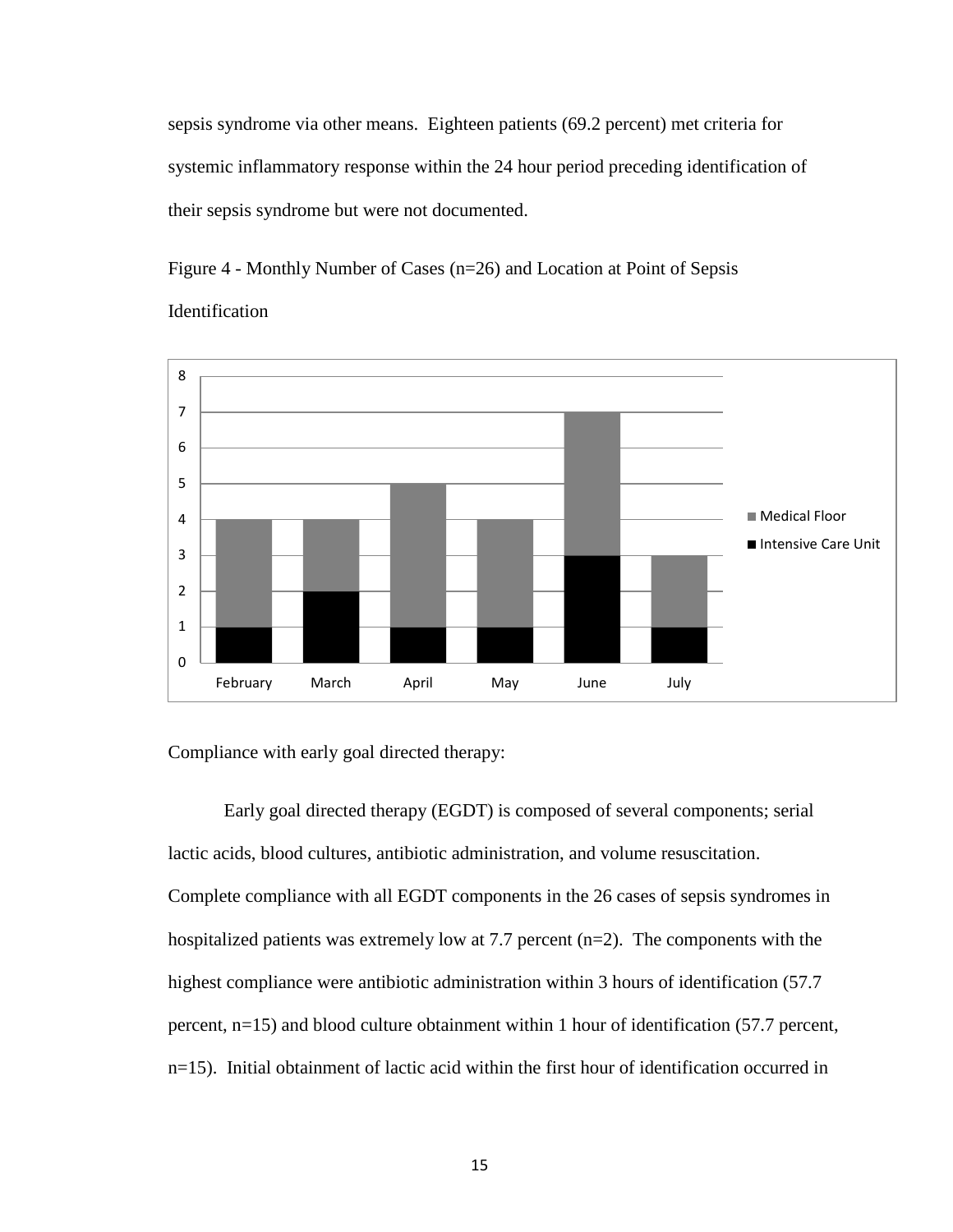sepsis syndrome via other means. Eighteen patients (69.2 percent) met criteria for systemic inflammatory response within the 24 hour period preceding identification of their sepsis syndrome but were not documented.

Figure 4 - Monthly Number of Cases (n=26) and Location at Point of Sepsis Identification

| Month | Intensive Care Unit | Medical Floor |
|---|---|---|
| February | 1 | 3 |
| March | 2 | 2 |
| April | 1 | 4 |
| May | 1 | 3 |
| June | 3 | 4 |
| July | 1 | 2 |

Compliance with early goal directed therapy:

Early goal directed therapy (EGDT) is composed of several components; serial lactic acids, blood cultures, antibiotic administration, and volume resuscitation. Complete compliance with all EGDT components in the 26 cases of sepsis syndromes in hospitalized patients was extremely low at 7.7 percent (n=2). The components with the highest compliance were antibiotic administration within 3 hours of identification (57.7 percent, n=15) and blood culture obtainment within 1 hour of identification (57.7 percent, n=15). Initial obtainment of lactic acid within the first hour of identification occurred in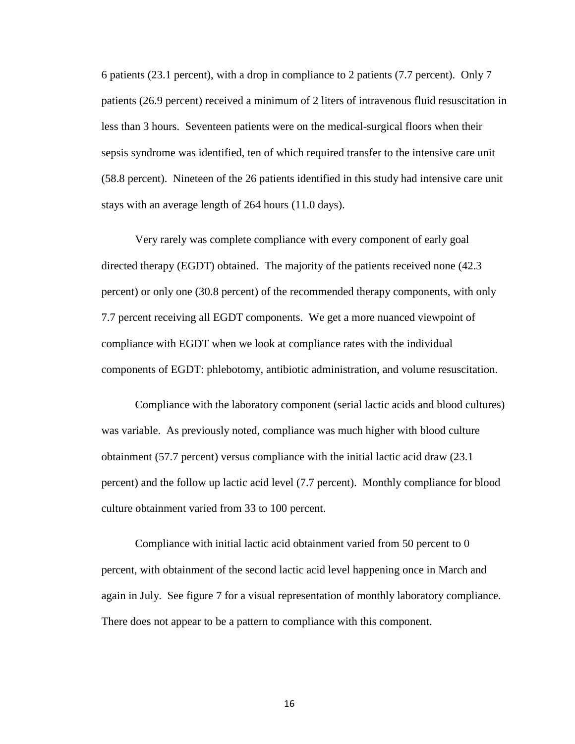6 patients (23.1 percent), with a drop in compliance to 2 patients (7.7 percent). Only 7 patients (26.9 percent) received a minimum of 2 liters of intravenous fluid resuscitation in less than 3 hours. Seventeen patients were on the medical-surgical floors when their sepsis syndrome was identified, ten of which required transfer to the intensive care unit (58.8 percent). Nineteen of the 26 patients identified in this study had intensive care unit stays with an average length of 264 hours (11.0 days).

Very rarely was complete compliance with every component of early goal directed therapy (EGDT) obtained. The majority of the patients received none (42.3 percent) or only one (30.8 percent) of the recommended therapy components, with only 7.7 percent receiving all EGDT components. We get a more nuanced viewpoint of compliance with EGDT when we look at compliance rates with the individual components of EGDT: phlebotomy, antibiotic administration, and volume resuscitation.

Compliance with the laboratory component (serial lactic acids and blood cultures) was variable. As previously noted, compliance was much higher with blood culture obtainment (57.7 percent) versus compliance with the initial lactic acid draw (23.1 percent) and the follow up lactic acid level (7.7 percent). Monthly compliance for blood culture obtainment varied from 33 to 100 percent.

Compliance with initial lactic acid obtainment varied from 50 percent to 0 percent, with obtainment of the second lactic acid level happening once in March and again in July. See figure 7 for a visual representation of monthly laboratory compliance. There does not appear to be a pattern to compliance with this component.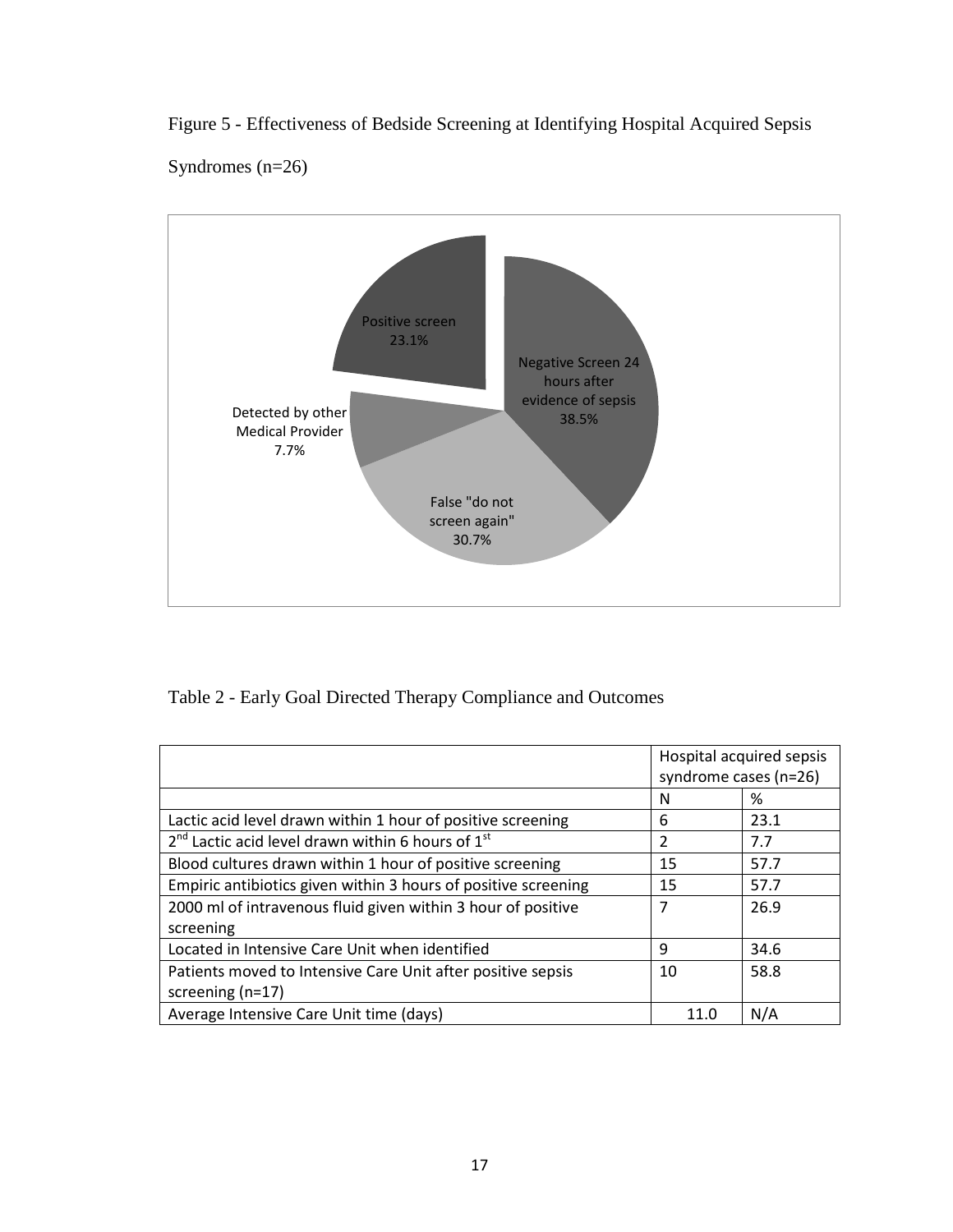Figure 5 - Effectiveness of Bedside Screening at Identifying Hospital Acquired Sepsis Syndromes (n=26)

Table 2 - Early Goal Directed Therapy Compliance and Outcomes

| | Hospital acquired sepsis syndrome cases (n=26) | |
|---|---|---|
| | N | % |
| Lactic acid level drawn within 1 hour of positive screening | 6 | 23.1 |
| 2nd Lactic acid level drawn within 6 hours of 1st | 2 | 7.7 |
| Blood cultures drawn within 1 hour of positive screening | 15 | 57.7 |
| Empiric antibiotics given within 3 hours of positive screening | 15 | 57.7 |
| 2000 ml of intravenous fluid given within 3 hour of positive screening | 7 | 26.9 |
| Located in Intensive Care Unit when identified | 9 | 34.6 |
| Patients moved to Intensive Care Unit after positive sepsis screening (n=17) | 10 | 58.8 |
| Average Intensive Care Unit time (days) | 11.0 | N/A |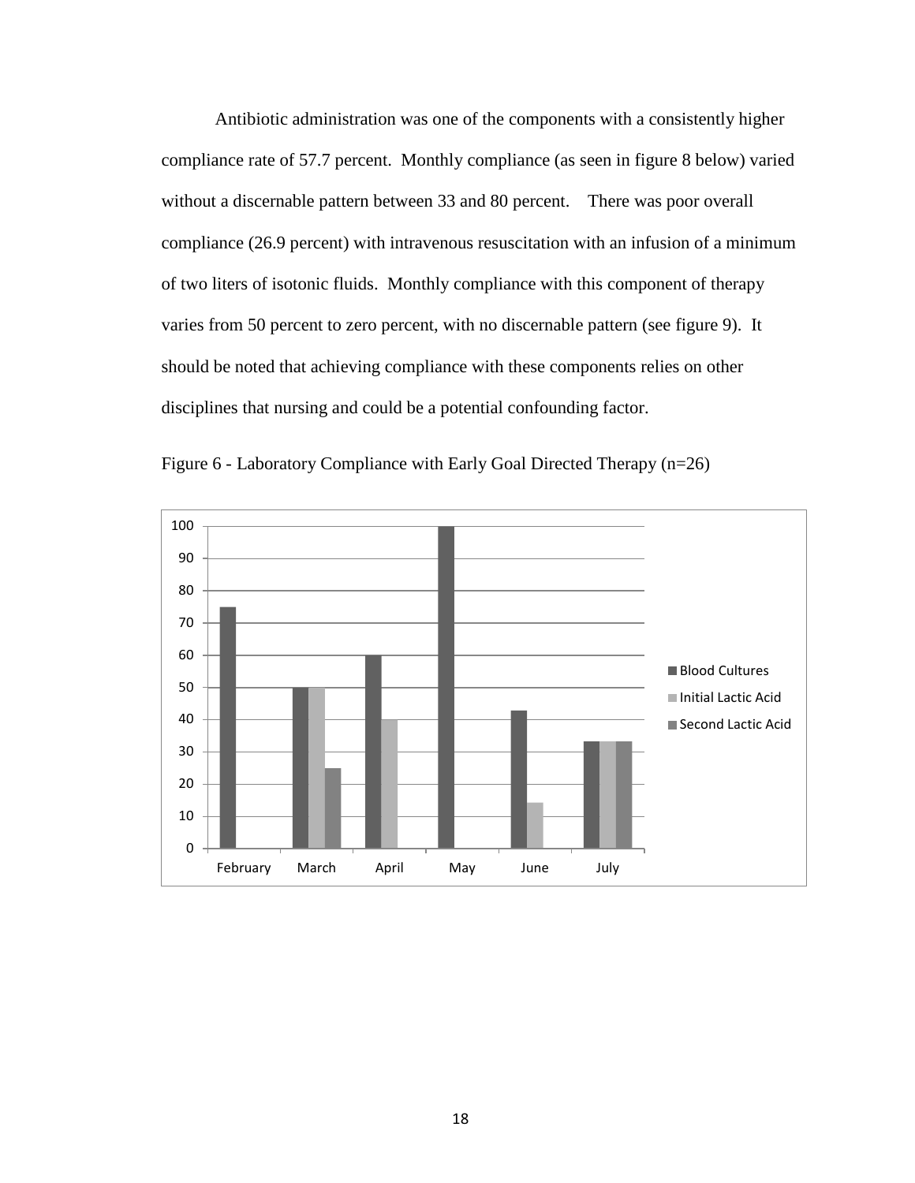Antibiotic administration was one of the components with a consistently higher compliance rate of 57.7 percent. Monthly compliance (as seen in figure 8 below) varied without a discernable pattern between 33 and 80 percent. There was poor overall compliance (26.9 percent) with intravenous resuscitation with an infusion of a minimum of two liters of isotonic fluids. Monthly compliance with this component of therapy varies from 50 percent to zero percent, with no discernable pattern (see figure 9). It should be noted that achieving compliance with these components relies on other disciplines that nursing and could be a potential confounding factor.

Figure 6 - Laboratory Compliance with Early Goal Directed Therapy (n=26)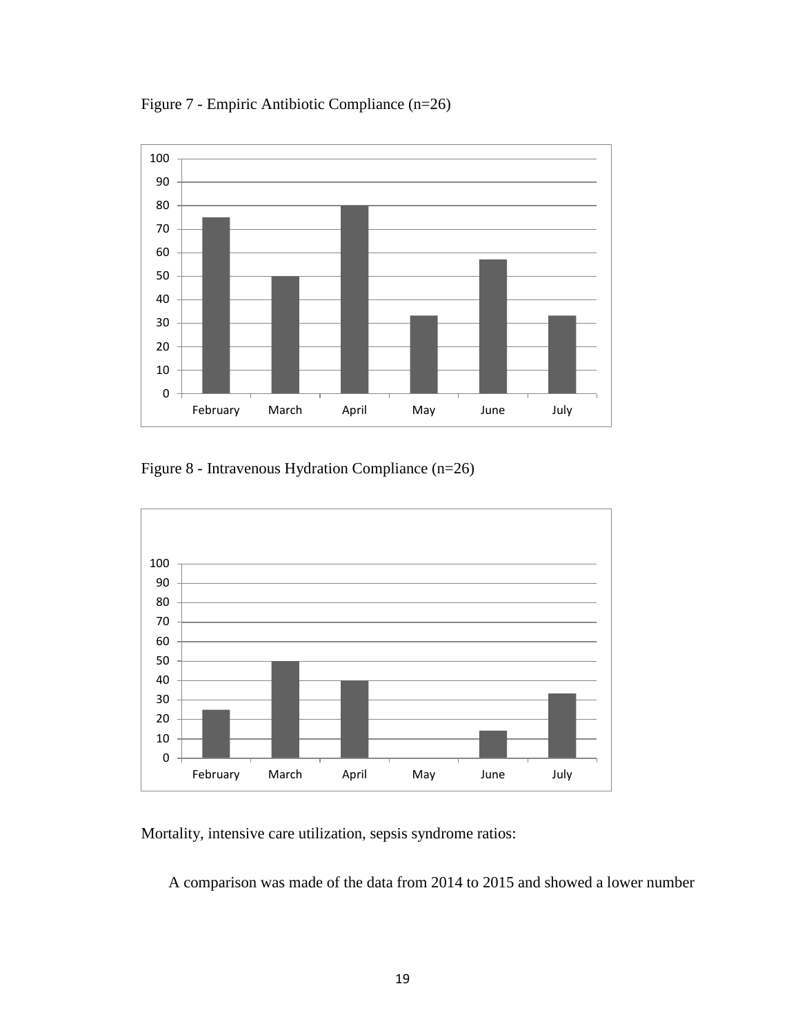Figure 7 - Empiric Antibiotic Compliance (n=26)

Figure 8 - Intravenous Hydration Compliance (n=26)

Mortality, intensive care utilization, sepsis syndrome ratios:

A comparison was made of the data from 2014 to 2015 and showed a lower number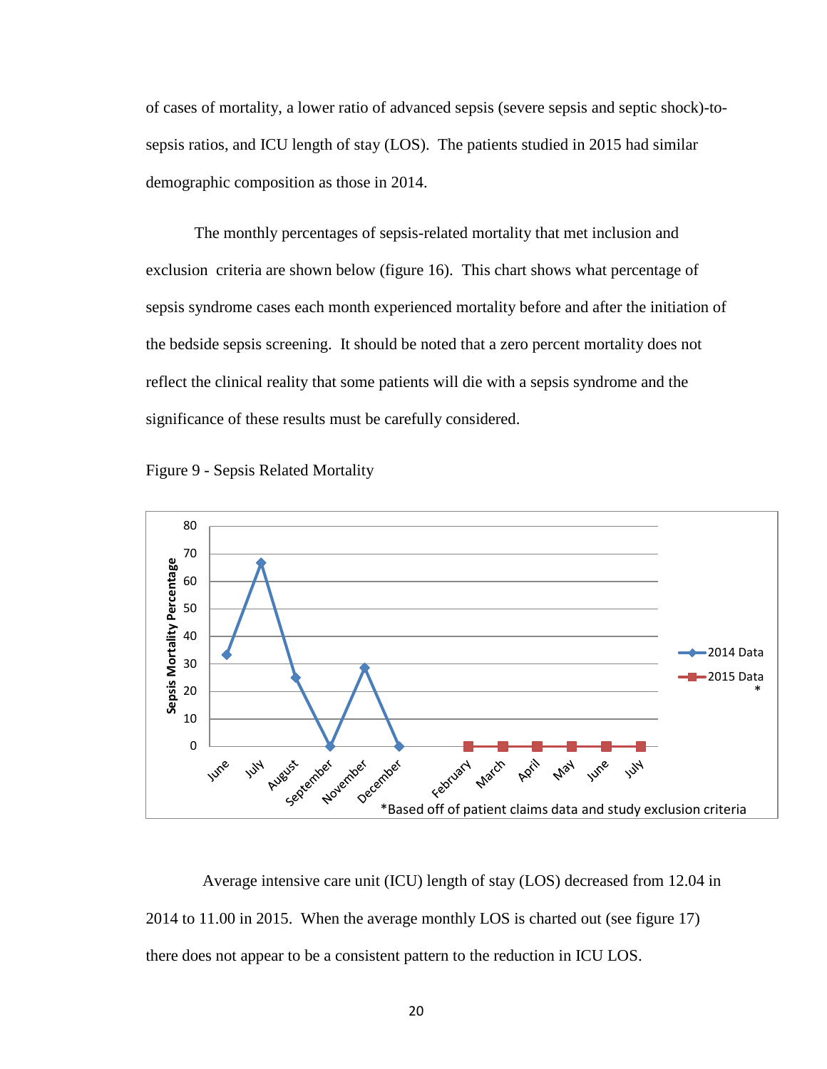of cases of mortality, a lower ratio of advanced sepsis (severe sepsis and septic shock)-to-sepsis ratios, and ICU length of stay (LOS). The patients studied in 2015 had similar demographic composition as those in 2014.

The monthly percentages of sepsis-related mortality that met inclusion and exclusion criteria are shown below (figure 16). This chart shows what percentage of sepsis syndrome cases each month experienced mortality before and after the initiation of the bedside sepsis screening. It should be noted that a zero percent mortality does not reflect the clinical reality that some patients will die with a sepsis syndrome and the significance of these results must be carefully considered.

Figure 9 - Sepsis Related Mortality

Average intensive care unit (ICU) length of stay (LOS) decreased from 12.04 in 2014 to 11.00 in 2015. When the average monthly LOS is charted out (see figure 17) there does not appear to be a consistent pattern to the reduction in ICU LOS.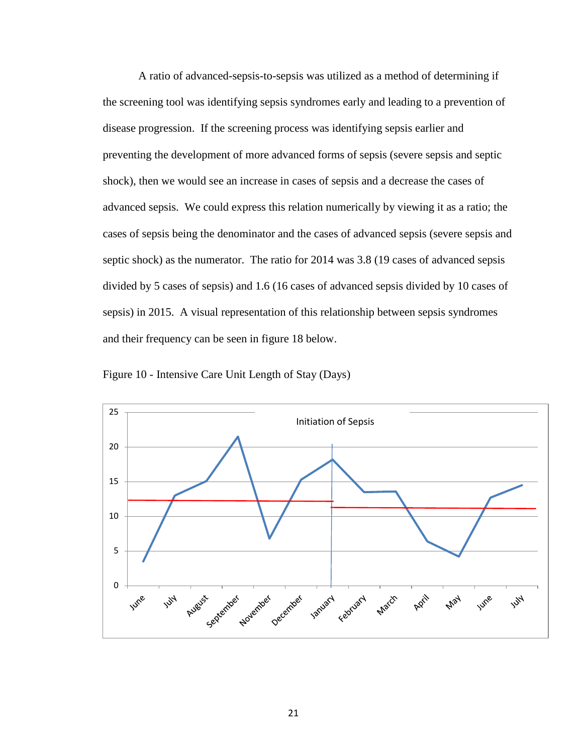A ratio of advanced-sepsis-to-sepsis was utilized as a method of determining if the screening tool was identifying sepsis syndromes early and leading to a prevention of disease progression. If the screening process was identifying sepsis earlier and preventing the development of more advanced forms of sepsis (severe sepsis and septic shock), then we would see an increase in cases of sepsis and a decrease the cases of advanced sepsis. We could express this relation numerically by viewing it as a ratio; the cases of sepsis being the denominator and the cases of advanced sepsis (severe sepsis and septic shock) as the numerator. The ratio for 2014 was 3.8 (19 cases of advanced sepsis divided by 5 cases of sepsis) and 1.6 (16 cases of advanced sepsis divided by 10 cases of sepsis) in 2015. A visual representation of this relationship between sepsis syndromes and their frequency can be seen in figure 18 below.

Figure 10 - Intensive Care Unit Length of Stay (Days)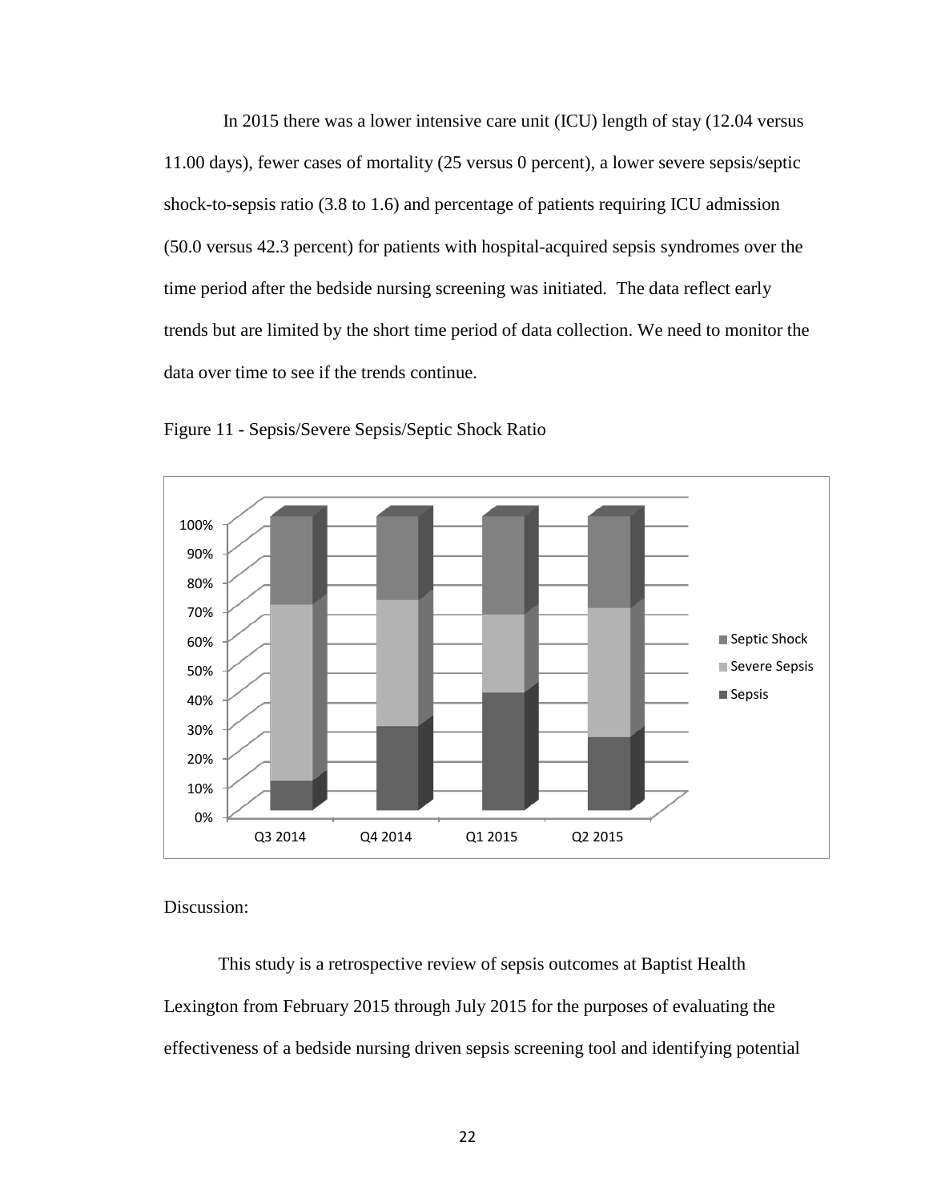In 2015 there was a lower intensive care unit (ICU) length of stay (12.04 versus 11.00 days), fewer cases of mortality (25 versus 0 percent), a lower severe sepsis/septic shock-to-sepsis ratio (3.8 to 1.6) and percentage of patients requiring ICU admission (50.0 versus 42.3 percent) for patients with hospital-acquired sepsis syndromes over the time period after the bedside nursing screening was initiated. The data reflect early trends but are limited by the short time period of data collection. We need to monitor the data over time to see if the trends continue.

Figure 11 - Sepsis/Severe Sepsis/Septic Shock Ratio

Discussion:

This study is a retrospective review of sepsis outcomes at Baptist Health Lexington from February 2015 through July 2015 for the purposes of evaluating the effectiveness of a bedside nursing driven sepsis screening tool and identifying potential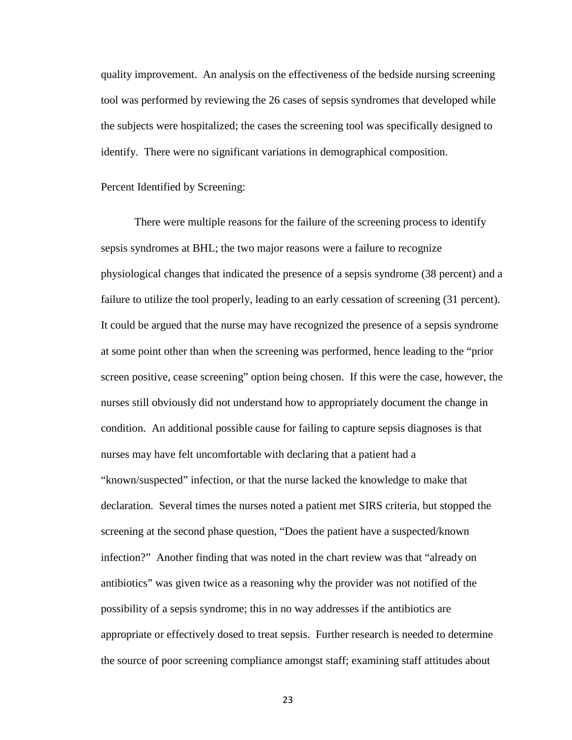quality improvement. An analysis on the effectiveness of the bedside nursing screening tool was performed by reviewing the 26 cases of sepsis syndromes that developed while the subjects were hospitalized; the cases the screening tool was specifically designed to identify. There were no significant variations in demographical composition.

Percent Identified by Screening:

There were multiple reasons for the failure of the screening process to identify sepsis syndromes at BHL; the two major reasons were a failure to recognize physiological changes that indicated the presence of a sepsis syndrome (38 percent) and a failure to utilize the tool properly, leading to an early cessation of screening (31 percent). It could be argued that the nurse may have recognized the presence of a sepsis syndrome at some point other than when the screening was performed, hence leading to the "prior screen positive, cease screening" option being chosen. If this were the case, however, the nurses still obviously did not understand how to appropriately document the change in condition. An additional possible cause for failing to capture sepsis diagnoses is that nurses may have felt uncomfortable with declaring that a patient had a "known/suspected" infection, or that the nurse lacked the knowledge to make that declaration. Several times the nurses noted a patient met SIRS criteria, but stopped the screening at the second phase question, "Does the patient have a suspected/known infection?" Another finding that was noted in the chart review was that "already on antibiotics" was given twice as a reasoning why the provider was not notified of the possibility of a sepsis syndrome; this in no way addresses if the antibiotics are appropriate or effectively dosed to treat sepsis. Further research is needed to determine the source of poor screening compliance amongst staff; examining staff attitudes about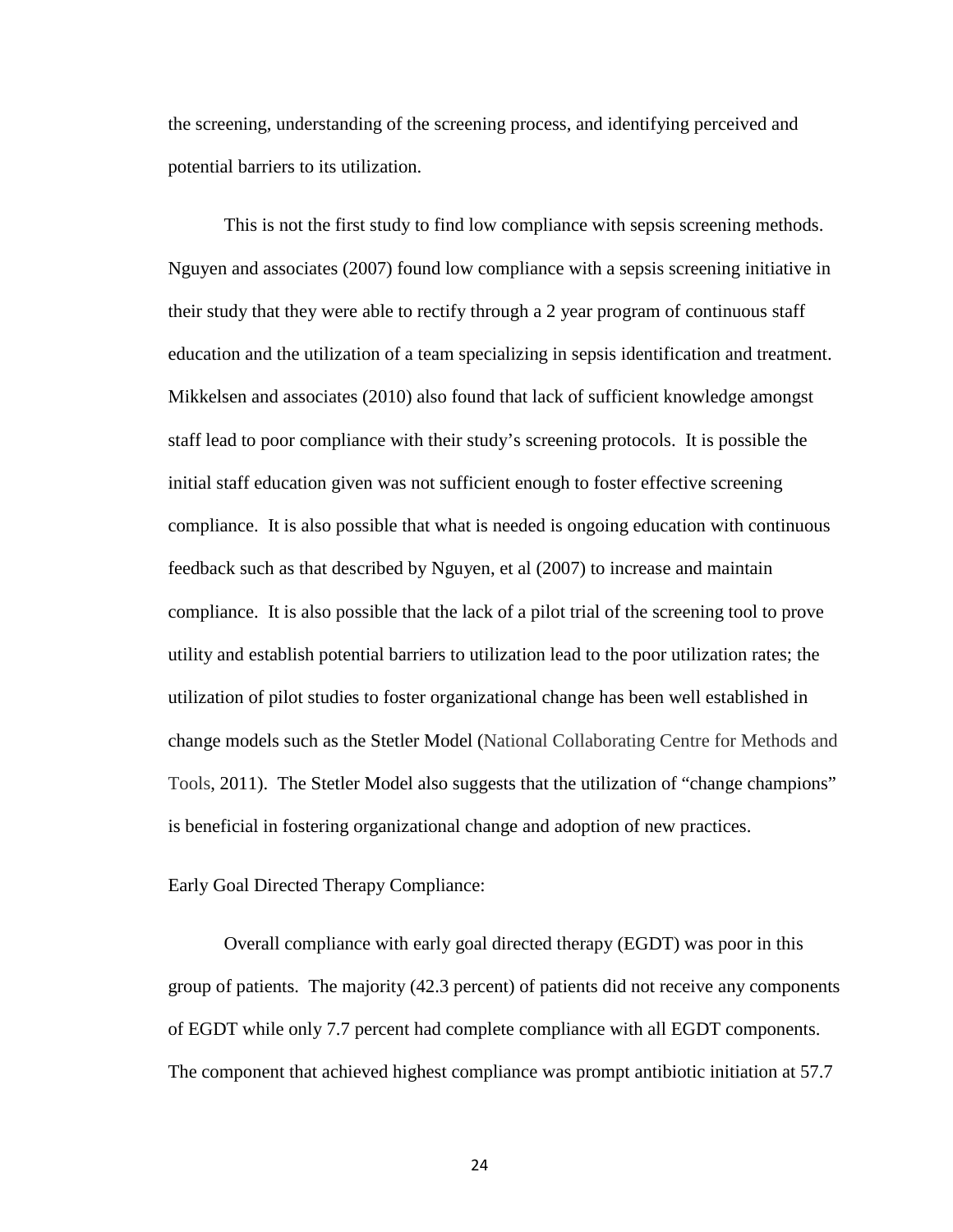the screening, understanding of the screening process, and identifying perceived and potential barriers to its utilization.

This is not the first study to find low compliance with sepsis screening methods. Nguyen and associates (2007) found low compliance with a sepsis screening initiative in their study that they were able to rectify through a 2 year program of continuous staff education and the utilization of a team specializing in sepsis identification and treatment. Mikkelsen and associates (2010) also found that lack of sufficient knowledge amongst staff lead to poor compliance with their study's screening protocols. It is possible the initial staff education given was not sufficient enough to foster effective screening compliance. It is also possible that what is needed is ongoing education with continuous feedback such as that described by Nguyen, et al (2007) to increase and maintain compliance. It is also possible that the lack of a pilot trial of the screening tool to prove utility and establish potential barriers to utilization lead to the poor utilization rates; the utilization of pilot studies to foster organizational change has been well established in change models such as the Stetler Model (National Collaborating Centre for Methods and Tools, 2011). The Stetler Model also suggests that the utilization of "change champions" is beneficial in fostering organizational change and adoption of new practices.

Early Goal Directed Therapy Compliance:

Overall compliance with early goal directed therapy (EGDT) was poor in this group of patients. The majority (42.3 percent) of patients did not receive any components of EGDT while only 7.7 percent had complete compliance with all EGDT components. The component that achieved highest compliance was prompt antibiotic initiation at 57.7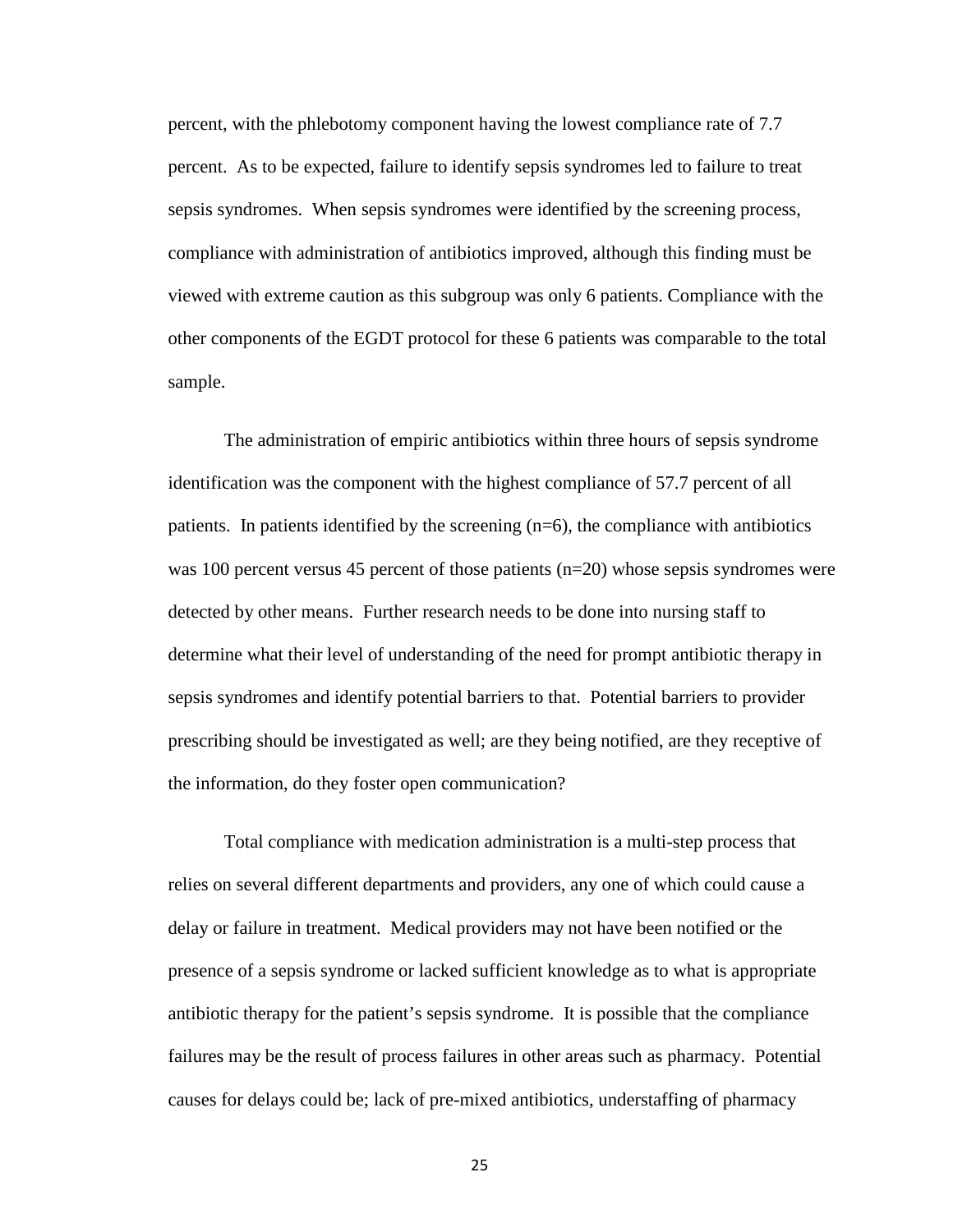percent, with the phlebotomy component having the lowest compliance rate of 7.7 percent. As to be expected, failure to identify sepsis syndromes led to failure to treat sepsis syndromes. When sepsis syndromes were identified by the screening process, compliance with administration of antibiotics improved, although this finding must be viewed with extreme caution as this subgroup was only 6 patients. Compliance with the other components of the EGDT protocol for these 6 patients was comparable to the total sample.

The administration of empiric antibiotics within three hours of sepsis syndrome identification was the component with the highest compliance of 57.7 percent of all patients. In patients identified by the screening (n=6), the compliance with antibiotics was 100 percent versus 45 percent of those patients (n=20) whose sepsis syndromes were detected by other means. Further research needs to be done into nursing staff to determine what their level of understanding of the need for prompt antibiotic therapy in sepsis syndromes and identify potential barriers to that. Potential barriers to provider prescribing should be investigated as well; are they being notified, are they receptive of the information, do they foster open communication?

Total compliance with medication administration is a multi-step process that relies on several different departments and providers, any one of which could cause a delay or failure in treatment. Medical providers may not have been notified or the presence of a sepsis syndrome or lacked sufficient knowledge as to what is appropriate antibiotic therapy for the patient's sepsis syndrome. It is possible that the compliance failures may be the result of process failures in other areas such as pharmacy. Potential causes for delays could be; lack of pre-mixed antibiotics, understaffing of pharmacy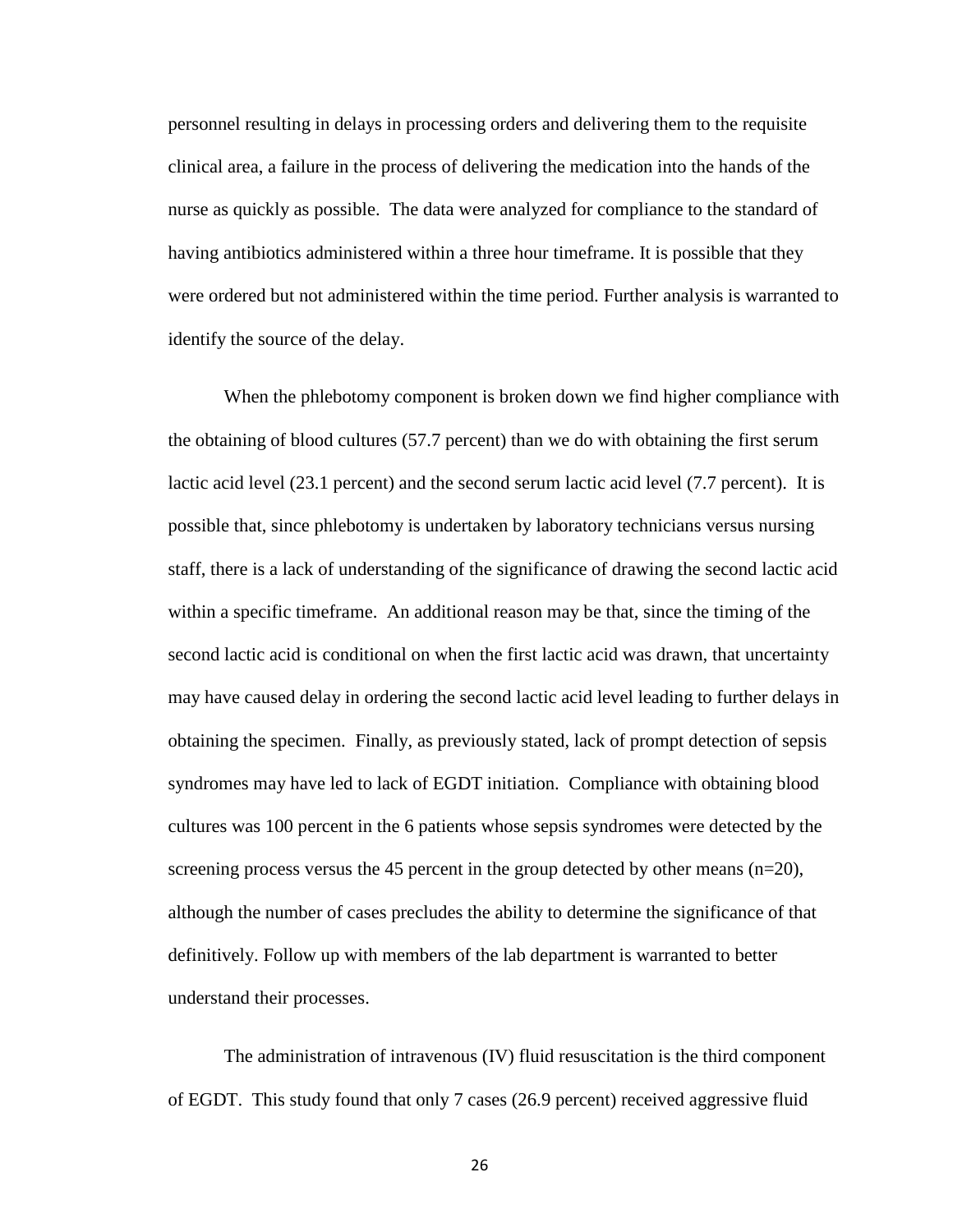personnel resulting in delays in processing orders and delivering them to the requisite clinical area, a failure in the process of delivering the medication into the hands of the nurse as quickly as possible. The data were analyzed for compliance to the standard of having antibiotics administered within a three hour timeframe. It is possible that they were ordered but not administered within the time period. Further analysis is warranted to identify the source of the delay.

When the phlebotomy component is broken down we find higher compliance with the obtaining of blood cultures (57.7 percent) than we do with obtaining the first serum lactic acid level (23.1 percent) and the second serum lactic acid level (7.7 percent). It is possible that, since phlebotomy is undertaken by laboratory technicians versus nursing staff, there is a lack of understanding of the significance of drawing the second lactic acid within a specific timeframe. An additional reason may be that, since the timing of the second lactic acid is conditional on when the first lactic acid was drawn, that uncertainty may have caused delay in ordering the second lactic acid level leading to further delays in obtaining the specimen. Finally, as previously stated, lack of prompt detection of sepsis syndromes may have led to lack of EGDT initiation. Compliance with obtaining blood cultures was 100 percent in the 6 patients whose sepsis syndromes were detected by the screening process versus the 45 percent in the group detected by other means (n=20), although the number of cases precludes the ability to determine the significance of that definitively. Follow up with members of the lab department is warranted to better understand their processes.

The administration of intravenous (IV) fluid resuscitation is the third component of EGDT. This study found that only 7 cases (26.9 percent) received aggressive fluid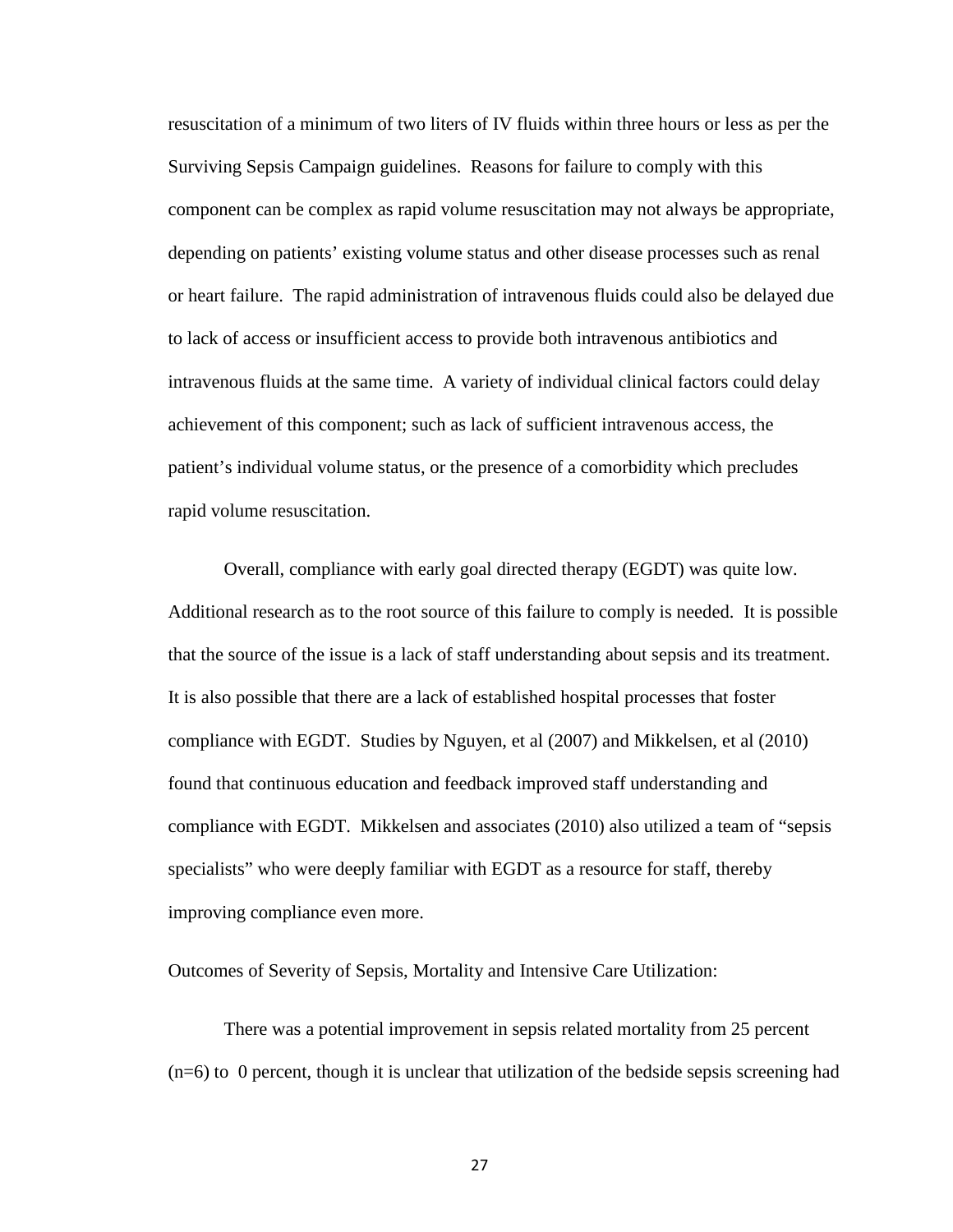resuscitation of a minimum of two liters of IV fluids within three hours or less as per the Surviving Sepsis Campaign guidelines. Reasons for failure to comply with this component can be complex as rapid volume resuscitation may not always be appropriate, depending on patients' existing volume status and other disease processes such as renal or heart failure. The rapid administration of intravenous fluids could also be delayed due to lack of access or insufficient access to provide both intravenous antibiotics and intravenous fluids at the same time. A variety of individual clinical factors could delay achievement of this component; such as lack of sufficient intravenous access, the patient's individual volume status, or the presence of a comorbidity which precludes rapid volume resuscitation.

Overall, compliance with early goal directed therapy (EGDT) was quite low. Additional research as to the root source of this failure to comply is needed. It is possible that the source of the issue is a lack of staff understanding about sepsis and its treatment. It is also possible that there are a lack of established hospital processes that foster compliance with EGDT. Studies by Nguyen, et al (2007) and Mikkelsen, et al (2010) found that continuous education and feedback improved staff understanding and compliance with EGDT. Mikkelsen and associates (2010) also utilized a team of "sepsis specialists" who were deeply familiar with EGDT as a resource for staff, thereby improving compliance even more.

Outcomes of Severity of Sepsis, Mortality and Intensive Care Utilization:

There was a potential improvement in sepsis related mortality from 25 percent (n=6) to 0 percent, though it is unclear that utilization of the bedside sepsis screening had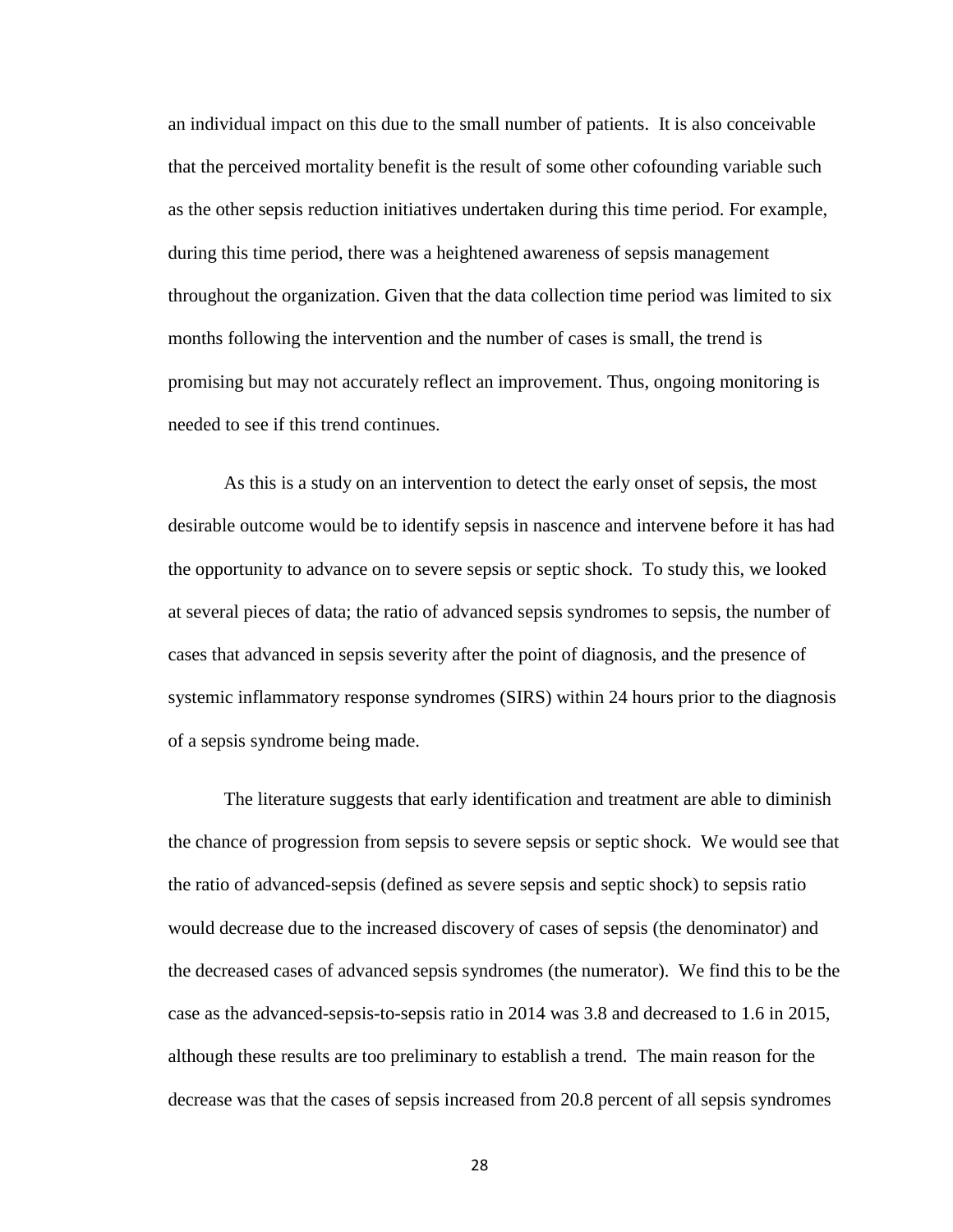an individual impact on this due to the small number of patients. It is also conceivable that the perceived mortality benefit is the result of some other cofounding variable such as the other sepsis reduction initiatives undertaken during this time period. For example, during this time period, there was a heightened awareness of sepsis management throughout the organization. Given that the data collection time period was limited to six months following the intervention and the number of cases is small, the trend is promising but may not accurately reflect an improvement. Thus, ongoing monitoring is needed to see if this trend continues.

As this is a study on an intervention to detect the early onset of sepsis, the most desirable outcome would be to identify sepsis in nascence and intervene before it has had the opportunity to advance on to severe sepsis or septic shock. To study this, we looked at several pieces of data; the ratio of advanced sepsis syndromes to sepsis, the number of cases that advanced in sepsis severity after the point of diagnosis, and the presence of systemic inflammatory response syndromes (SIRS) within 24 hours prior to the diagnosis of a sepsis syndrome being made.

The literature suggests that early identification and treatment are able to diminish the chance of progression from sepsis to severe sepsis or septic shock. We would see that the ratio of advanced-sepsis (defined as severe sepsis and septic shock) to sepsis ratio would decrease due to the increased discovery of cases of sepsis (the denominator) and the decreased cases of advanced sepsis syndromes (the numerator). We find this to be the case as the advanced-sepsis-to-sepsis ratio in 2014 was 3.8 and decreased to 1.6 in 2015, although these results are too preliminary to establish a trend. The main reason for the decrease was that the cases of sepsis increased from 20.8 percent of all sepsis syndromes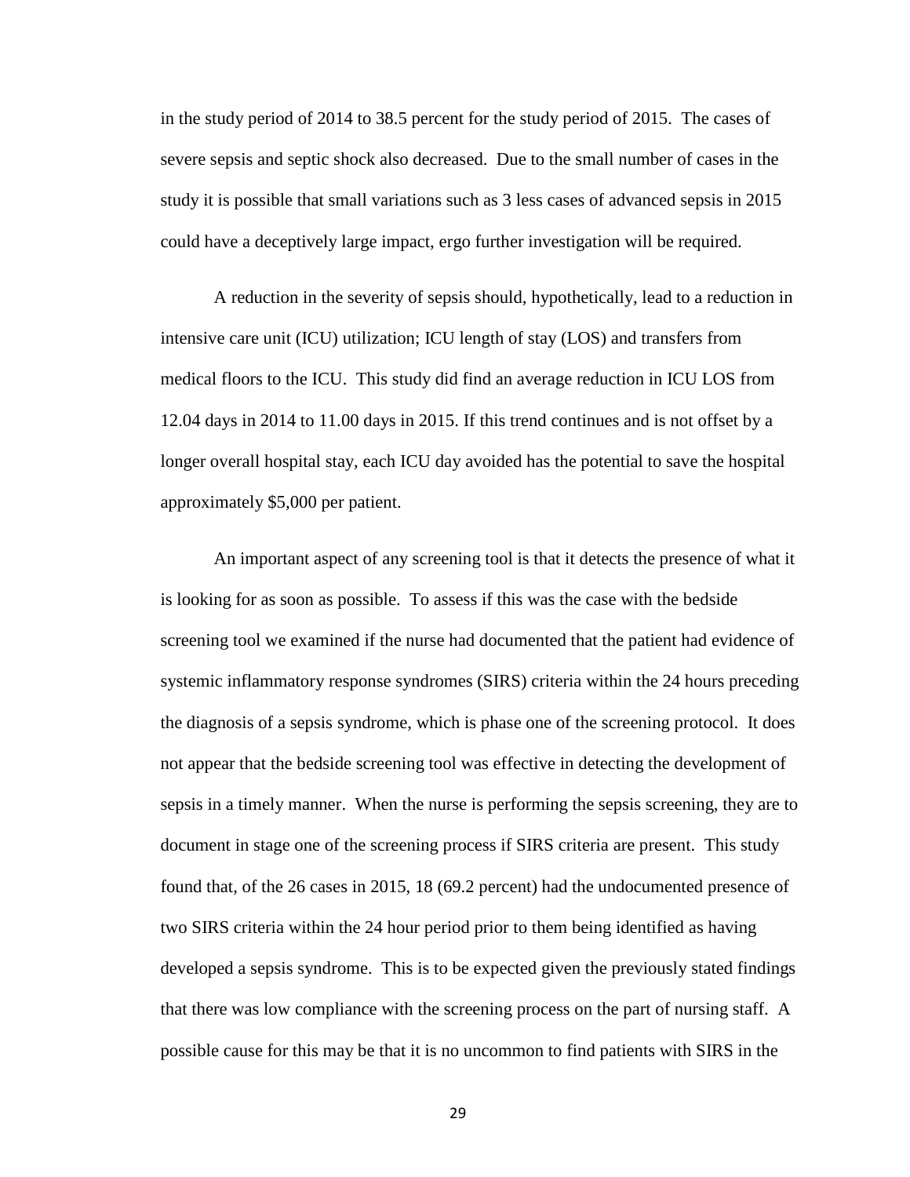in the study period of 2014 to 38.5 percent for the study period of 2015. The cases of severe sepsis and septic shock also decreased. Due to the small number of cases in the study it is possible that small variations such as 3 less cases of advanced sepsis in 2015 could have a deceptively large impact, ergo further investigation will be required.

A reduction in the severity of sepsis should, hypothetically, lead to a reduction in intensive care unit (ICU) utilization; ICU length of stay (LOS) and transfers from medical floors to the ICU. This study did find an average reduction in ICU LOS from 12.04 days in 2014 to 11.00 days in 2015. If this trend continues and is not offset by a longer overall hospital stay, each ICU day avoided has the potential to save the hospital approximately $5,000 per patient.

An important aspect of any screening tool is that it detects the presence of what it is looking for as soon as possible. To assess if this was the case with the bedside screening tool we examined if the nurse had documented that the patient had evidence of systemic inflammatory response syndromes (SIRS) criteria within the 24 hours preceding the diagnosis of a sepsis syndrome, which is phase one of the screening protocol. It does not appear that the bedside screening tool was effective in detecting the development of sepsis in a timely manner. When the nurse is performing the sepsis screening, they are to document in stage one of the screening process if SIRS criteria are present. This study found that, of the 26 cases in 2015, 18 (69.2 percent) had the undocumented presence of two SIRS criteria within the 24 hour period prior to them being identified as having developed a sepsis syndrome. This is to be expected given the previously stated findings that there was low compliance with the screening process on the part of nursing staff. A possible cause for this may be that it is no uncommon to find patients with SIRS in the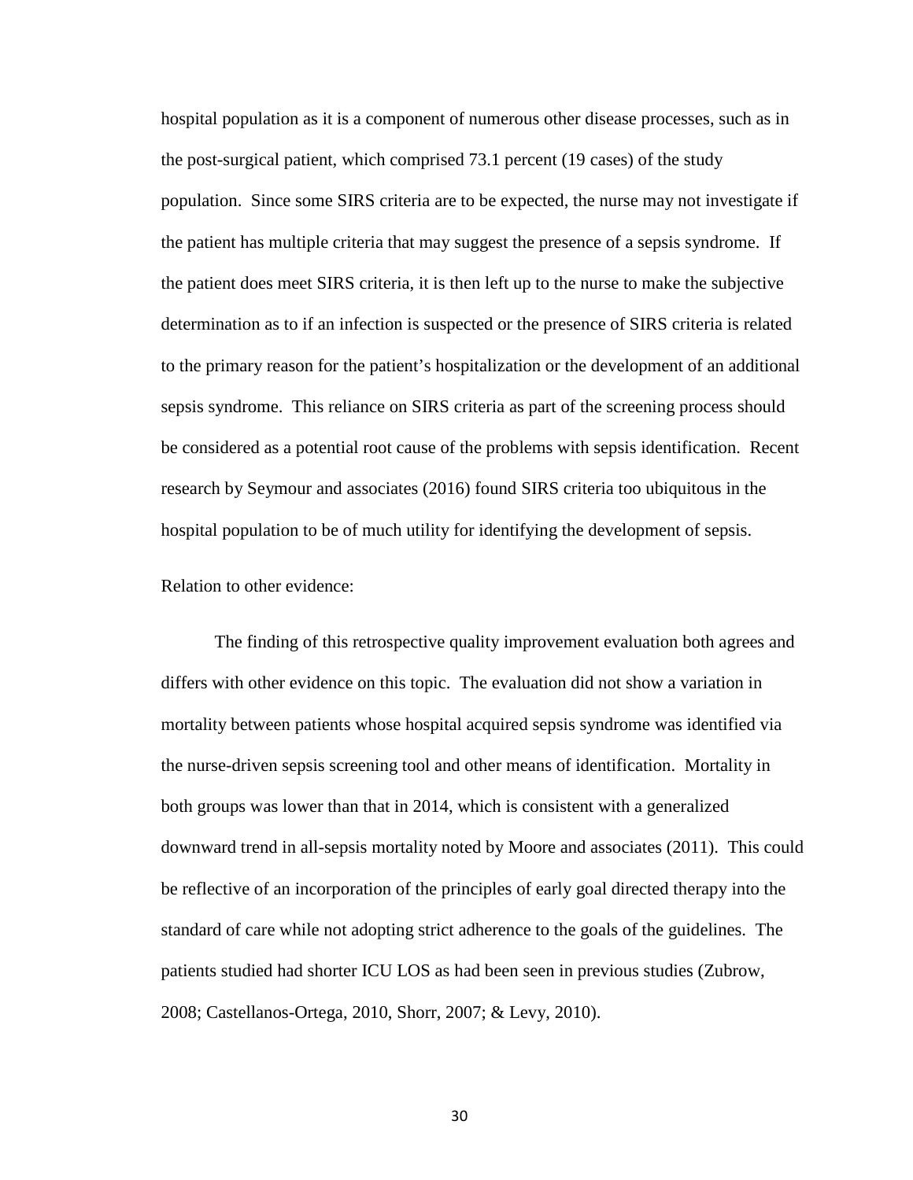hospital population as it is a component of numerous other disease processes, such as in the post-surgical patient, which comprised 73.1 percent (19 cases) of the study population. Since some SIRS criteria are to be expected, the nurse may not investigate if the patient has multiple criteria that may suggest the presence of a sepsis syndrome. If the patient does meet SIRS criteria, it is then left up to the nurse to make the subjective determination as to if an infection is suspected or the presence of SIRS criteria is related to the primary reason for the patient's hospitalization or the development of an additional sepsis syndrome. This reliance on SIRS criteria as part of the screening process should be considered as a potential root cause of the problems with sepsis identification. Recent research by Seymour and associates (2016) found SIRS criteria too ubiquitous in the hospital population to be of much utility for identifying the development of sepsis.

Relation to other evidence:

The finding of this retrospective quality improvement evaluation both agrees and differs with other evidence on this topic. The evaluation did not show a variation in mortality between patients whose hospital acquired sepsis syndrome was identified via the nurse-driven sepsis screening tool and other means of identification. Mortality in both groups was lower than that in 2014, which is consistent with a generalized downward trend in all-sepsis mortality noted by Moore and associates (2011). This could be reflective of an incorporation of the principles of early goal directed therapy into the standard of care while not adopting strict adherence to the goals of the guidelines. The patients studied had shorter ICU LOS as had been seen in previous studies (Zubrow, 2008; Castellanos-Ortega, 2010, Shorr, 2007; & Levy, 2010).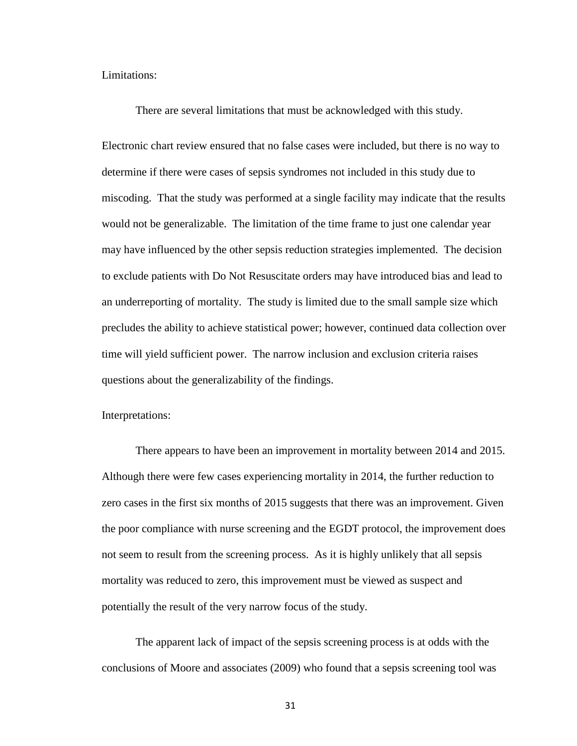Limitations:

There are several limitations that must be acknowledged with this study. Electronic chart review ensured that no false cases were included, but there is no way to determine if there were cases of sepsis syndromes not included in this study due to miscoding. That the study was performed at a single facility may indicate that the results would not be generalizable. The limitation of the time frame to just one calendar year may have influenced by the other sepsis reduction strategies implemented. The decision to exclude patients with Do Not Resuscitate orders may have introduced bias and lead to an underreporting of mortality. The study is limited due to the small sample size which precludes the ability to achieve statistical power; however, continued data collection over time will yield sufficient power. The narrow inclusion and exclusion criteria raises questions about the generalizability of the findings.

Interpretations:

There appears to have been an improvement in mortality between 2014 and 2015. Although there were few cases experiencing mortality in 2014, the further reduction to zero cases in the first six months of 2015 suggests that there was an improvement. Given the poor compliance with nurse screening and the EGDT protocol, the improvement does not seem to result from the screening process. As it is highly unlikely that all sepsis mortality was reduced to zero, this improvement must be viewed as suspect and potentially the result of the very narrow focus of the study.

The apparent lack of impact of the sepsis screening process is at odds with the conclusions of Moore and associates (2009) who found that a sepsis screening tool was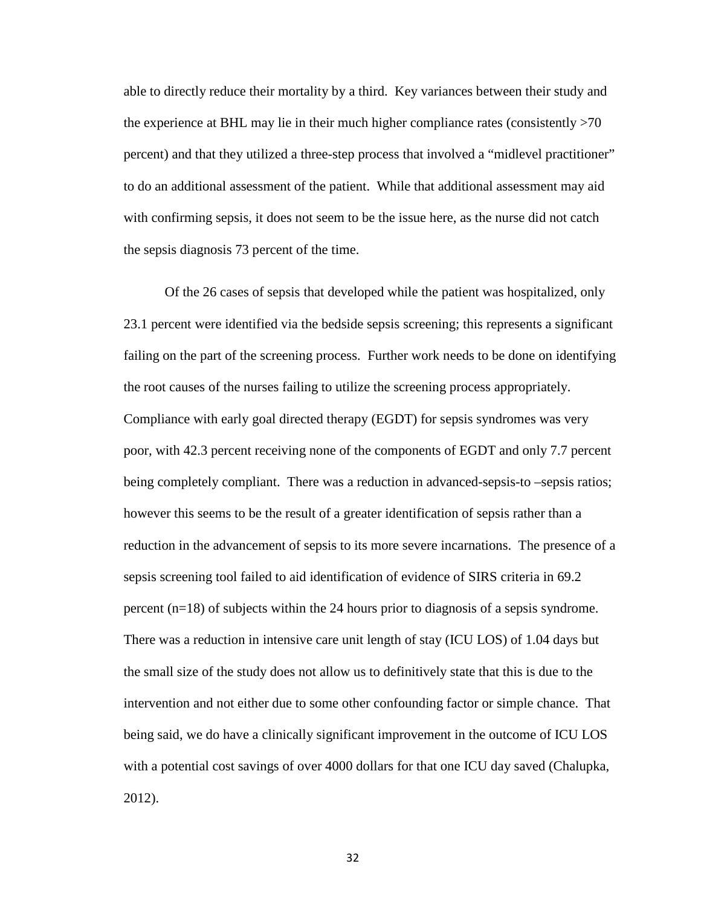able to directly reduce their mortality by a third. Key variances between their study and the experience at BHL may lie in their much higher compliance rates (consistently >70 percent) and that they utilized a three-step process that involved a "midlevel practitioner" to do an additional assessment of the patient. While that additional assessment may aid with confirming sepsis, it does not seem to be the issue here, as the nurse did not catch the sepsis diagnosis 73 percent of the time.

Of the 26 cases of sepsis that developed while the patient was hospitalized, only 23.1 percent were identified via the bedside sepsis screening; this represents a significant failing on the part of the screening process. Further work needs to be done on identifying the root causes of the nurses failing to utilize the screening process appropriately. Compliance with early goal directed therapy (EGDT) for sepsis syndromes was very poor, with 42.3 percent receiving none of the components of EGDT and only 7.7 percent being completely compliant. There was a reduction in advanced-sepsis-to –sepsis ratios; however this seems to be the result of a greater identification of sepsis rather than a reduction in the advancement of sepsis to its more severe incarnations. The presence of a sepsis screening tool failed to aid identification of evidence of SIRS criteria in 69.2 percent (n=18) of subjects within the 24 hours prior to diagnosis of a sepsis syndrome. There was a reduction in intensive care unit length of stay (ICU LOS) of 1.04 days but the small size of the study does not allow us to definitively state that this is due to the intervention and not either due to some other confounding factor or simple chance. That being said, we do have a clinically significant improvement in the outcome of ICU LOS with a potential cost savings of over 4000 dollars for that one ICU day saved (Chalupka, 2012).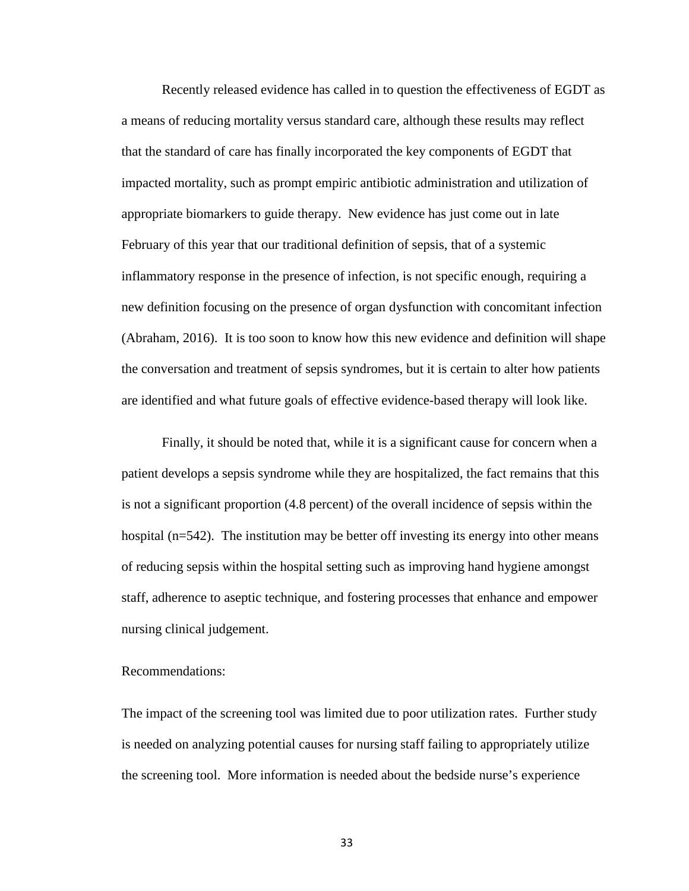Recently released evidence has called in to question the effectiveness of EGDT as a means of reducing mortality versus standard care, although these results may reflect that the standard of care has finally incorporated the key components of EGDT that impacted mortality, such as prompt empiric antibiotic administration and utilization of appropriate biomarkers to guide therapy. New evidence has just come out in late February of this year that our traditional definition of sepsis, that of a systemic inflammatory response in the presence of infection, is not specific enough, requiring a new definition focusing on the presence of organ dysfunction with concomitant infection (Abraham, 2016). It is too soon to know how this new evidence and definition will shape the conversation and treatment of sepsis syndromes, but it is certain to alter how patients are identified and what future goals of effective evidence-based therapy will look like.

Finally, it should be noted that, while it is a significant cause for concern when a patient develops a sepsis syndrome while they are hospitalized, the fact remains that this is not a significant proportion (4.8 percent) of the overall incidence of sepsis within the hospital (n=542). The institution may be better off investing its energy into other means of reducing sepsis within the hospital setting such as improving hand hygiene amongst staff, adherence to aseptic technique, and fostering processes that enhance and empower nursing clinical judgement.

Recommendations:

The impact of the screening tool was limited due to poor utilization rates. Further study is needed on analyzing potential causes for nursing staff failing to appropriately utilize the screening tool. More information is needed about the bedside nurse's experience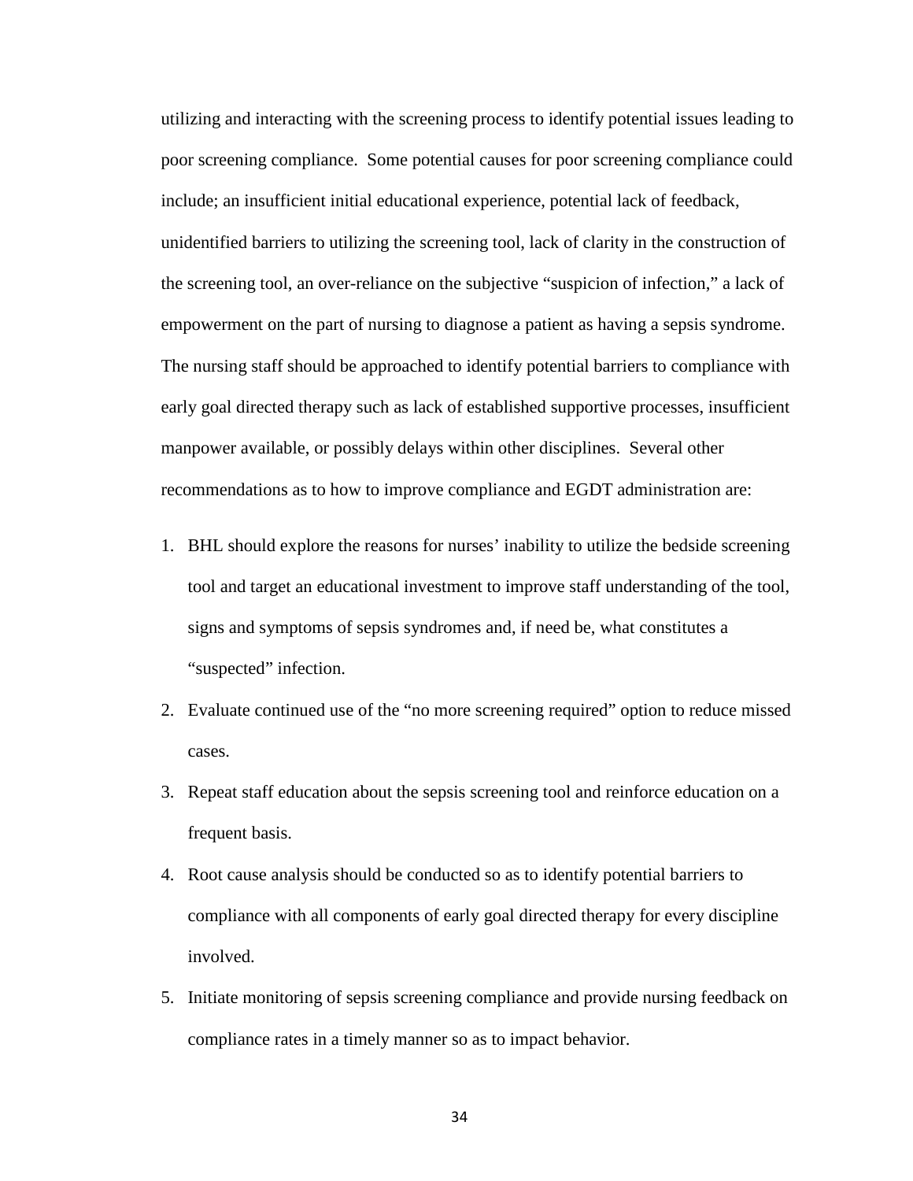utilizing and interacting with the screening process to identify potential issues leading to poor screening compliance. Some potential causes for poor screening compliance could include; an insufficient initial educational experience, potential lack of feedback, unidentified barriers to utilizing the screening tool, lack of clarity in the construction of the screening tool, an over-reliance on the subjective "suspicion of infection," a lack of empowerment on the part of nursing to diagnose a patient as having a sepsis syndrome. The nursing staff should be approached to identify potential barriers to compliance with early goal directed therapy such as lack of established supportive processes, insufficient manpower available, or possibly delays within other disciplines. Several other recommendations as to how to improve compliance and EGDT administration are:

1. BHL should explore the reasons for nurses' inability to utilize the bedside screening tool and target an educational investment to improve staff understanding of the tool, signs and symptoms of sepsis syndromes and, if need be, what constitutes a "suspected" infection.
2. Evaluate continued use of the "no more screening required" option to reduce missed cases.
3. Repeat staff education about the sepsis screening tool and reinforce education on a frequent basis.
4. Root cause analysis should be conducted so as to identify potential barriers to compliance with all components of early goal directed therapy for every discipline involved.
5. Initiate monitoring of sepsis screening compliance and provide nursing feedback on compliance rates in a timely manner so as to impact behavior.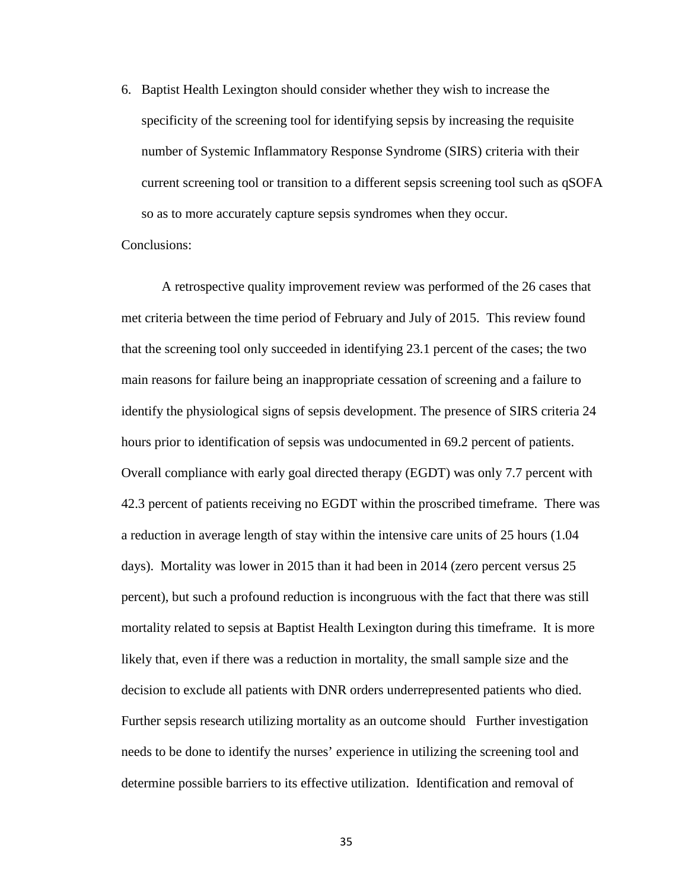6. Baptist Health Lexington should consider whether they wish to increase the specificity of the screening tool for identifying sepsis by increasing the requisite number of Systemic Inflammatory Response Syndrome (SIRS) criteria with their current screening tool or transition to a different sepsis screening tool such as qSOFA so as to more accurately capture sepsis syndromes when they occur.

Conclusions:

A retrospective quality improvement review was performed of the 26 cases that met criteria between the time period of February and July of 2015. This review found that the screening tool only succeeded in identifying 23.1 percent of the cases; the two main reasons for failure being an inappropriate cessation of screening and a failure to identify the physiological signs of sepsis development. The presence of SIRS criteria 24 hours prior to identification of sepsis was undocumented in 69.2 percent of patients. Overall compliance with early goal directed therapy (EGDT) was only 7.7 percent with 42.3 percent of patients receiving no EGDT within the proscribed timeframe. There was a reduction in average length of stay within the intensive care units of 25 hours (1.04 days). Mortality was lower in 2015 than it had been in 2014 (zero percent versus 25 percent), but such a profound reduction is incongruous with the fact that there was still mortality related to sepsis at Baptist Health Lexington during this timeframe. It is more likely that, even if there was a reduction in mortality, the small sample size and the decision to exclude all patients with DNR orders underrepresented patients who died. Further sepsis research utilizing mortality as an outcome should Further investigation needs to be done to identify the nurses' experience in utilizing the screening tool and determine possible barriers to its effective utilization. Identification and removal of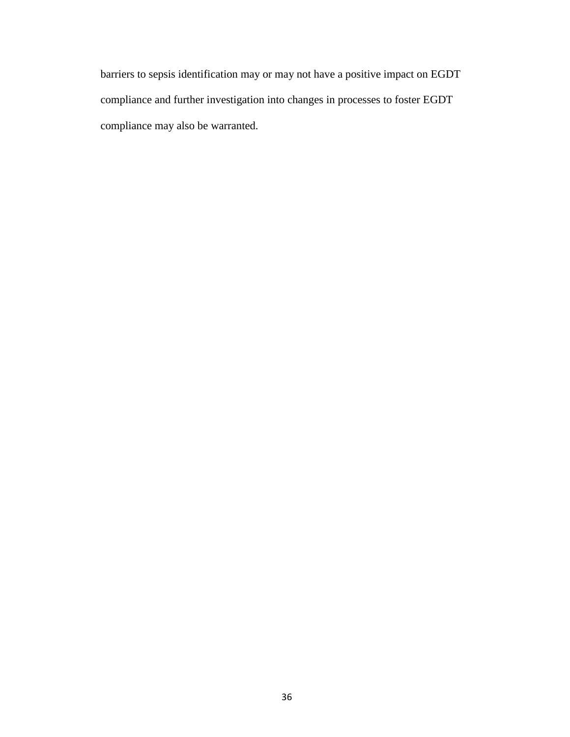barriers to sepsis identification may or may not have a positive impact on EGDT compliance and further investigation into changes in processes to foster EGDT compliance may also be warranted.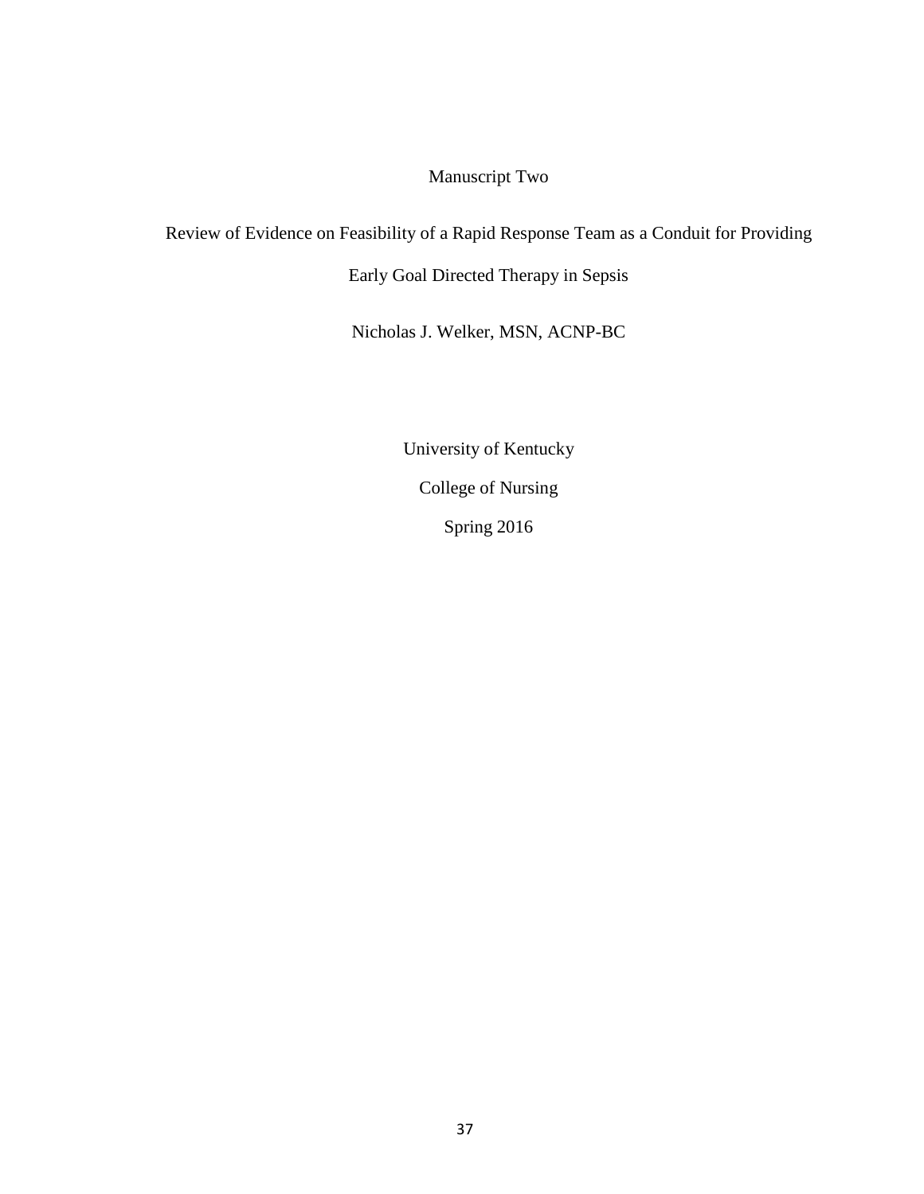Manuscript Two

# Review of Evidence on Feasibility of a Rapid Response Team as a Conduit for Providing Early Goal Directed Therapy in Sepsis

Nicholas J. Welker, MSN, ACNP-BC

University of Kentucky

College of Nursing

Spring 2016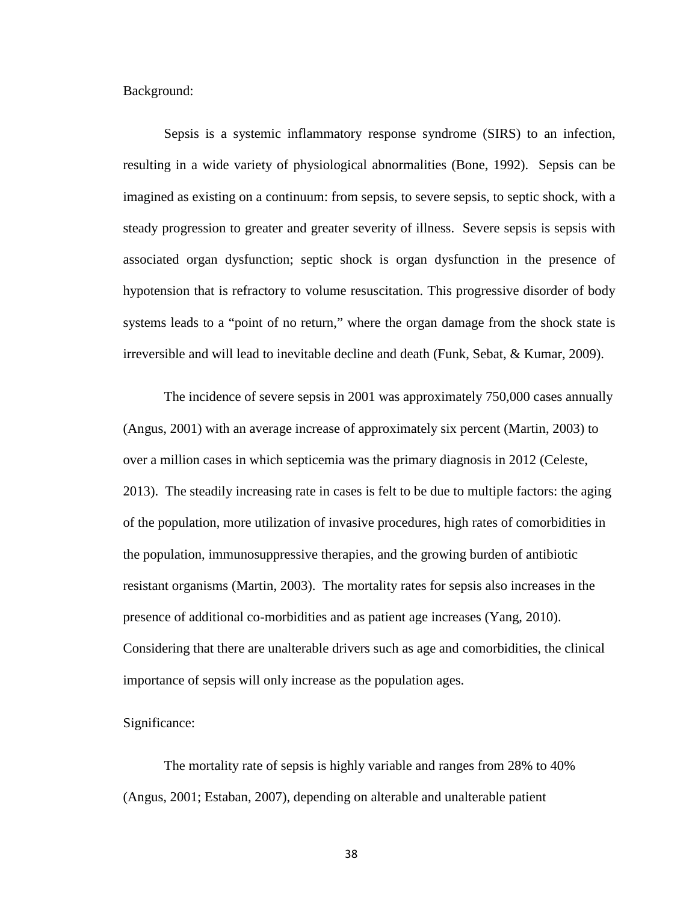Background:

Sepsis is a systemic inflammatory response syndrome (SIRS) to an infection, resulting in a wide variety of physiological abnormalities (Bone, 1992). Sepsis can be imagined as existing on a continuum: from sepsis, to severe sepsis, to septic shock, with a steady progression to greater and greater severity of illness. Severe sepsis is sepsis with associated organ dysfunction; septic shock is organ dysfunction in the presence of hypotension that is refractory to volume resuscitation. This progressive disorder of body systems leads to a "point of no return," where the organ damage from the shock state is irreversible and will lead to inevitable decline and death (Funk, Sebat, & Kumar, 2009).

The incidence of severe sepsis in 2001 was approximately 750,000 cases annually (Angus, 2001) with an average increase of approximately six percent (Martin, 2003) to over a million cases in which septicemia was the primary diagnosis in 2012 (Celeste, 2013). The steadily increasing rate in cases is felt to be due to multiple factors: the aging of the population, more utilization of invasive procedures, high rates of comorbidities in the population, immunosuppressive therapies, and the growing burden of antibiotic resistant organisms (Martin, 2003). The mortality rates for sepsis also increases in the presence of additional co-morbidities and as patient age increases (Yang, 2010). Considering that there are unalterable drivers such as age and comorbidities, the clinical importance of sepsis will only increase as the population ages.

Significance:

The mortality rate of sepsis is highly variable and ranges from 28% to 40% (Angus, 2001; Estaban, 2007), depending on alterable and unalterable patient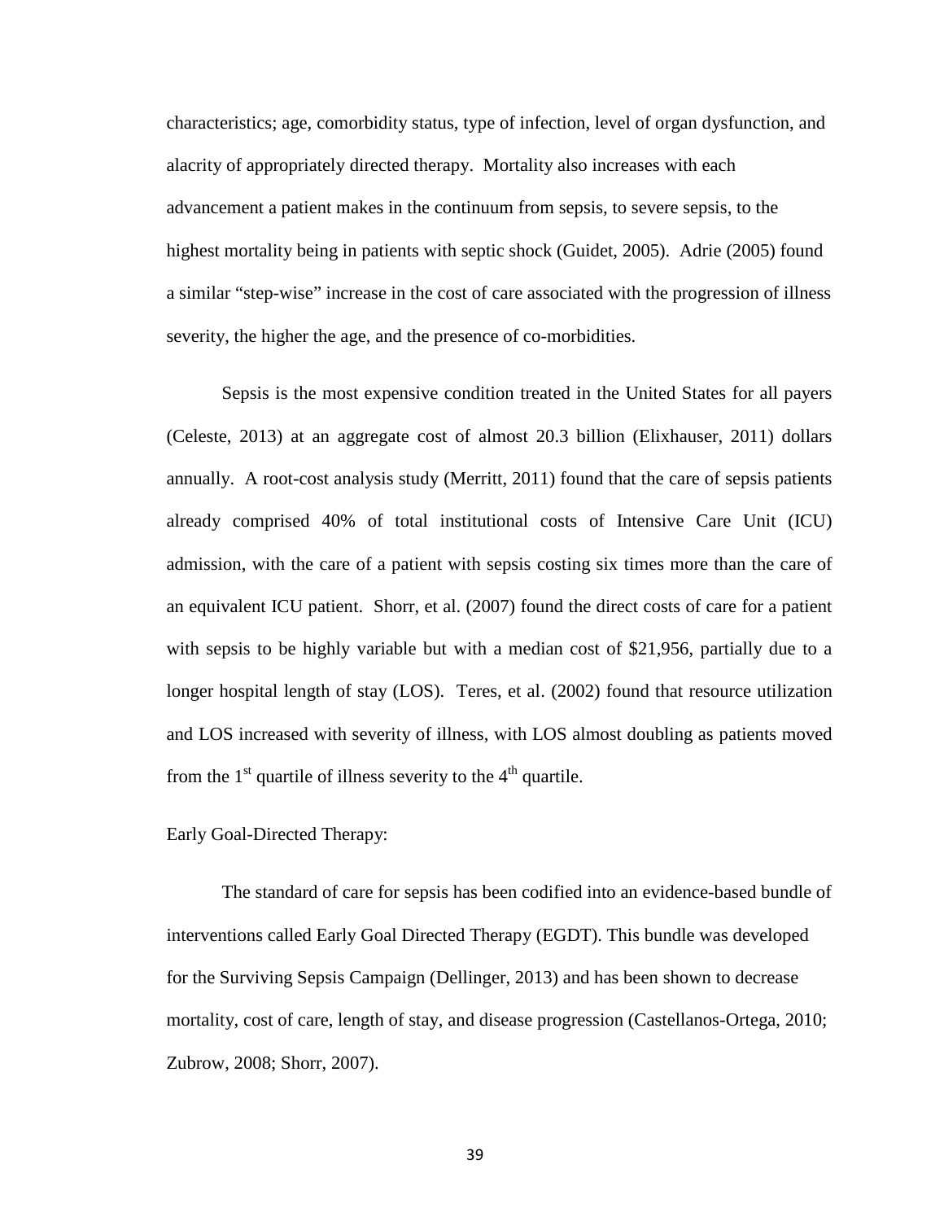characteristics; age, comorbidity status, type of infection, level of organ dysfunction, and alacrity of appropriately directed therapy. Mortality also increases with each advancement a patient makes in the continuum from sepsis, to severe sepsis, to the highest mortality being in patients with septic shock (Guidet, 2005). Adrie (2005) found a similar "step-wise" increase in the cost of care associated with the progression of illness severity, the higher the age, and the presence of co-morbidities.

Sepsis is the most expensive condition treated in the United States for all payers (Celeste, 2013) at an aggregate cost of almost 20.3 billion (Elixhauser, 2011) dollars annually. A root-cost analysis study (Merritt, 2011) found that the care of sepsis patients already comprised 40% of total institutional costs of Intensive Care Unit (ICU) admission, with the care of a patient with sepsis costing six times more than the care of an equivalent ICU patient. Shorr, et al. (2007) found the direct costs of care for a patient with sepsis to be highly variable but with a median cost of $21,956, partially due to a longer hospital length of stay (LOS). Teres, et al. (2002) found that resource utilization and LOS increased with severity of illness, with LOS almost doubling as patients moved from the 1st quartile of illness severity to the 4th quartile.

Early Goal-Directed Therapy:

The standard of care for sepsis has been codified into an evidence-based bundle of interventions called Early Goal Directed Therapy (EGDT). This bundle was developed for the Surviving Sepsis Campaign (Dellinger, 2013) and has been shown to decrease mortality, cost of care, length of stay, and disease progression (Castellanos-Ortega, 2010; Zubrow, 2008; Shorr, 2007).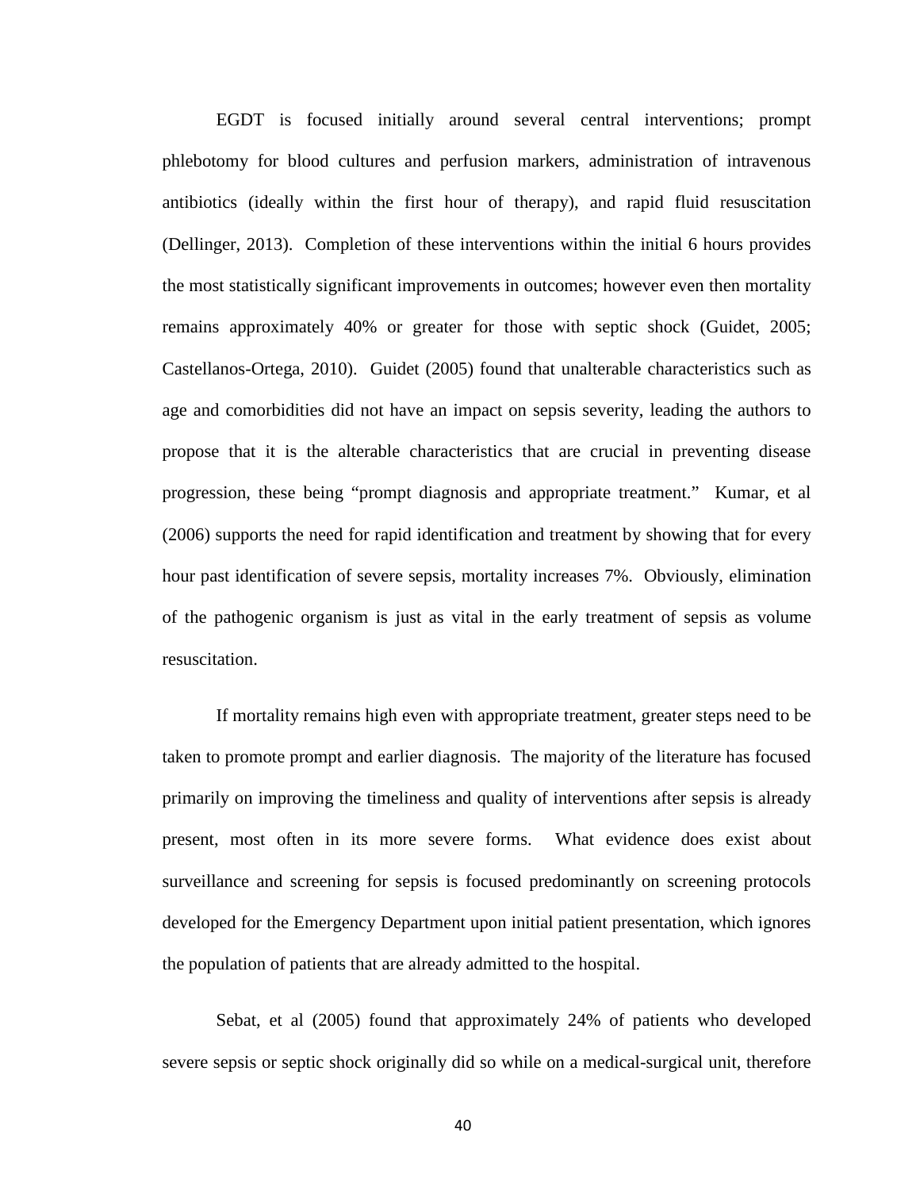EGDT is focused initially around several central interventions; prompt phlebotomy for blood cultures and perfusion markers, administration of intravenous antibiotics (ideally within the first hour of therapy), and rapid fluid resuscitation (Dellinger, 2013). Completion of these interventions within the initial 6 hours provides the most statistically significant improvements in outcomes; however even then mortality remains approximately 40% or greater for those with septic shock (Guidet, 2005; Castellanos-Ortega, 2010). Guidet (2005) found that unalterable characteristics such as age and comorbidities did not have an impact on sepsis severity, leading the authors to propose that it is the alterable characteristics that are crucial in preventing disease progression, these being "prompt diagnosis and appropriate treatment." Kumar, et al (2006) supports the need for rapid identification and treatment by showing that for every hour past identification of severe sepsis, mortality increases 7%. Obviously, elimination of the pathogenic organism is just as vital in the early treatment of sepsis as volume resuscitation.

If mortality remains high even with appropriate treatment, greater steps need to be taken to promote prompt and earlier diagnosis. The majority of the literature has focused primarily on improving the timeliness and quality of interventions after sepsis is already present, most often in its more severe forms. What evidence does exist about surveillance and screening for sepsis is focused predominantly on screening protocols developed for the Emergency Department upon initial patient presentation, which ignores the population of patients that are already admitted to the hospital.

Sebat, et al (2005) found that approximately 24% of patients who developed severe sepsis or septic shock originally did so while on a medical-surgical unit, therefore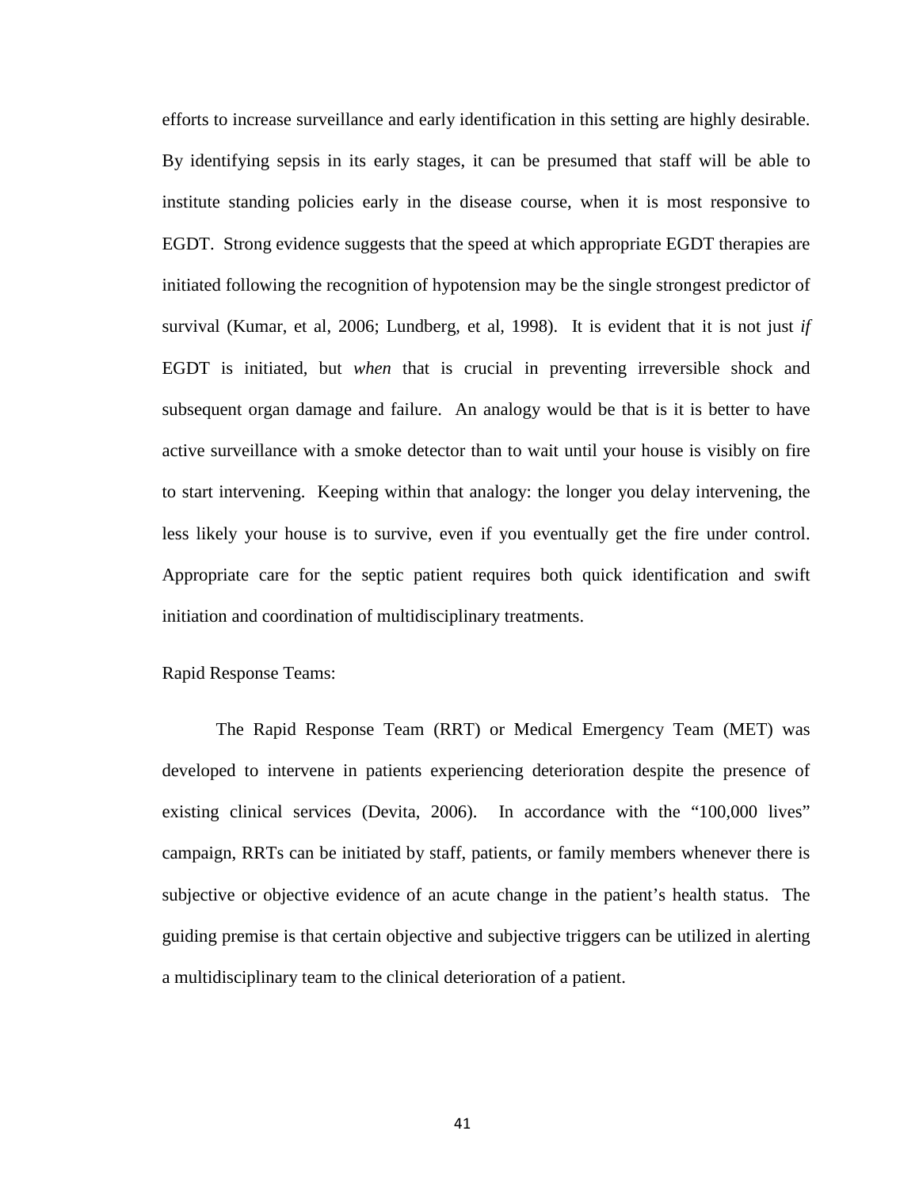efforts to increase surveillance and early identification in this setting are highly desirable. By identifying sepsis in its early stages, it can be presumed that staff will be able to institute standing policies early in the disease course, when it is most responsive to EGDT. Strong evidence suggests that the speed at which appropriate EGDT therapies are initiated following the recognition of hypotension may be the single strongest predictor of survival (Kumar, et al, 2006; Lundberg, et al, 1998). It is evident that it is not just *if* EGDT is initiated, but *when* that is crucial in preventing irreversible shock and subsequent organ damage and failure. An analogy would be that is it is better to have active surveillance with a smoke detector than to wait until your house is visibly on fire to start intervening. Keeping within that analogy: the longer you delay intervening, the less likely your house is to survive, even if you eventually get the fire under control. Appropriate care for the septic patient requires both quick identification and swift initiation and coordination of multidisciplinary treatments.

Rapid Response Teams:

The Rapid Response Team (RRT) or Medical Emergency Team (MET) was developed to intervene in patients experiencing deterioration despite the presence of existing clinical services (Devita, 2006). In accordance with the "100,000 lives" campaign, RRTs can be initiated by staff, patients, or family members whenever there is subjective or objective evidence of an acute change in the patient's health status. The guiding premise is that certain objective and subjective triggers can be utilized in alerting a multidisciplinary team to the clinical deterioration of a patient.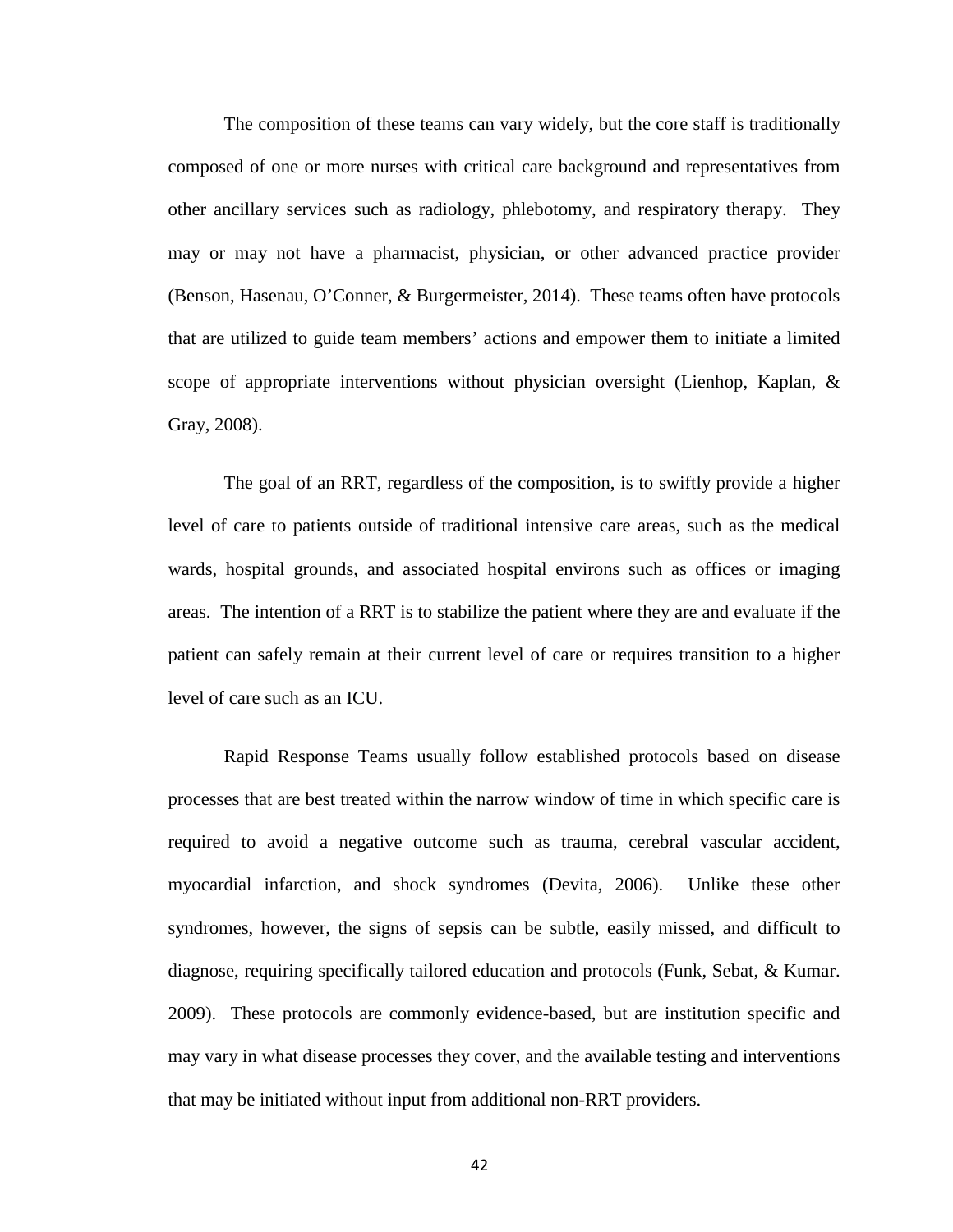The composition of these teams can vary widely, but the core staff is traditionally composed of one or more nurses with critical care background and representatives from other ancillary services such as radiology, phlebotomy, and respiratory therapy. They may or may not have a pharmacist, physician, or other advanced practice provider (Benson, Hasenau, O'Conner, & Burgermeister, 2014). These teams often have protocols that are utilized to guide team members' actions and empower them to initiate a limited scope of appropriate interventions without physician oversight (Lienhop, Kaplan, & Gray, 2008).

The goal of an RRT, regardless of the composition, is to swiftly provide a higher level of care to patients outside of traditional intensive care areas, such as the medical wards, hospital grounds, and associated hospital environs such as offices or imaging areas. The intention of a RRT is to stabilize the patient where they are and evaluate if the patient can safely remain at their current level of care or requires transition to a higher level of care such as an ICU.

Rapid Response Teams usually follow established protocols based on disease processes that are best treated within the narrow window of time in which specific care is required to avoid a negative outcome such as trauma, cerebral vascular accident, myocardial infarction, and shock syndromes (Devita, 2006). Unlike these other syndromes, however, the signs of sepsis can be subtle, easily missed, and difficult to diagnose, requiring specifically tailored education and protocols (Funk, Sebat, & Kumar. 2009). These protocols are commonly evidence-based, but are institution specific and may vary in what disease processes they cover, and the available testing and interventions that may be initiated without input from additional non-RRT providers.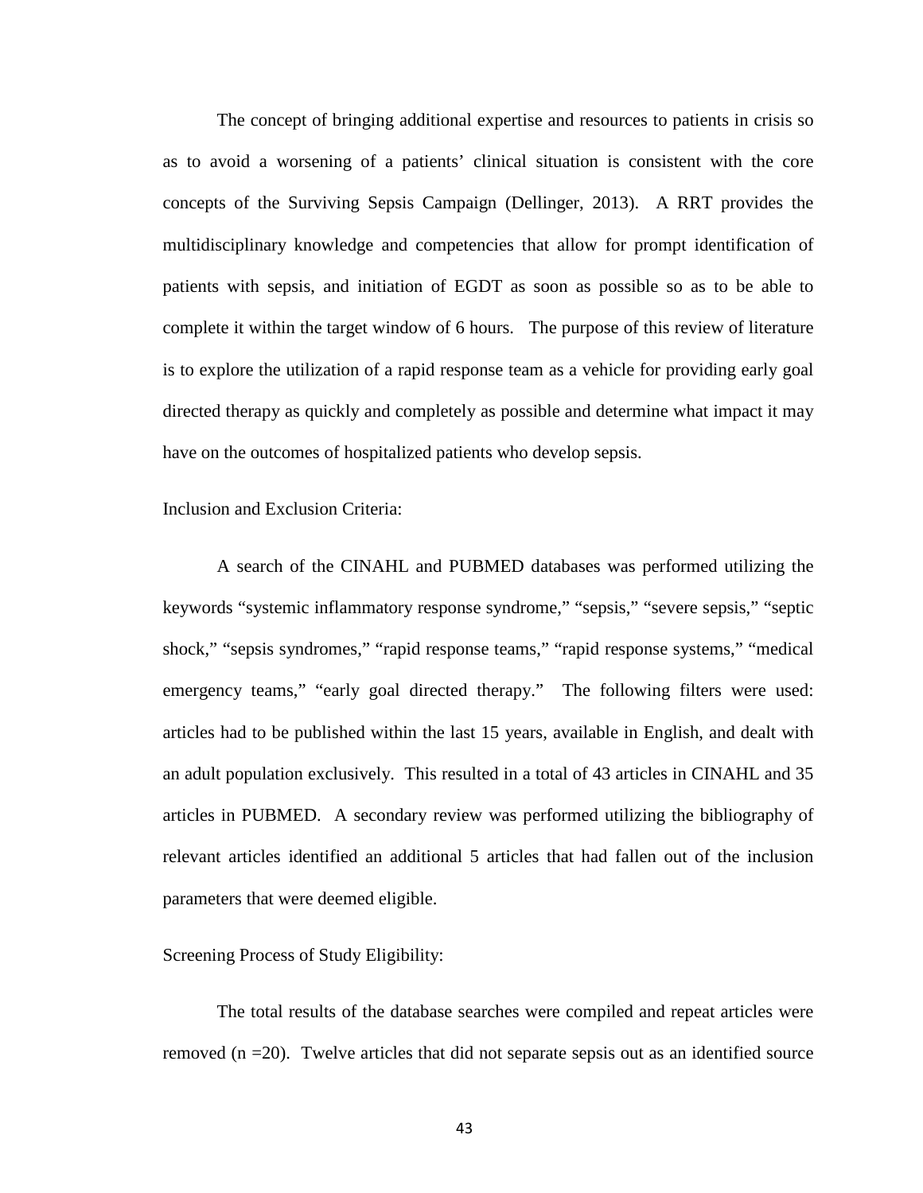The concept of bringing additional expertise and resources to patients in crisis so as to avoid a worsening of a patients' clinical situation is consistent with the core concepts of the Surviving Sepsis Campaign (Dellinger, 2013). A RRT provides the multidisciplinary knowledge and competencies that allow for prompt identification of patients with sepsis, and initiation of EGDT as soon as possible so as to be able to complete it within the target window of 6 hours. The purpose of this review of literature is to explore the utilization of a rapid response team as a vehicle for providing early goal directed therapy as quickly and completely as possible and determine what impact it may have on the outcomes of hospitalized patients who develop sepsis.

Inclusion and Exclusion Criteria:

A search of the CINAHL and PUBMED databases was performed utilizing the keywords "systemic inflammatory response syndrome," "sepsis," "severe sepsis," "septic shock," "sepsis syndromes," "rapid response teams," "rapid response systems," "medical emergency teams," "early goal directed therapy." The following filters were used: articles had to be published within the last 15 years, available in English, and dealt with an adult population exclusively. This resulted in a total of 43 articles in CINAHL and 35 articles in PUBMED. A secondary review was performed utilizing the bibliography of relevant articles identified an additional 5 articles that had fallen out of the inclusion parameters that were deemed eligible.

Screening Process of Study Eligibility:

The total results of the database searches were compiled and repeat articles were removed (n =20). Twelve articles that did not separate sepsis out as an identified source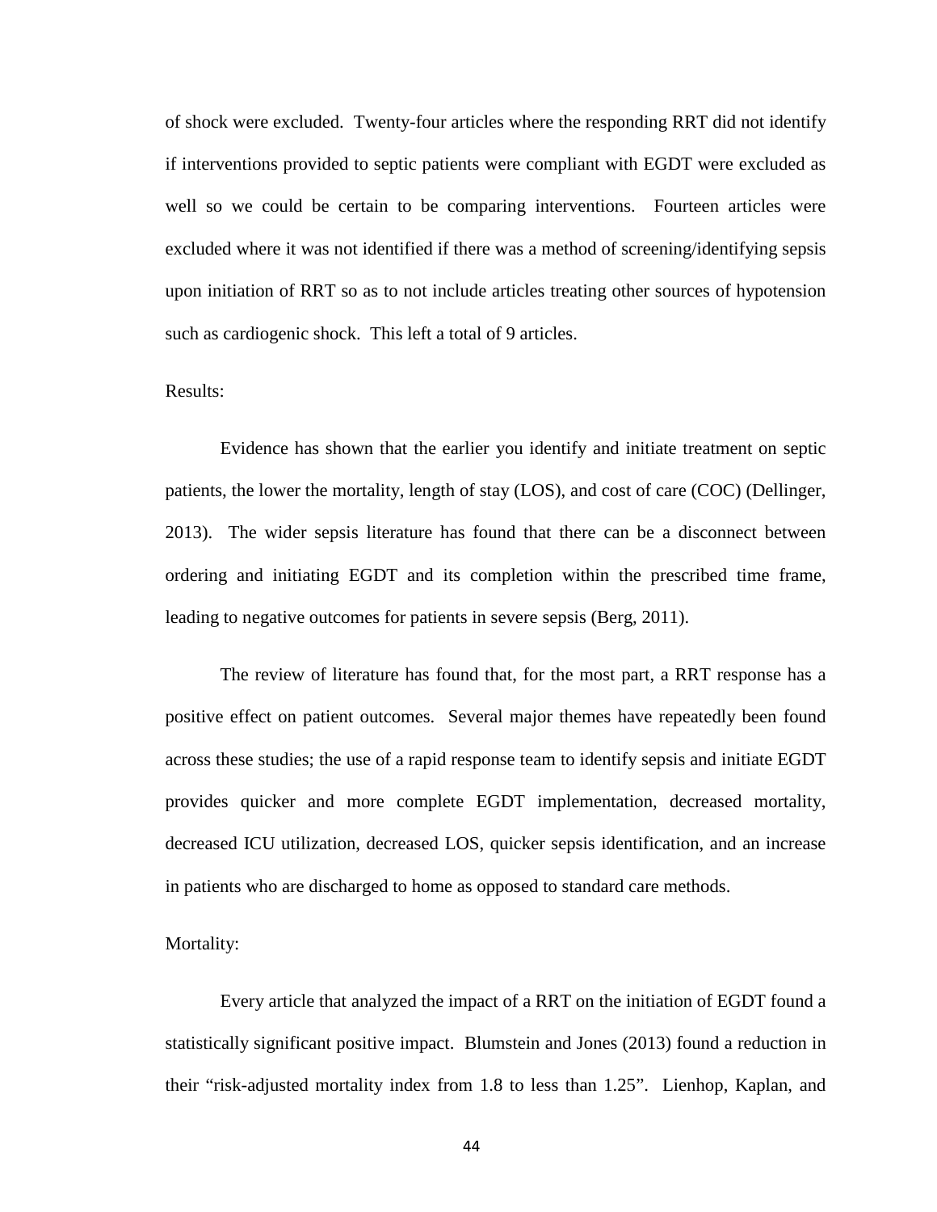of shock were excluded. Twenty-four articles where the responding RRT did not identify if interventions provided to septic patients were compliant with EGDT were excluded as well so we could be certain to be comparing interventions. Fourteen articles were excluded where it was not identified if there was a method of screening/identifying sepsis upon initiation of RRT so as to not include articles treating other sources of hypotension such as cardiogenic shock. This left a total of 9 articles.

Results:

Evidence has shown that the earlier you identify and initiate treatment on septic patients, the lower the mortality, length of stay (LOS), and cost of care (COC) (Dellinger, 2013). The wider sepsis literature has found that there can be a disconnect between ordering and initiating EGDT and its completion within the prescribed time frame, leading to negative outcomes for patients in severe sepsis (Berg, 2011).

The review of literature has found that, for the most part, a RRT response has a positive effect on patient outcomes. Several major themes have repeatedly been found across these studies; the use of a rapid response team to identify sepsis and initiate EGDT provides quicker and more complete EGDT implementation, decreased mortality, decreased ICU utilization, decreased LOS, quicker sepsis identification, and an increase in patients who are discharged to home as opposed to standard care methods.

Mortality:

Every article that analyzed the impact of a RRT on the initiation of EGDT found a statistically significant positive impact. Blumstein and Jones (2013) found a reduction in their "risk-adjusted mortality index from 1.8 to less than 1.25". Lienhop, Kaplan, and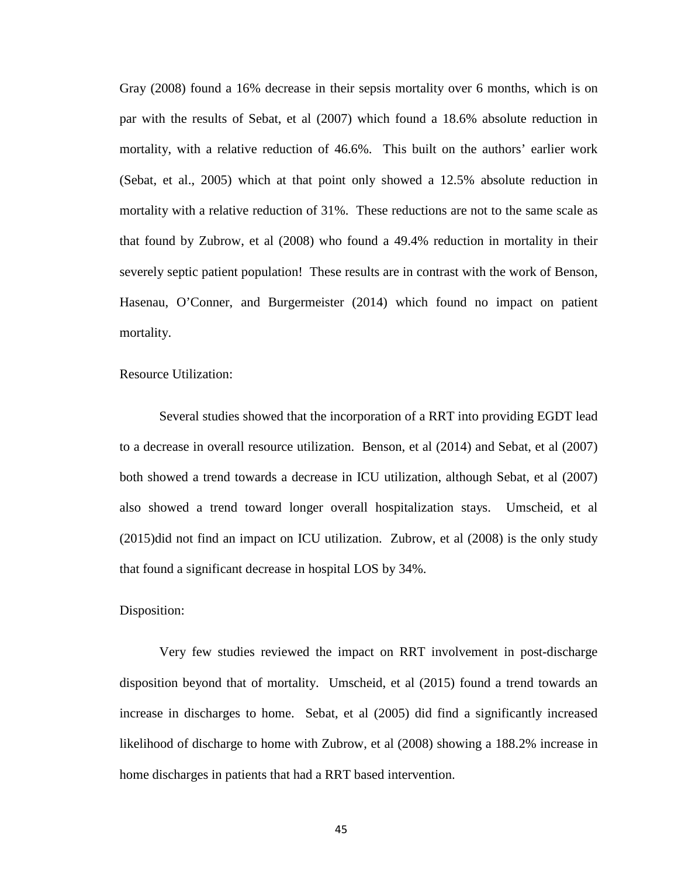Gray (2008) found a 16% decrease in their sepsis mortality over 6 months, which is on par with the results of Sebat, et al (2007) which found a 18.6% absolute reduction in mortality, with a relative reduction of 46.6%. This built on the authors' earlier work (Sebat, et al., 2005) which at that point only showed a 12.5% absolute reduction in mortality with a relative reduction of 31%. These reductions are not to the same scale as that found by Zubrow, et al (2008) who found a 49.4% reduction in mortality in their severely septic patient population! These results are in contrast with the work of Benson, Hasenau, O'Conner, and Burgermeister (2014) which found no impact on patient mortality.

Resource Utilization:

Several studies showed that the incorporation of a RRT into providing EGDT lead to a decrease in overall resource utilization. Benson, et al (2014) and Sebat, et al (2007) both showed a trend towards a decrease in ICU utilization, although Sebat, et al (2007) also showed a trend toward longer overall hospitalization stays. Umscheid, et al (2015)did not find an impact on ICU utilization. Zubrow, et al (2008) is the only study that found a significant decrease in hospital LOS by 34%.

Disposition:

Very few studies reviewed the impact on RRT involvement in post-discharge disposition beyond that of mortality. Umscheid, et al (2015) found a trend towards an increase in discharges to home. Sebat, et al (2005) did find a significantly increased likelihood of discharge to home with Zubrow, et al (2008) showing a 188.2% increase in home discharges in patients that had a RRT based intervention.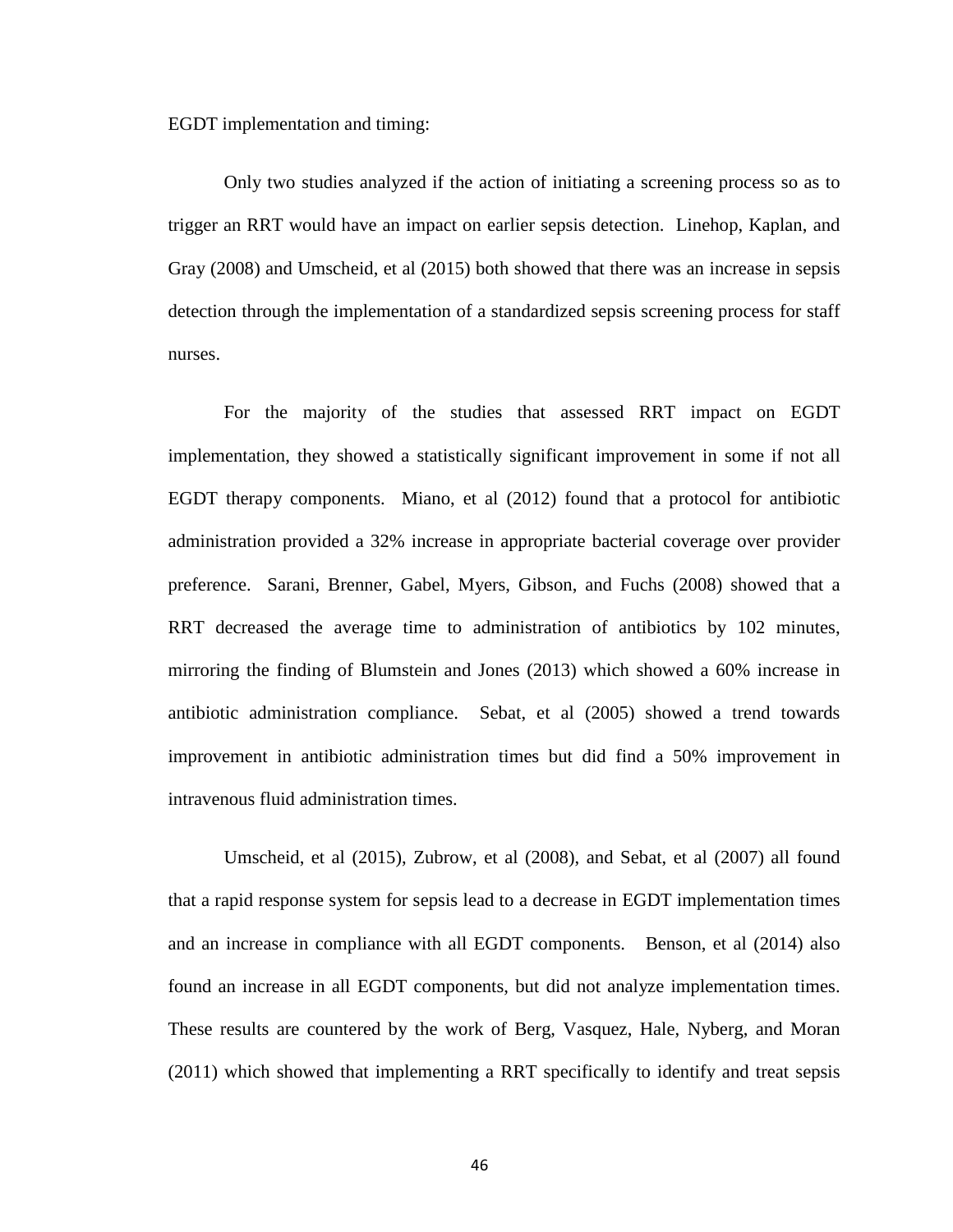EGDT implementation and timing:

Only two studies analyzed if the action of initiating a screening process so as to trigger an RRT would have an impact on earlier sepsis detection. Linehop, Kaplan, and Gray (2008) and Umscheid, et al (2015) both showed that there was an increase in sepsis detection through the implementation of a standardized sepsis screening process for staff nurses.

For the majority of the studies that assessed RRT impact on EGDT implementation, they showed a statistically significant improvement in some if not all EGDT therapy components. Miano, et al (2012) found that a protocol for antibiotic administration provided a 32% increase in appropriate bacterial coverage over provider preference. Sarani, Brenner, Gabel, Myers, Gibson, and Fuchs (2008) showed that a RRT decreased the average time to administration of antibiotics by 102 minutes, mirroring the finding of Blumstein and Jones (2013) which showed a 60% increase in antibiotic administration compliance. Sebat, et al (2005) showed a trend towards improvement in antibiotic administration times but did find a 50% improvement in intravenous fluid administration times.

Umscheid, et al (2015), Zubrow, et al (2008), and Sebat, et al (2007) all found that a rapid response system for sepsis lead to a decrease in EGDT implementation times and an increase in compliance with all EGDT components. Benson, et al (2014) also found an increase in all EGDT components, but did not analyze implementation times. These results are countered by the work of Berg, Vasquez, Hale, Nyberg, and Moran (2011) which showed that implementing a RRT specifically to identify and treat sepsis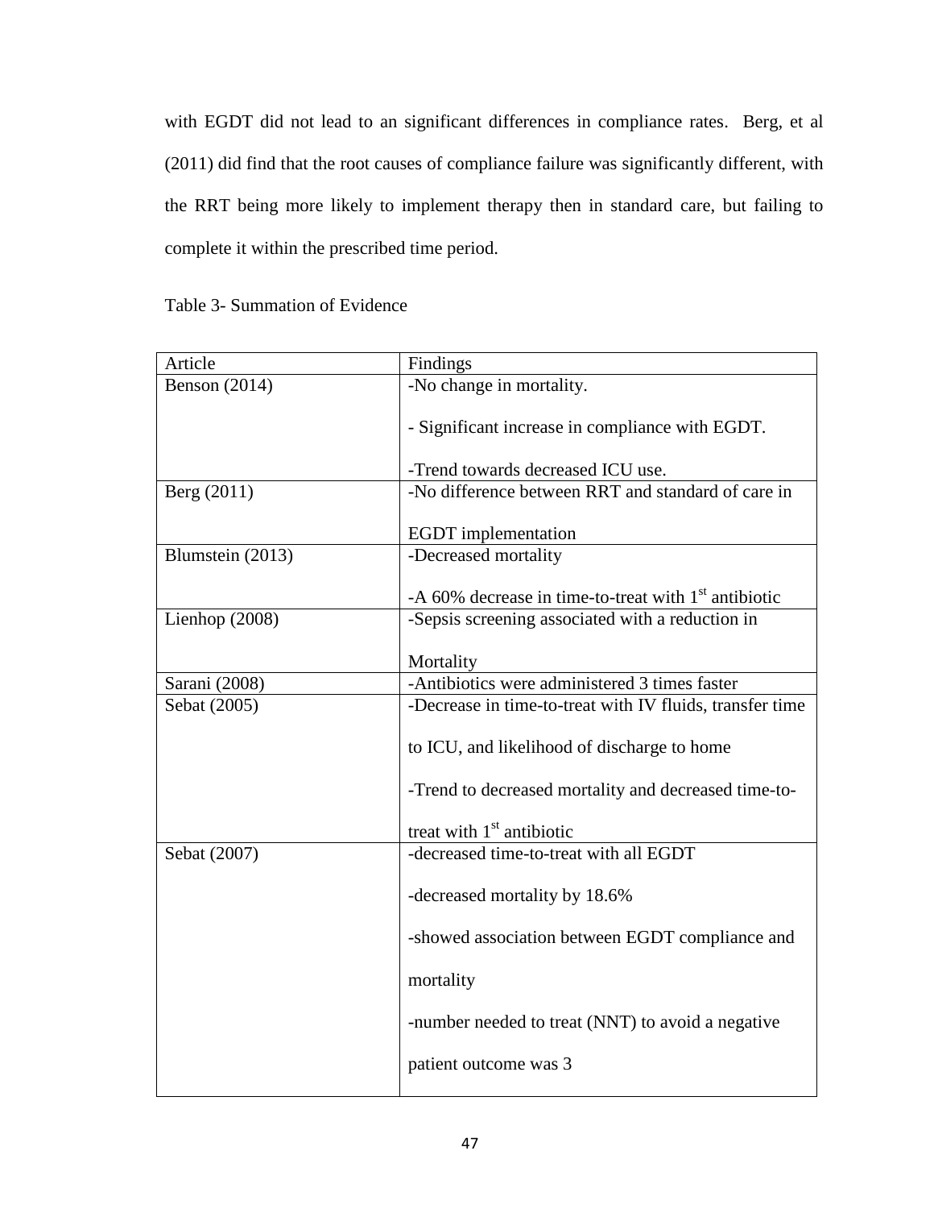with EGDT did not lead to an significant differences in compliance rates. Berg, et al (2011) did find that the root causes of compliance failure was significantly different, with the RRT being more likely to implement therapy then in standard care, but failing to complete it within the prescribed time period.

Table 3- Summation of Evidence

| Article | Findings |
|---|---|
| Benson (2014) | -No change in mortality.<br><br>- Significant increase in compliance with EGDT.<br><br>-Trend towards decreased ICU use. |
| Berg (2011) | -No difference between RRT and standard of care in EGDT implementation |
| Blumstein (2013) | -Decreased mortality<br><br>-A 60% decrease in time-to-treat with 1st antibiotic |
| Lienhop (2008) | -Sepsis screening associated with a reduction in Mortality |
| Sarani (2008) | -Antibiotics were administered 3 times faster |
| Sebat (2005) | -Decrease in time-to-treat with IV fluids, transfer time to ICU, and likelihood of discharge to home<br><br>-Trend to decreased mortality and decreased time-to-treat with 1st antibiotic |
| Sebat (2007) | -decreased time-to-treat with all EGDT<br><br>-decreased mortality by 18.6%<br><br>-showed association between EGDT compliance and mortality<br><br>-number needed to treat (NNT) to avoid a negative patient outcome was 3 |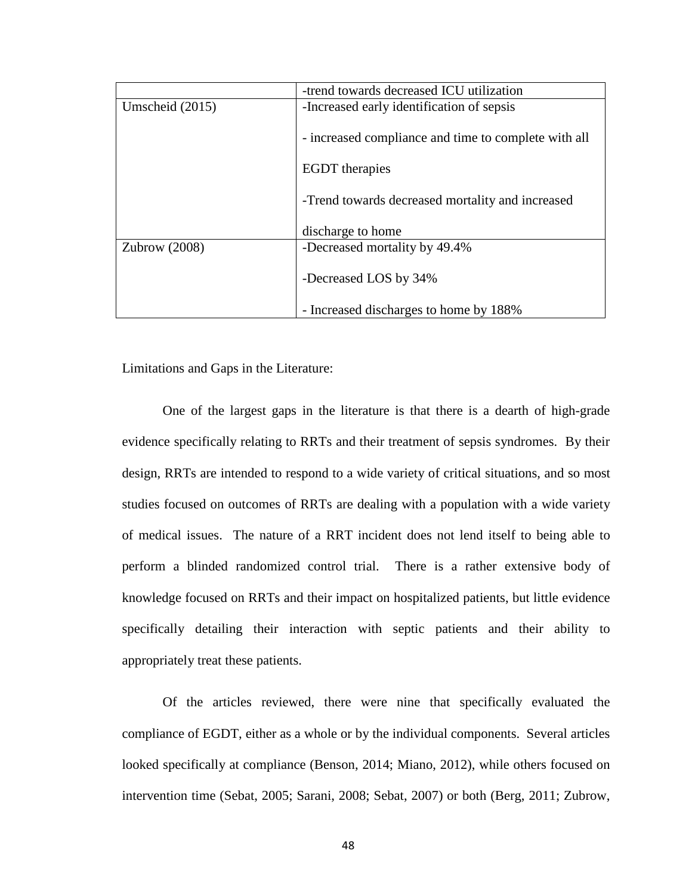| | |
|---|---|
| | -trend towards decreased ICU utilization |
| Umscheid (2015) | -Increased early identification of sepsis<br><br>- increased compliance and time to complete with all EGDT therapies<br><br>-Trend towards decreased mortality and increased discharge to home |
| Zubrow (2008) | -Decreased mortality by 49.4%<br><br>-Decreased LOS by 34%<br><br>- Increased discharges to home by 188% |

Limitations and Gaps in the Literature:

One of the largest gaps in the literature is that there is a dearth of high-grade evidence specifically relating to RRTs and their treatment of sepsis syndromes. By their design, RRTs are intended to respond to a wide variety of critical situations, and so most studies focused on outcomes of RRTs are dealing with a population with a wide variety of medical issues. The nature of a RRT incident does not lend itself to being able to perform a blinded randomized control trial. There is a rather extensive body of knowledge focused on RRTs and their impact on hospitalized patients, but little evidence specifically detailing their interaction with septic patients and their ability to appropriately treat these patients.

Of the articles reviewed, there were nine that specifically evaluated the compliance of EGDT, either as a whole or by the individual components. Several articles looked specifically at compliance (Benson, 2014; Miano, 2012), while others focused on intervention time (Sebat, 2005; Sarani, 2008; Sebat, 2007) or both (Berg, 2011; Zubrow,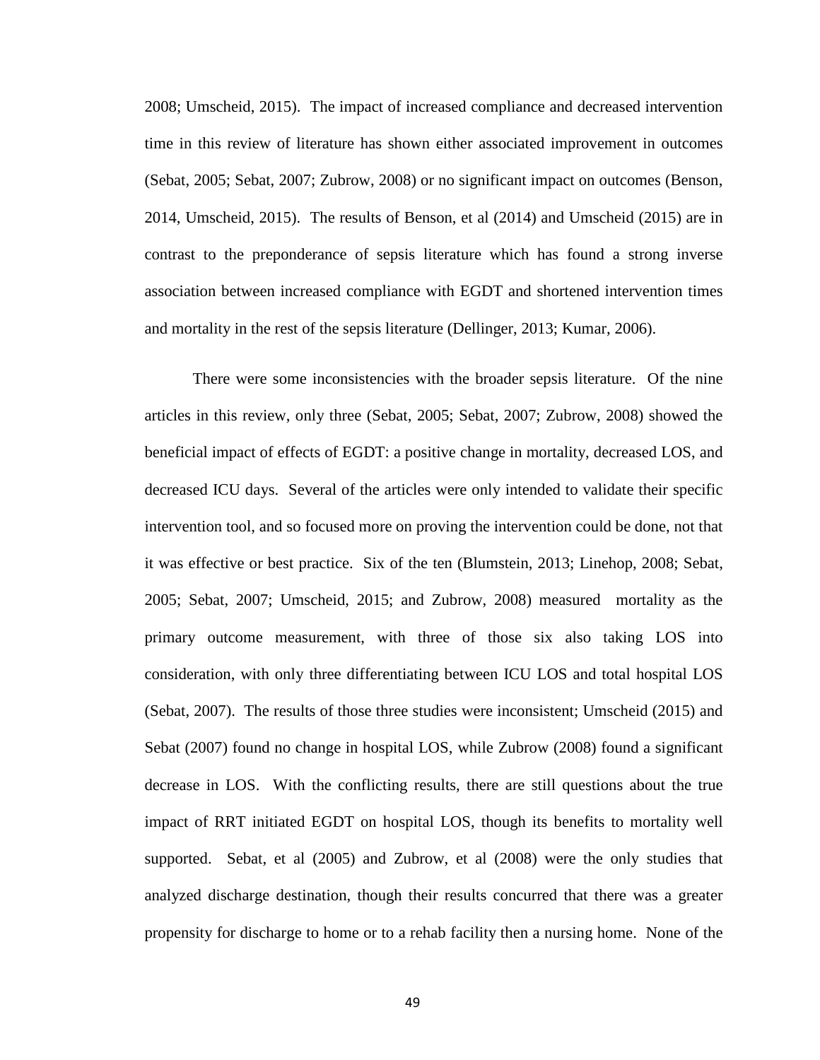2008; Umscheid, 2015). The impact of increased compliance and decreased intervention time in this review of literature has shown either associated improvement in outcomes (Sebat, 2005; Sebat, 2007; Zubrow, 2008) or no significant impact on outcomes (Benson, 2014, Umscheid, 2015). The results of Benson, et al (2014) and Umscheid (2015) are in contrast to the preponderance of sepsis literature which has found a strong inverse association between increased compliance with EGDT and shortened intervention times and mortality in the rest of the sepsis literature (Dellinger, 2013; Kumar, 2006).

There were some inconsistencies with the broader sepsis literature. Of the nine articles in this review, only three (Sebat, 2005; Sebat, 2007; Zubrow, 2008) showed the beneficial impact of effects of EGDT: a positive change in mortality, decreased LOS, and decreased ICU days. Several of the articles were only intended to validate their specific intervention tool, and so focused more on proving the intervention could be done, not that it was effective or best practice. Six of the ten (Blumstein, 2013; Linehop, 2008; Sebat, 2005; Sebat, 2007; Umscheid, 2015; and Zubrow, 2008) measured mortality as the primary outcome measurement, with three of those six also taking LOS into consideration, with only three differentiating between ICU LOS and total hospital LOS (Sebat, 2007). The results of those three studies were inconsistent; Umscheid (2015) and Sebat (2007) found no change in hospital LOS, while Zubrow (2008) found a significant decrease in LOS. With the conflicting results, there are still questions about the true impact of RRT initiated EGDT on hospital LOS, though its benefits to mortality well supported. Sebat, et al (2005) and Zubrow, et al (2008) were the only studies that analyzed discharge destination, though their results concurred that there was a greater propensity for discharge to home or to a rehab facility then a nursing home. None of the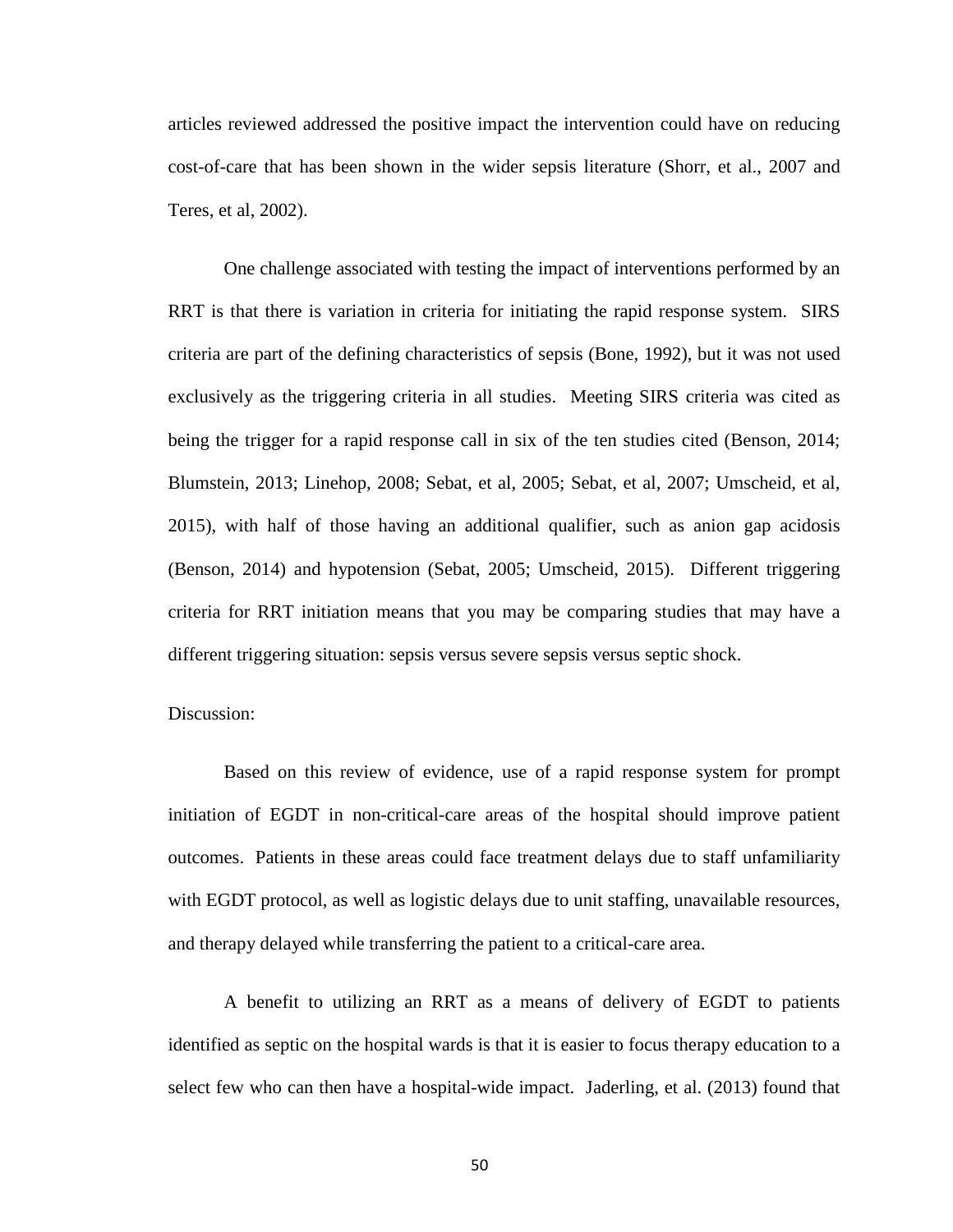articles reviewed addressed the positive impact the intervention could have on reducing cost-of-care that has been shown in the wider sepsis literature (Shorr, et al., 2007 and Teres, et al, 2002).

One challenge associated with testing the impact of interventions performed by an RRT is that there is variation in criteria for initiating the rapid response system. SIRS criteria are part of the defining characteristics of sepsis (Bone, 1992), but it was not used exclusively as the triggering criteria in all studies. Meeting SIRS criteria was cited as being the trigger for a rapid response call in six of the ten studies cited (Benson, 2014; Blumstein, 2013; Linehop, 2008; Sebat, et al, 2005; Sebat, et al, 2007; Umscheid, et al, 2015), with half of those having an additional qualifier, such as anion gap acidosis (Benson, 2014) and hypotension (Sebat, 2005; Umscheid, 2015). Different triggering criteria for RRT initiation means that you may be comparing studies that may have a different triggering situation: sepsis versus severe sepsis versus septic shock.

Discussion:

Based on this review of evidence, use of a rapid response system for prompt initiation of EGDT in non-critical-care areas of the hospital should improve patient outcomes. Patients in these areas could face treatment delays due to staff unfamiliarity with EGDT protocol, as well as logistic delays due to unit staffing, unavailable resources, and therapy delayed while transferring the patient to a critical-care area.

A benefit to utilizing an RRT as a means of delivery of EGDT to patients identified as septic on the hospital wards is that it is easier to focus therapy education to a select few who can then have a hospital-wide impact. Jaderling, et al. (2013) found that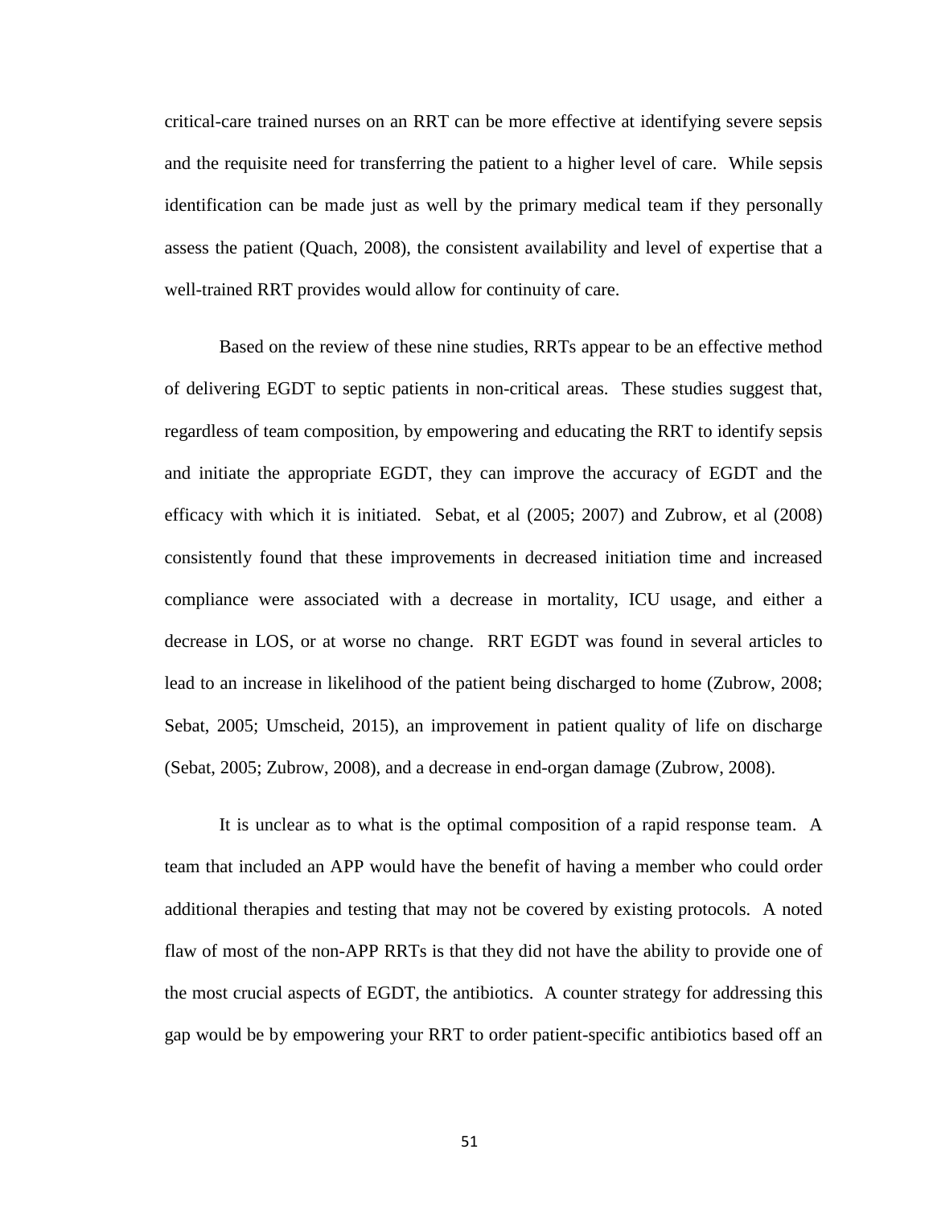critical-care trained nurses on an RRT can be more effective at identifying severe sepsis and the requisite need for transferring the patient to a higher level of care. While sepsis identification can be made just as well by the primary medical team if they personally assess the patient (Quach, 2008), the consistent availability and level of expertise that a well-trained RRT provides would allow for continuity of care.

Based on the review of these nine studies, RRTs appear to be an effective method of delivering EGDT to septic patients in non-critical areas. These studies suggest that, regardless of team composition, by empowering and educating the RRT to identify sepsis and initiate the appropriate EGDT, they can improve the accuracy of EGDT and the efficacy with which it is initiated. Sebat, et al (2005; 2007) and Zubrow, et al (2008) consistently found that these improvements in decreased initiation time and increased compliance were associated with a decrease in mortality, ICU usage, and either a decrease in LOS, or at worse no change. RRT EGDT was found in several articles to lead to an increase in likelihood of the patient being discharged to home (Zubrow, 2008; Sebat, 2005; Umscheid, 2015), an improvement in patient quality of life on discharge (Sebat, 2005; Zubrow, 2008), and a decrease in end-organ damage (Zubrow, 2008).

It is unclear as to what is the optimal composition of a rapid response team. A team that included an APP would have the benefit of having a member who could order additional therapies and testing that may not be covered by existing protocols. A noted flaw of most of the non-APP RRTs is that they did not have the ability to provide one of the most crucial aspects of EGDT, the antibiotics. A counter strategy for addressing this gap would be by empowering your RRT to order patient-specific antibiotics based off an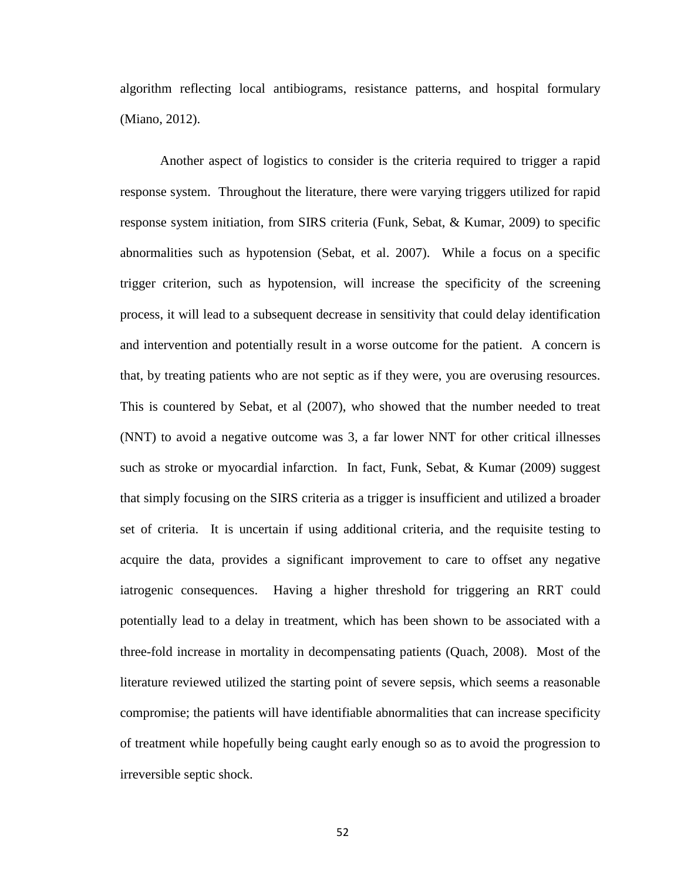algorithm reflecting local antibiograms, resistance patterns, and hospital formulary (Miano, 2012).

Another aspect of logistics to consider is the criteria required to trigger a rapid response system. Throughout the literature, there were varying triggers utilized for rapid response system initiation, from SIRS criteria (Funk, Sebat, & Kumar, 2009) to specific abnormalities such as hypotension (Sebat, et al. 2007). While a focus on a specific trigger criterion, such as hypotension, will increase the specificity of the screening process, it will lead to a subsequent decrease in sensitivity that could delay identification and intervention and potentially result in a worse outcome for the patient. A concern is that, by treating patients who are not septic as if they were, you are overusing resources. This is countered by Sebat, et al (2007), who showed that the number needed to treat (NNT) to avoid a negative outcome was 3, a far lower NNT for other critical illnesses such as stroke or myocardial infarction. In fact, Funk, Sebat, & Kumar (2009) suggest that simply focusing on the SIRS criteria as a trigger is insufficient and utilized a broader set of criteria. It is uncertain if using additional criteria, and the requisite testing to acquire the data, provides a significant improvement to care to offset any negative iatrogenic consequences. Having a higher threshold for triggering an RRT could potentially lead to a delay in treatment, which has been shown to be associated with a three-fold increase in mortality in decompensating patients (Quach, 2008). Most of the literature reviewed utilized the starting point of severe sepsis, which seems a reasonable compromise; the patients will have identifiable abnormalities that can increase specificity of treatment while hopefully being caught early enough so as to avoid the progression to irreversible septic shock.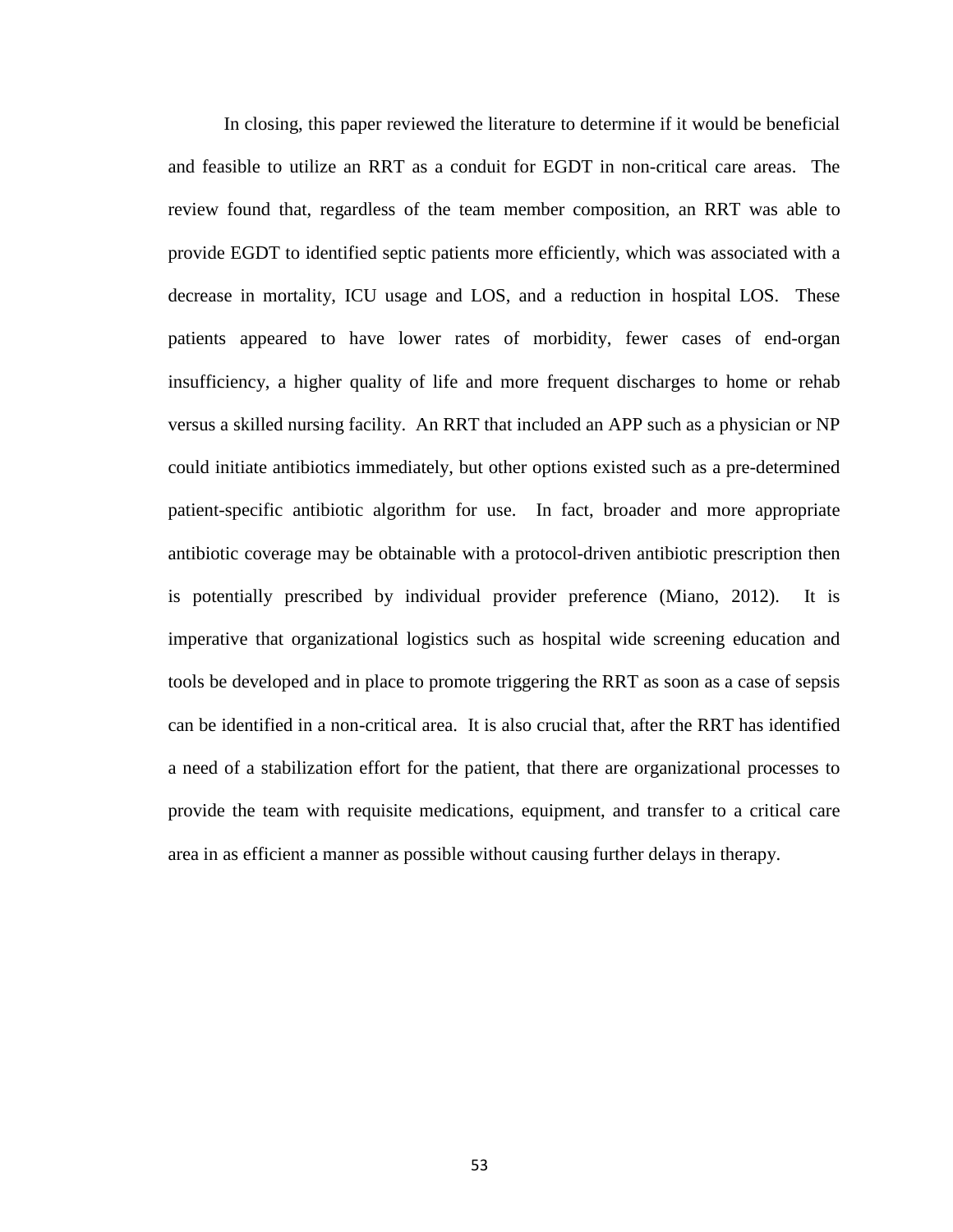In closing, this paper reviewed the literature to determine if it would be beneficial and feasible to utilize an RRT as a conduit for EGDT in non-critical care areas. The review found that, regardless of the team member composition, an RRT was able to provide EGDT to identified septic patients more efficiently, which was associated with a decrease in mortality, ICU usage and LOS, and a reduction in hospital LOS. These patients appeared to have lower rates of morbidity, fewer cases of end-organ insufficiency, a higher quality of life and more frequent discharges to home or rehab versus a skilled nursing facility. An RRT that included an APP such as a physician or NP could initiate antibiotics immediately, but other options existed such as a pre-determined patient-specific antibiotic algorithm for use. In fact, broader and more appropriate antibiotic coverage may be obtainable with a protocol-driven antibiotic prescription then is potentially prescribed by individual provider preference (Miano, 2012). It is imperative that organizational logistics such as hospital wide screening education and tools be developed and in place to promote triggering the RRT as soon as a case of sepsis can be identified in a non-critical area. It is also crucial that, after the RRT has identified a need of a stabilization effort for the patient, that there are organizational processes to provide the team with requisite medications, equipment, and transfer to a critical care area in as efficient a manner as possible without causing further delays in therapy.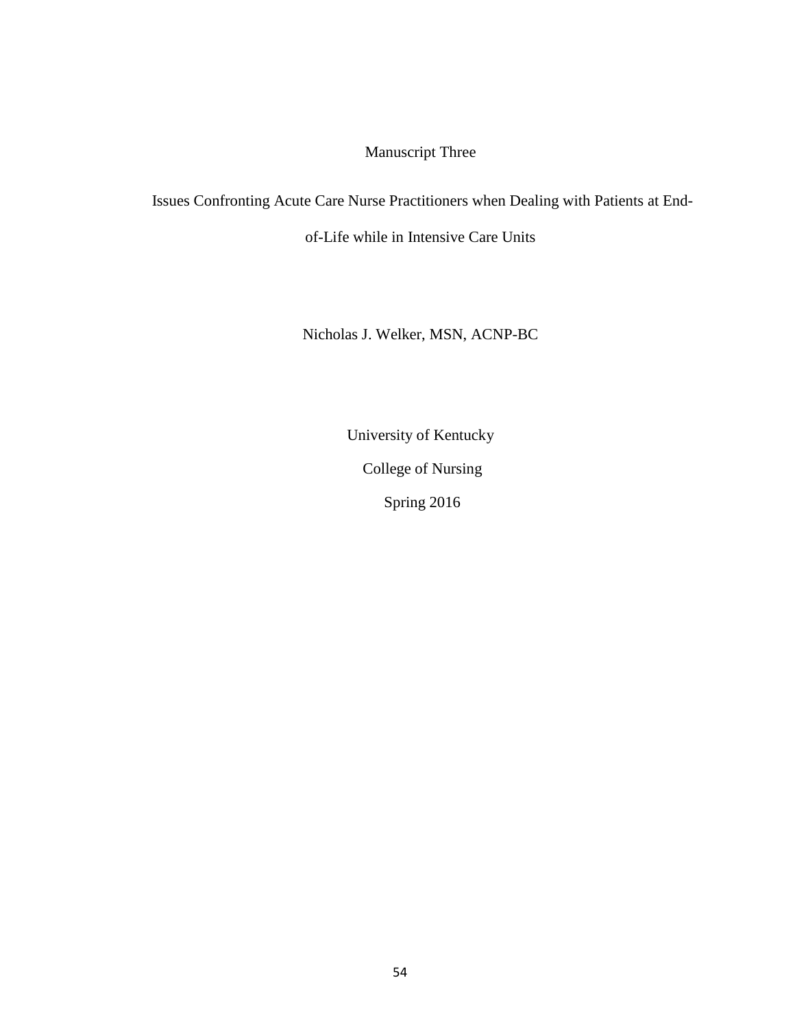# Manuscript Three

## Issues Confronting Acute Care Nurse Practitioners when Dealing with Patients at End-of-Life while in Intensive Care Units

Nicholas J. Welker, MSN, ACNP-BC

University of Kentucky

College of Nursing

Spring 2016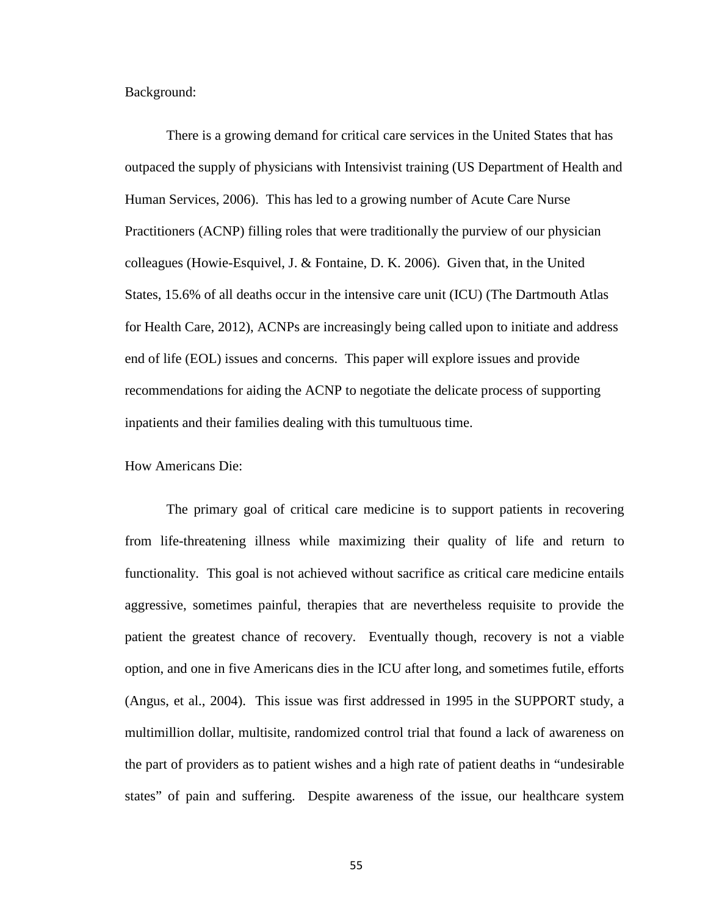Background:

There is a growing demand for critical care services in the United States that has outpaced the supply of physicians with Intensivist training (US Department of Health and Human Services, 2006). This has led to a growing number of Acute Care Nurse Practitioners (ACNP) filling roles that were traditionally the purview of our physician colleagues (Howie-Esquivel, J. & Fontaine, D. K. 2006). Given that, in the United States, 15.6% of all deaths occur in the intensive care unit (ICU) (The Dartmouth Atlas for Health Care, 2012), ACNPs are increasingly being called upon to initiate and address end of life (EOL) issues and concerns. This paper will explore issues and provide recommendations for aiding the ACNP to negotiate the delicate process of supporting inpatients and their families dealing with this tumultuous time.

How Americans Die:

The primary goal of critical care medicine is to support patients in recovering from life-threatening illness while maximizing their quality of life and return to functionality. This goal is not achieved without sacrifice as critical care medicine entails aggressive, sometimes painful, therapies that are nevertheless requisite to provide the patient the greatest chance of recovery. Eventually though, recovery is not a viable option, and one in five Americans dies in the ICU after long, and sometimes futile, efforts (Angus, et al., 2004). This issue was first addressed in 1995 in the SUPPORT study, a multimillion dollar, multisite, randomized control trial that found a lack of awareness on the part of providers as to patient wishes and a high rate of patient deaths in "undesirable states" of pain and suffering. Despite awareness of the issue, our healthcare system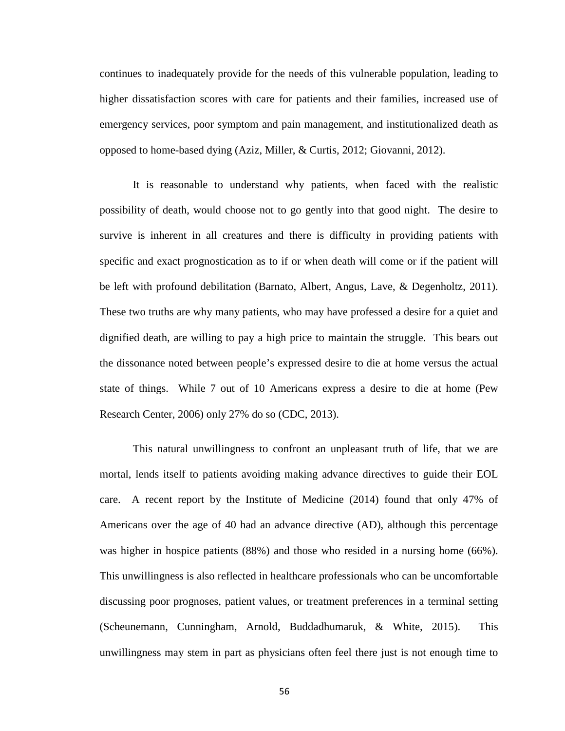continues to inadequately provide for the needs of this vulnerable population, leading to higher dissatisfaction scores with care for patients and their families, increased use of emergency services, poor symptom and pain management, and institutionalized death as opposed to home-based dying (Aziz, Miller, & Curtis, 2012; Giovanni, 2012).

It is reasonable to understand why patients, when faced with the realistic possibility of death, would choose not to go gently into that good night. The desire to survive is inherent in all creatures and there is difficulty in providing patients with specific and exact prognostication as to if or when death will come or if the patient will be left with profound debilitation (Barnato, Albert, Angus, Lave, & Degenholtz, 2011). These two truths are why many patients, who may have professed a desire for a quiet and dignified death, are willing to pay a high price to maintain the struggle. This bears out the dissonance noted between people's expressed desire to die at home versus the actual state of things. While 7 out of 10 Americans express a desire to die at home (Pew Research Center, 2006) only 27% do so (CDC, 2013).

This natural unwillingness to confront an unpleasant truth of life, that we are mortal, lends itself to patients avoiding making advance directives to guide their EOL care. A recent report by the Institute of Medicine (2014) found that only 47% of Americans over the age of 40 had an advance directive (AD), although this percentage was higher in hospice patients (88%) and those who resided in a nursing home (66%). This unwillingness is also reflected in healthcare professionals who can be uncomfortable discussing poor prognoses, patient values, or treatment preferences in a terminal setting (Scheunemann, Cunningham, Arnold, Buddadhumaruk, & White, 2015). This unwillingness may stem in part as physicians often feel there just is not enough time to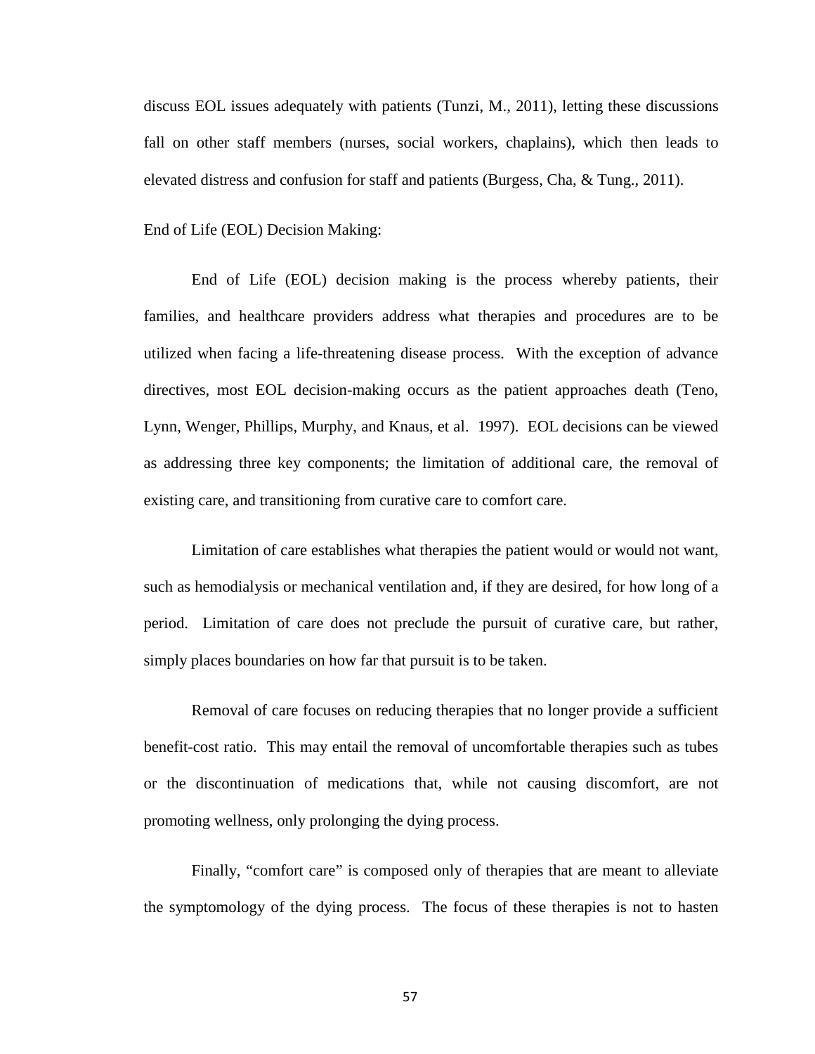discuss EOL issues adequately with patients (Tunzi, M., 2011), letting these discussions fall on other staff members (nurses, social workers, chaplains), which then leads to elevated distress and confusion for staff and patients (Burgess, Cha, & Tung., 2011).

End of Life (EOL) Decision Making:

End of Life (EOL) decision making is the process whereby patients, their families, and healthcare providers address what therapies and procedures are to be utilized when facing a life-threatening disease process. With the exception of advance directives, most EOL decision-making occurs as the patient approaches death (Teno, Lynn, Wenger, Phillips, Murphy, and Knaus, et al. 1997). EOL decisions can be viewed as addressing three key components; the limitation of additional care, the removal of existing care, and transitioning from curative care to comfort care.

Limitation of care establishes what therapies the patient would or would not want, such as hemodialysis or mechanical ventilation and, if they are desired, for how long of a period. Limitation of care does not preclude the pursuit of curative care, but rather, simply places boundaries on how far that pursuit is to be taken.

Removal of care focuses on reducing therapies that no longer provide a sufficient benefit-cost ratio. This may entail the removal of uncomfortable therapies such as tubes or the discontinuation of medications that, while not causing discomfort, are not promoting wellness, only prolonging the dying process.

Finally, "comfort care" is composed only of therapies that are meant to alleviate the symptomology of the dying process. The focus of these therapies is not to hasten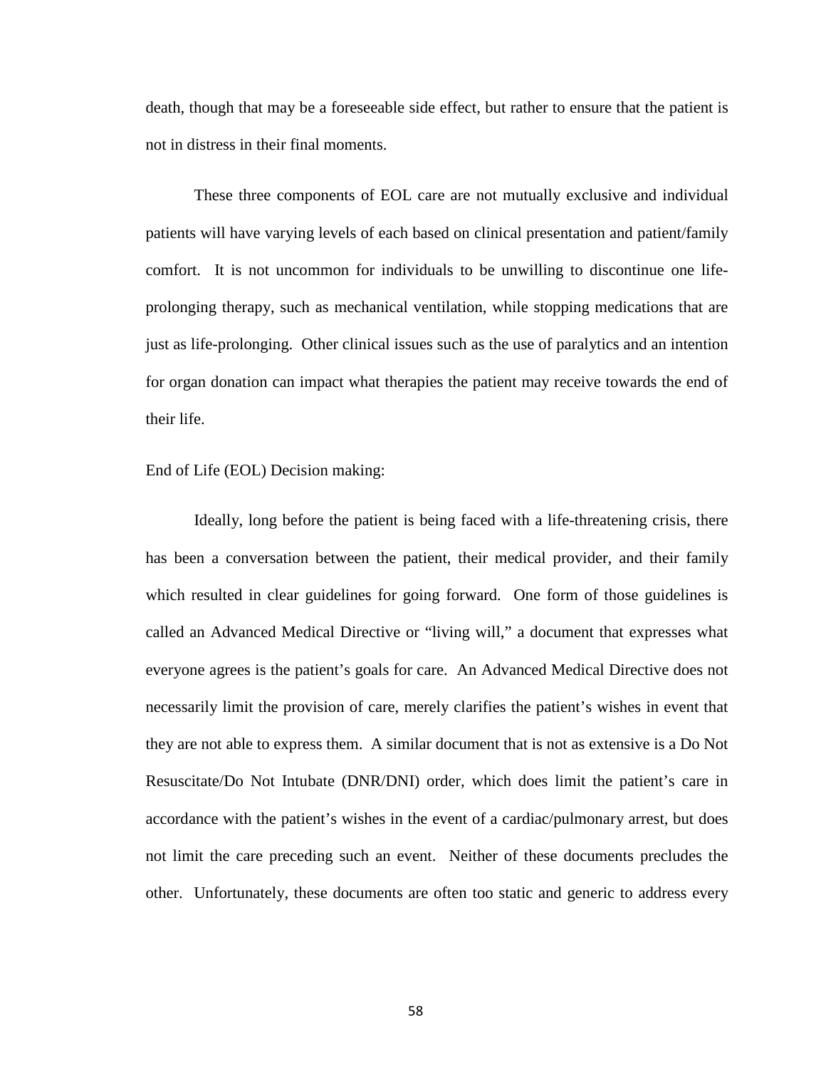death, though that may be a foreseeable side effect, but rather to ensure that the patient is not in distress in their final moments.

These three components of EOL care are not mutually exclusive and individual patients will have varying levels of each based on clinical presentation and patient/family comfort. It is not uncommon for individuals to be unwilling to discontinue one life-prolonging therapy, such as mechanical ventilation, while stopping medications that are just as life-prolonging. Other clinical issues such as the use of paralytics and an intention for organ donation can impact what therapies the patient may receive towards the end of their life.

End of Life (EOL) Decision making:

Ideally, long before the patient is being faced with a life-threatening crisis, there has been a conversation between the patient, their medical provider, and their family which resulted in clear guidelines for going forward. One form of those guidelines is called an Advanced Medical Directive or "living will," a document that expresses what everyone agrees is the patient's goals for care. An Advanced Medical Directive does not necessarily limit the provision of care, merely clarifies the patient's wishes in event that they are not able to express them. A similar document that is not as extensive is a Do Not Resuscitate/Do Not Intubate (DNR/DNI) order, which does limit the patient's care in accordance with the patient's wishes in the event of a cardiac/pulmonary arrest, but does not limit the care preceding such an event. Neither of these documents precludes the other. Unfortunately, these documents are often too static and generic to address every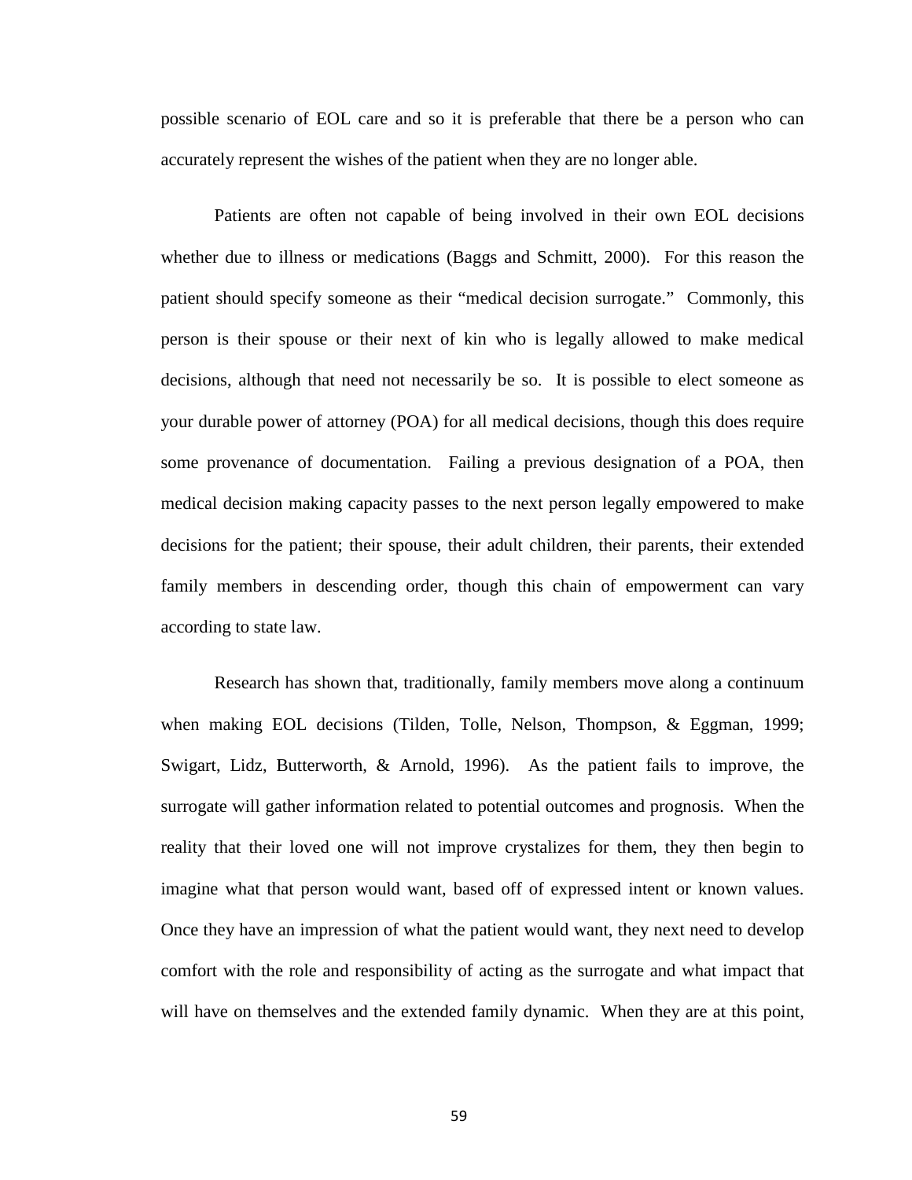possible scenario of EOL care and so it is preferable that there be a person who can accurately represent the wishes of the patient when they are no longer able.

Patients are often not capable of being involved in their own EOL decisions whether due to illness or medications (Baggs and Schmitt, 2000). For this reason the patient should specify someone as their "medical decision surrogate." Commonly, this person is their spouse or their next of kin who is legally allowed to make medical decisions, although that need not necessarily be so. It is possible to elect someone as your durable power of attorney (POA) for all medical decisions, though this does require some provenance of documentation. Failing a previous designation of a POA, then medical decision making capacity passes to the next person legally empowered to make decisions for the patient; their spouse, their adult children, their parents, their extended family members in descending order, though this chain of empowerment can vary according to state law.

Research has shown that, traditionally, family members move along a continuum when making EOL decisions (Tilden, Tolle, Nelson, Thompson, & Eggman, 1999; Swigart, Lidz, Butterworth, & Arnold, 1996). As the patient fails to improve, the surrogate will gather information related to potential outcomes and prognosis. When the reality that their loved one will not improve crystalizes for them, they then begin to imagine what that person would want, based off of expressed intent or known values. Once they have an impression of what the patient would want, they next need to develop comfort with the role and responsibility of acting as the surrogate and what impact that will have on themselves and the extended family dynamic. When they are at this point,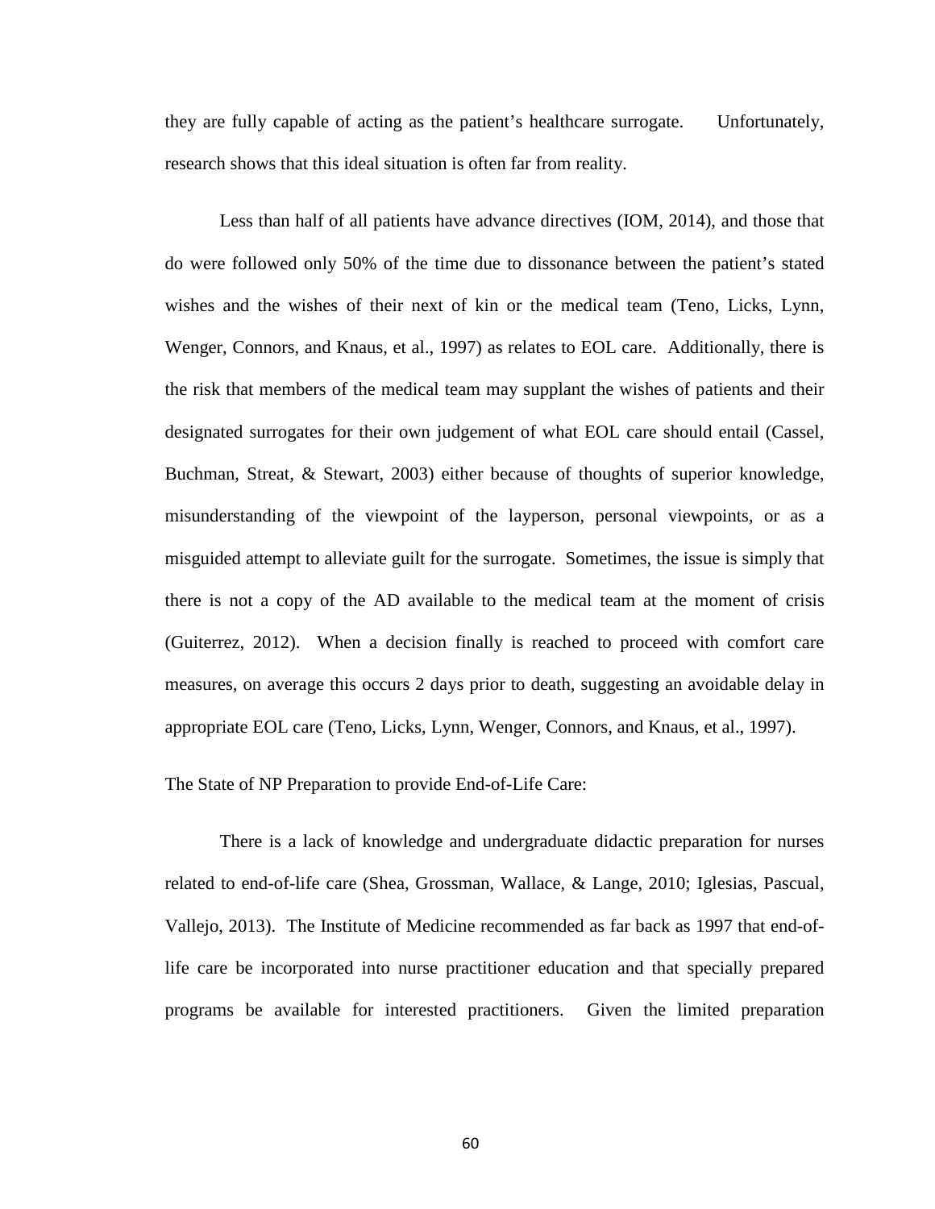they are fully capable of acting as the patient's healthcare surrogate. Unfortunately, research shows that this ideal situation is often far from reality.

Less than half of all patients have advance directives (IOM, 2014), and those that do were followed only 50% of the time due to dissonance between the patient's stated wishes and the wishes of their next of kin or the medical team (Teno, Licks, Lynn, Wenger, Connors, and Knaus, et al., 1997) as relates to EOL care. Additionally, there is the risk that members of the medical team may supplant the wishes of patients and their designated surrogates for their own judgement of what EOL care should entail (Cassel, Buchman, Streat, & Stewart, 2003) either because of thoughts of superior knowledge, misunderstanding of the viewpoint of the layperson, personal viewpoints, or as a misguided attempt to alleviate guilt for the surrogate. Sometimes, the issue is simply that there is not a copy of the AD available to the medical team at the moment of crisis (Guiterrez, 2012). When a decision finally is reached to proceed with comfort care measures, on average this occurs 2 days prior to death, suggesting an avoidable delay in appropriate EOL care (Teno, Licks, Lynn, Wenger, Connors, and Knaus, et al., 1997).

The State of NP Preparation to provide End-of-Life Care:

There is a lack of knowledge and undergraduate didactic preparation for nurses related to end-of-life care (Shea, Grossman, Wallace, & Lange, 2010; Iglesias, Pascual, Vallejo, 2013). The Institute of Medicine recommended as far back as 1997 that end-of-life care be incorporated into nurse practitioner education and that specially prepared programs be available for interested practitioners. Given the limited preparation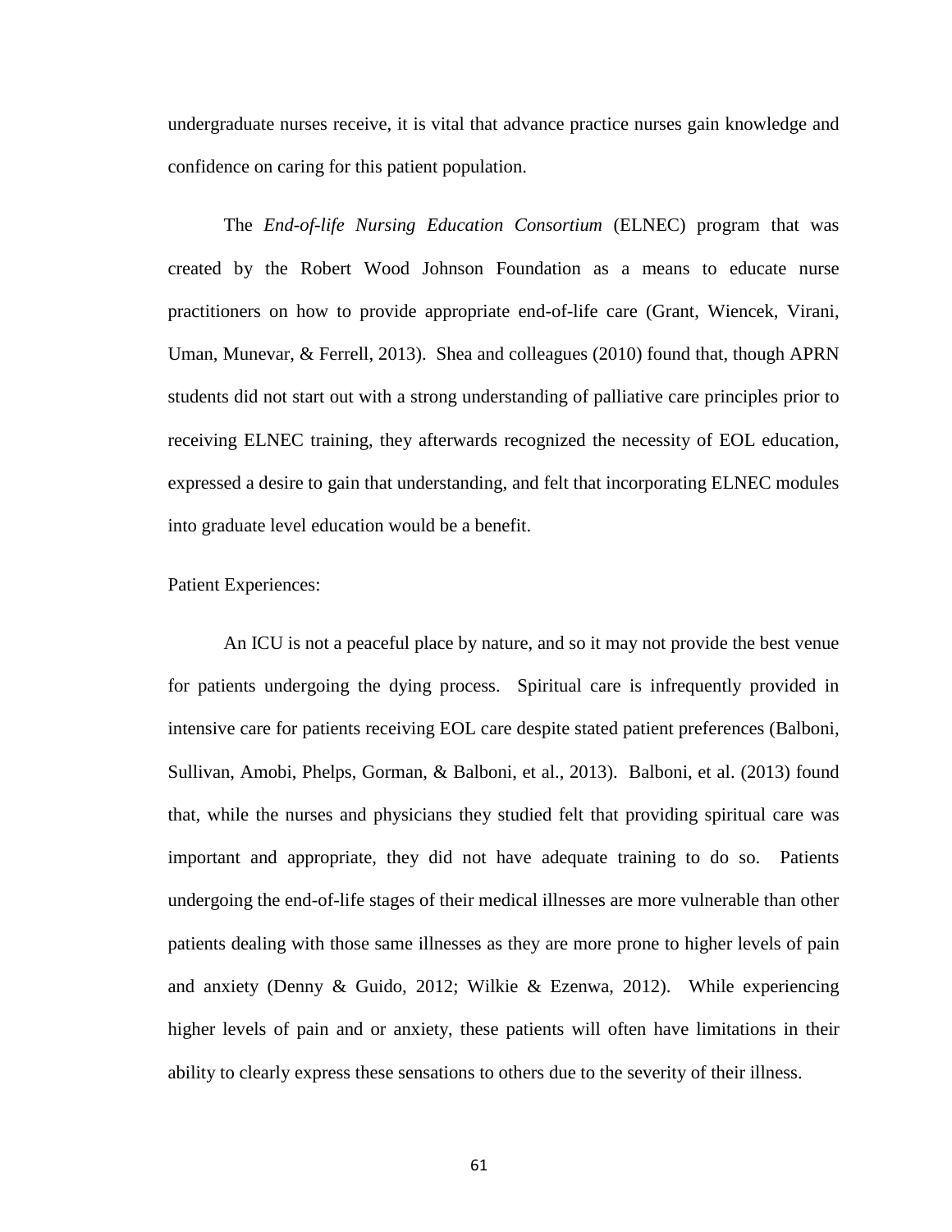undergraduate nurses receive, it is vital that advance practice nurses gain knowledge and confidence on caring for this patient population.

The *End-of-life Nursing Education Consortium* (ELNEC) program that was created by the Robert Wood Johnson Foundation as a means to educate nurse practitioners on how to provide appropriate end-of-life care (Grant, Wiencek, Virani, Uman, Munevar, & Ferrell, 2013). Shea and colleagues (2010) found that, though APRN students did not start out with a strong understanding of palliative care principles prior to receiving ELNEC training, they afterwards recognized the necessity of EOL education, expressed a desire to gain that understanding, and felt that incorporating ELNEC modules into graduate level education would be a benefit.

Patient Experiences:

An ICU is not a peaceful place by nature, and so it may not provide the best venue for patients undergoing the dying process. Spiritual care is infrequently provided in intensive care for patients receiving EOL care despite stated patient preferences (Balboni, Sullivan, Amobi, Phelps, Gorman, & Balboni, et al., 2013). Balboni, et al. (2013) found that, while the nurses and physicians they studied felt that providing spiritual care was important and appropriate, they did not have adequate training to do so. Patients undergoing the end-of-life stages of their medical illnesses are more vulnerable than other patients dealing with those same illnesses as they are more prone to higher levels of pain and anxiety (Denny & Guido, 2012; Wilkie & Ezenwa, 2012). While experiencing higher levels of pain and or anxiety, these patients will often have limitations in their ability to clearly express these sensations to others due to the severity of their illness.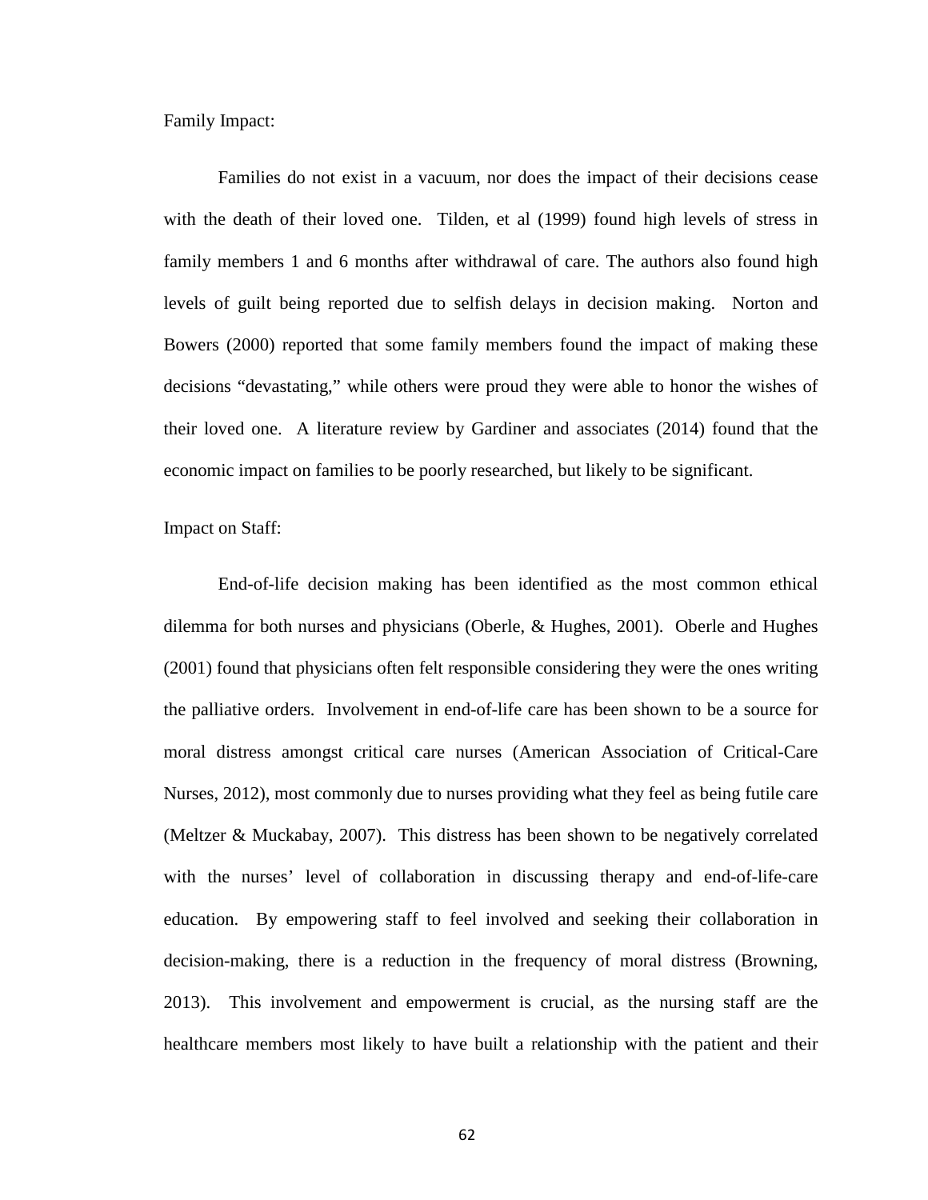Family Impact:

Families do not exist in a vacuum, nor does the impact of their decisions cease with the death of their loved one. Tilden, et al (1999) found high levels of stress in family members 1 and 6 months after withdrawal of care. The authors also found high levels of guilt being reported due to selfish delays in decision making. Norton and Bowers (2000) reported that some family members found the impact of making these decisions "devastating," while others were proud they were able to honor the wishes of their loved one. A literature review by Gardiner and associates (2014) found that the economic impact on families to be poorly researched, but likely to be significant.

Impact on Staff:

End-of-life decision making has been identified as the most common ethical dilemma for both nurses and physicians (Oberle, & Hughes, 2001). Oberle and Hughes (2001) found that physicians often felt responsible considering they were the ones writing the palliative orders. Involvement in end-of-life care has been shown to be a source for moral distress amongst critical care nurses (American Association of Critical-Care Nurses, 2012), most commonly due to nurses providing what they feel as being futile care (Meltzer & Muckabay, 2007). This distress has been shown to be negatively correlated with the nurses' level of collaboration in discussing therapy and end-of-life-care education. By empowering staff to feel involved and seeking their collaboration in decision-making, there is a reduction in the frequency of moral distress (Browning, 2013). This involvement and empowerment is crucial, as the nursing staff are the healthcare members most likely to have built a relationship with the patient and their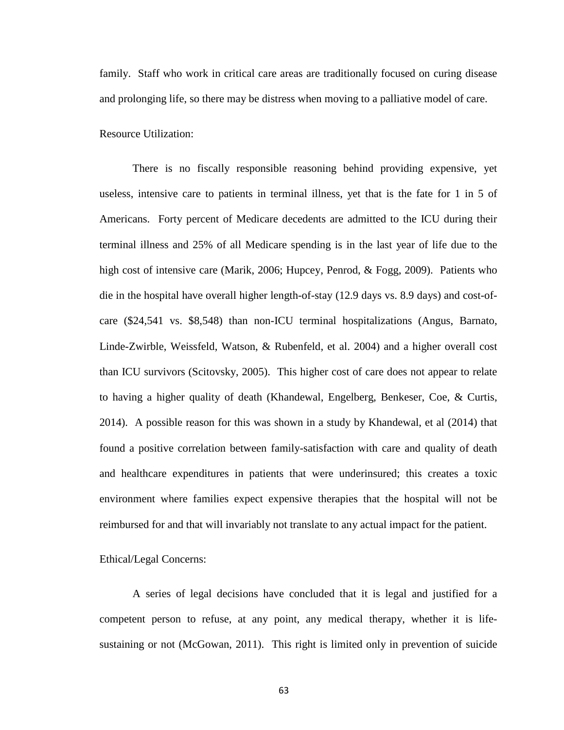family. Staff who work in critical care areas are traditionally focused on curing disease and prolonging life, so there may be distress when moving to a palliative model of care.

Resource Utilization:

There is no fiscally responsible reasoning behind providing expensive, yet useless, intensive care to patients in terminal illness, yet that is the fate for 1 in 5 of Americans. Forty percent of Medicare decedents are admitted to the ICU during their terminal illness and 25% of all Medicare spending is in the last year of life due to the high cost of intensive care (Marik, 2006; Hupcey, Penrod, & Fogg, 2009). Patients who die in the hospital have overall higher length-of-stay (12.9 days vs. 8.9 days) and cost-of-care ($24,541 vs. $8,548) than non-ICU terminal hospitalizations (Angus, Barnato, Linde-Zwirble, Weissfeld, Watson, & Rubenfeld, et al. 2004) and a higher overall cost than ICU survivors (Scitovsky, 2005). This higher cost of care does not appear to relate to having a higher quality of death (Khandewal, Engelberg, Benkeser, Coe, & Curtis, 2014). A possible reason for this was shown in a study by Khandewal, et al (2014) that found a positive correlation between family-satisfaction with care and quality of death and healthcare expenditures in patients that were underinsured; this creates a toxic environment where families expect expensive therapies that the hospital will not be reimbursed for and that will invariably not translate to any actual impact for the patient.

Ethical/Legal Concerns:

A series of legal decisions have concluded that it is legal and justified for a competent person to refuse, at any point, any medical therapy, whether it is life-sustaining or not (McGowan, 2011). This right is limited only in prevention of suicide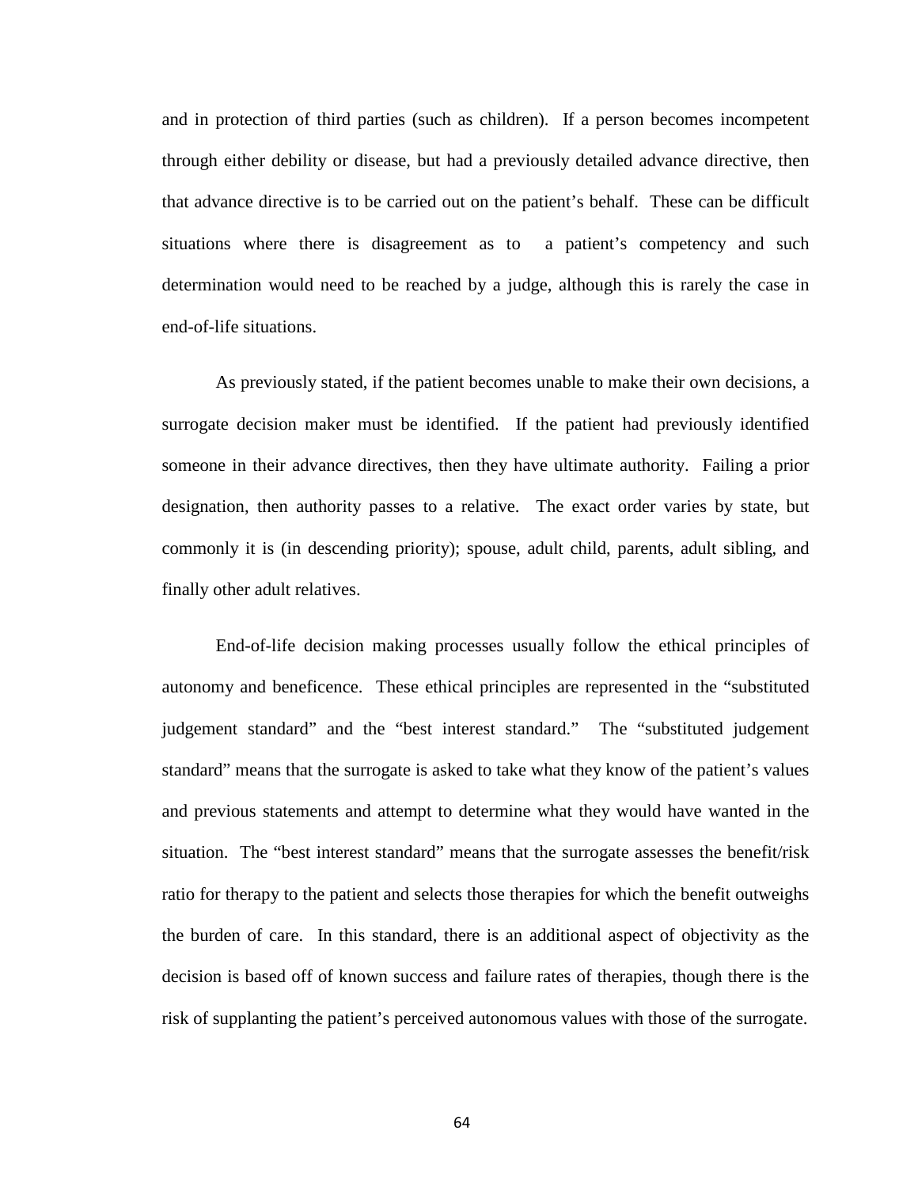and in protection of third parties (such as children). If a person becomes incompetent through either debility or disease, but had a previously detailed advance directive, then that advance directive is to be carried out on the patient's behalf. These can be difficult situations where there is disagreement as to a patient's competency and such determination would need to be reached by a judge, although this is rarely the case in end-of-life situations.

As previously stated, if the patient becomes unable to make their own decisions, a surrogate decision maker must be identified. If the patient had previously identified someone in their advance directives, then they have ultimate authority. Failing a prior designation, then authority passes to a relative. The exact order varies by state, but commonly it is (in descending priority); spouse, adult child, parents, adult sibling, and finally other adult relatives.

End-of-life decision making processes usually follow the ethical principles of autonomy and beneficence. These ethical principles are represented in the "substituted judgement standard" and the "best interest standard." The "substituted judgement standard" means that the surrogate is asked to take what they know of the patient's values and previous statements and attempt to determine what they would have wanted in the situation. The "best interest standard" means that the surrogate assesses the benefit/risk ratio for therapy to the patient and selects those therapies for which the benefit outweighs the burden of care. In this standard, there is an additional aspect of objectivity as the decision is based off of known success and failure rates of therapies, though there is the risk of supplanting the patient's perceived autonomous values with those of the surrogate.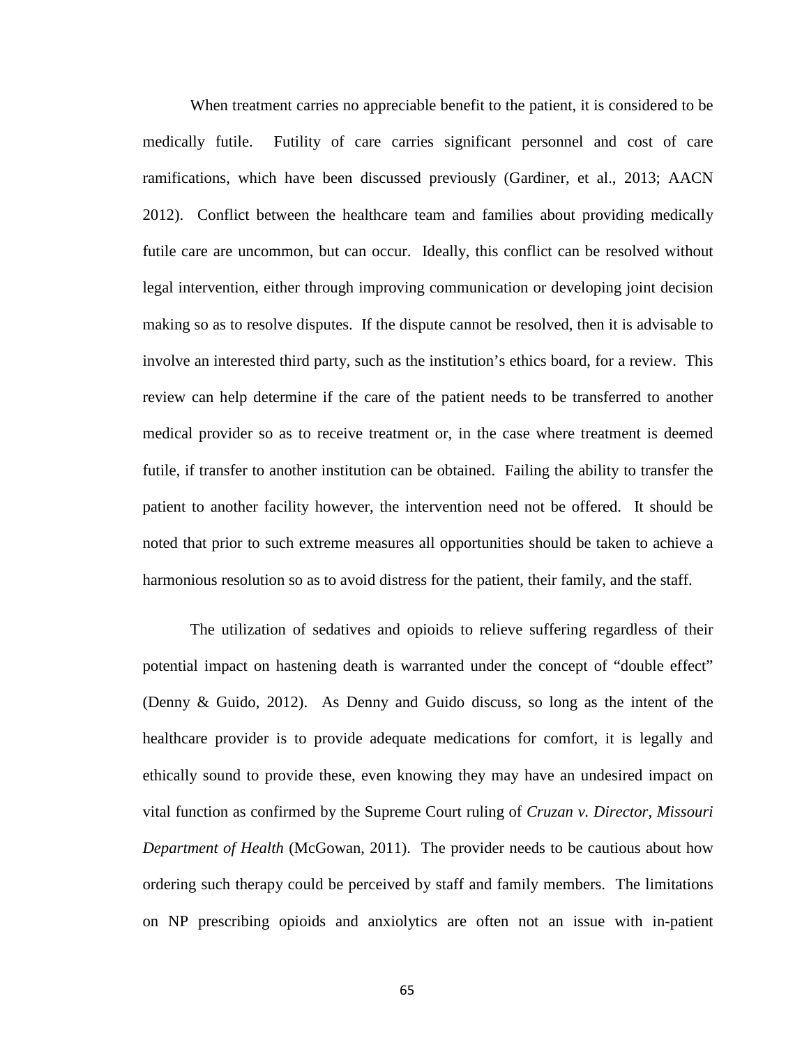When treatment carries no appreciable benefit to the patient, it is considered to be medically futile. Futility of care carries significant personnel and cost of care ramifications, which have been discussed previously (Gardiner, et al., 2013; AACN 2012). Conflict between the healthcare team and families about providing medically futile care are uncommon, but can occur. Ideally, this conflict can be resolved without legal intervention, either through improving communication or developing joint decision making so as to resolve disputes. If the dispute cannot be resolved, then it is advisable to involve an interested third party, such as the institution's ethics board, for a review. This review can help determine if the care of the patient needs to be transferred to another medical provider so as to receive treatment or, in the case where treatment is deemed futile, if transfer to another institution can be obtained. Failing the ability to transfer the patient to another facility however, the intervention need not be offered. It should be noted that prior to such extreme measures all opportunities should be taken to achieve a harmonious resolution so as to avoid distress for the patient, their family, and the staff.

The utilization of sedatives and opioids to relieve suffering regardless of their potential impact on hastening death is warranted under the concept of "double effect" (Denny & Guido, 2012). As Denny and Guido discuss, so long as the intent of the healthcare provider is to provide adequate medications for comfort, it is legally and ethically sound to provide these, even knowing they may have an undesired impact on vital function as confirmed by the Supreme Court ruling of *Cruzan v. Director, Missouri Department of Health* (McGowan, 2011). The provider needs to be cautious about how ordering such therapy could be perceived by staff and family members. The limitations on NP prescribing opioids and anxiolytics are often not an issue with in-patient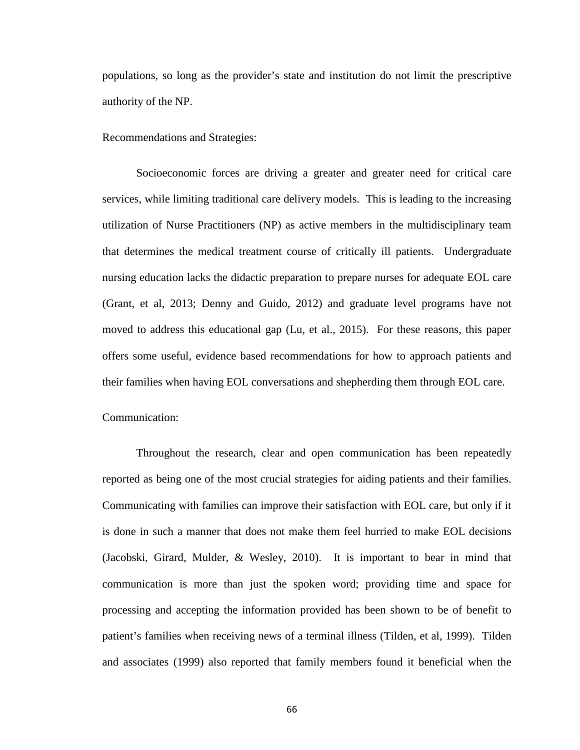populations, so long as the provider's state and institution do not limit the prescriptive authority of the NP.

Recommendations and Strategies:

Socioeconomic forces are driving a greater and greater need for critical care services, while limiting traditional care delivery models. This is leading to the increasing utilization of Nurse Practitioners (NP) as active members in the multidisciplinary team that determines the medical treatment course of critically ill patients. Undergraduate nursing education lacks the didactic preparation to prepare nurses for adequate EOL care (Grant, et al, 2013; Denny and Guido, 2012) and graduate level programs have not moved to address this educational gap (Lu, et al., 2015). For these reasons, this paper offers some useful, evidence based recommendations for how to approach patients and their families when having EOL conversations and shepherding them through EOL care.

Communication:

Throughout the research, clear and open communication has been repeatedly reported as being one of the most crucial strategies for aiding patients and their families. Communicating with families can improve their satisfaction with EOL care, but only if it is done in such a manner that does not make them feel hurried to make EOL decisions (Jacobski, Girard, Mulder, & Wesley, 2010). It is important to bear in mind that communication is more than just the spoken word; providing time and space for processing and accepting the information provided has been shown to be of benefit to patient's families when receiving news of a terminal illness (Tilden, et al, 1999). Tilden and associates (1999) also reported that family members found it beneficial when the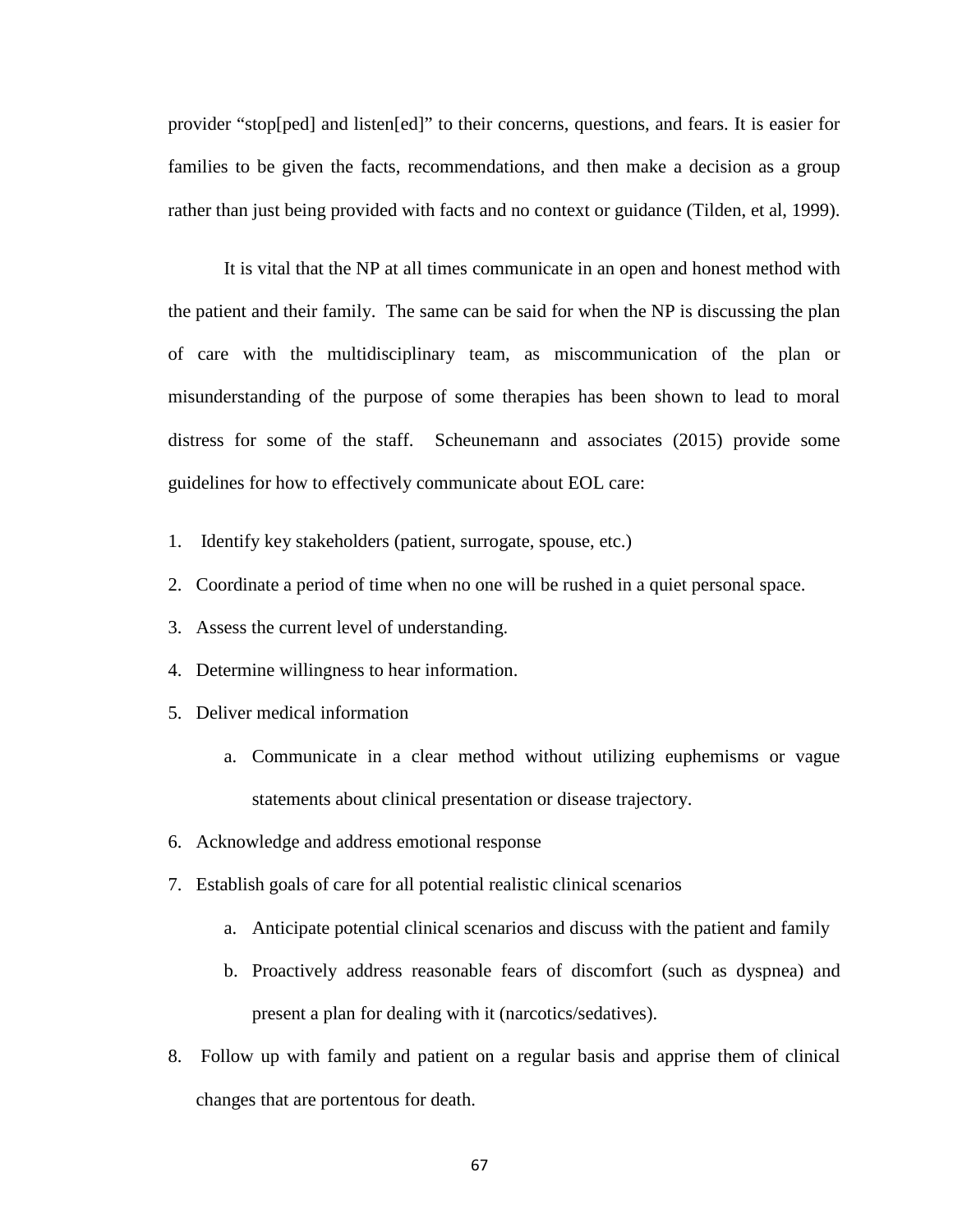provider "stop[ped] and listen[ed]" to their concerns, questions, and fears. It is easier for families to be given the facts, recommendations, and then make a decision as a group rather than just being provided with facts and no context or guidance (Tilden, et al, 1999).

It is vital that the NP at all times communicate in an open and honest method with the patient and their family. The same can be said for when the NP is discussing the plan of care with the multidisciplinary team, as miscommunication of the plan or misunderstanding of the purpose of some therapies has been shown to lead to moral distress for some of the staff. Scheunemann and associates (2015) provide some guidelines for how to effectively communicate about EOL care:

1. Identify key stakeholders (patient, surrogate, spouse, etc.)
2. Coordinate a period of time when no one will be rushed in a quiet personal space.
3. Assess the current level of understanding.
4. Determine willingness to hear information.
5. Deliver medical information
    a. Communicate in a clear method without utilizing euphemisms or vague statements about clinical presentation or disease trajectory.
6. Acknowledge and address emotional response
7. Establish goals of care for all potential realistic clinical scenarios
    a. Anticipate potential clinical scenarios and discuss with the patient and family
    b. Proactively address reasonable fears of discomfort (such as dyspnea) and present a plan for dealing with it (narcotics/sedatives).
8. Follow up with family and patient on a regular basis and apprise them of clinical changes that are portentous for death.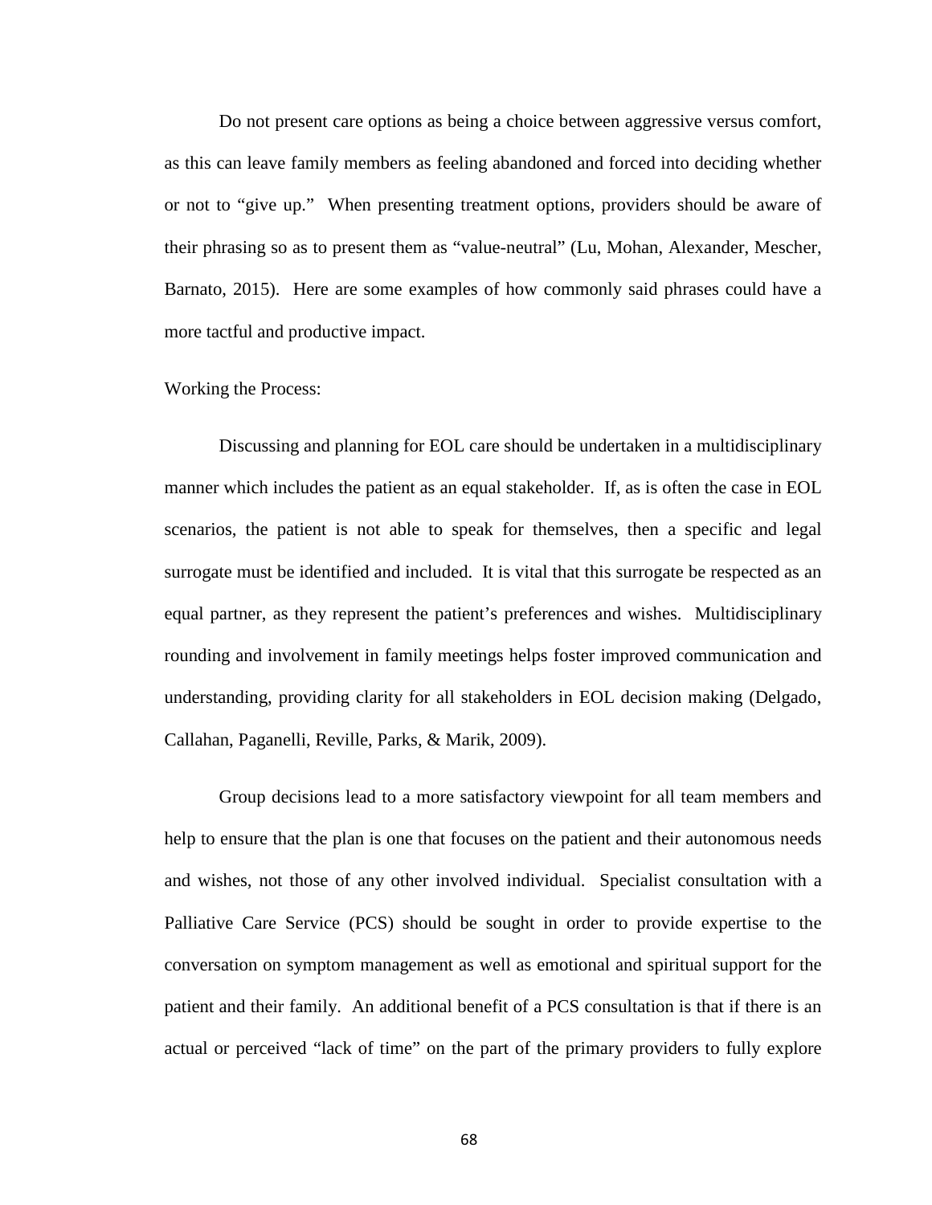Do not present care options as being a choice between aggressive versus comfort, as this can leave family members as feeling abandoned and forced into deciding whether or not to "give up." When presenting treatment options, providers should be aware of their phrasing so as to present them as "value-neutral" (Lu, Mohan, Alexander, Mescher, Barnato, 2015). Here are some examples of how commonly said phrases could have a more tactful and productive impact.

Working the Process:

Discussing and planning for EOL care should be undertaken in a multidisciplinary manner which includes the patient as an equal stakeholder. If, as is often the case in EOL scenarios, the patient is not able to speak for themselves, then a specific and legal surrogate must be identified and included. It is vital that this surrogate be respected as an equal partner, as they represent the patient's preferences and wishes. Multidisciplinary rounding and involvement in family meetings helps foster improved communication and understanding, providing clarity for all stakeholders in EOL decision making (Delgado, Callahan, Paganelli, Reville, Parks, & Marik, 2009).

Group decisions lead to a more satisfactory viewpoint for all team members and help to ensure that the plan is one that focuses on the patient and their autonomous needs and wishes, not those of any other involved individual. Specialist consultation with a Palliative Care Service (PCS) should be sought in order to provide expertise to the conversation on symptom management as well as emotional and spiritual support for the patient and their family. An additional benefit of a PCS consultation is that if there is an actual or perceived "lack of time" on the part of the primary providers to fully explore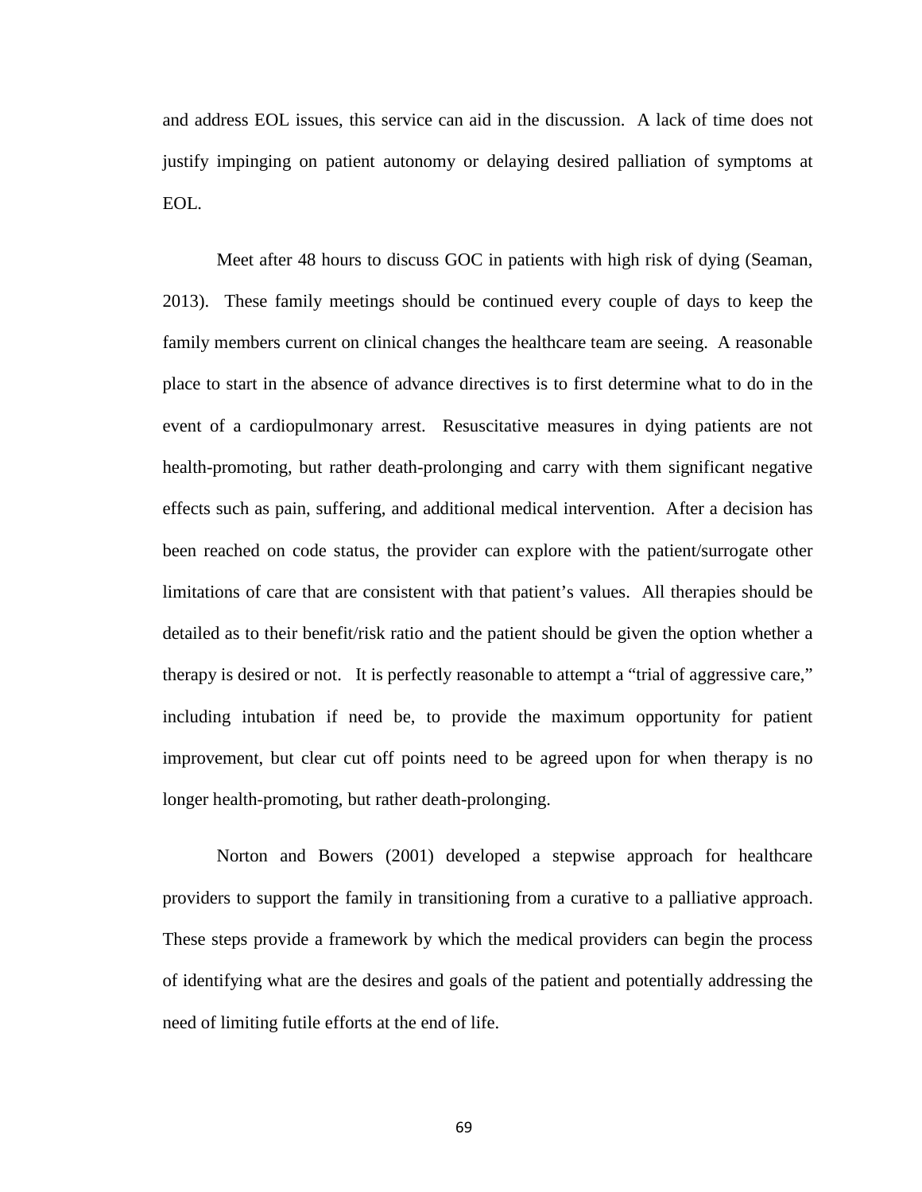and address EOL issues, this service can aid in the discussion. A lack of time does not justify impinging on patient autonomy or delaying desired palliation of symptoms at EOL.

Meet after 48 hours to discuss GOC in patients with high risk of dying (Seaman, 2013). These family meetings should be continued every couple of days to keep the family members current on clinical changes the healthcare team are seeing. A reasonable place to start in the absence of advance directives is to first determine what to do in the event of a cardiopulmonary arrest. Resuscitative measures in dying patients are not health-promoting, but rather death-prolonging and carry with them significant negative effects such as pain, suffering, and additional medical intervention. After a decision has been reached on code status, the provider can explore with the patient/surrogate other limitations of care that are consistent with that patient's values. All therapies should be detailed as to their benefit/risk ratio and the patient should be given the option whether a therapy is desired or not. It is perfectly reasonable to attempt a "trial of aggressive care," including intubation if need be, to provide the maximum opportunity for patient improvement, but clear cut off points need to be agreed upon for when therapy is no longer health-promoting, but rather death-prolonging.

Norton and Bowers (2001) developed a stepwise approach for healthcare providers to support the family in transitioning from a curative to a palliative approach. These steps provide a framework by which the medical providers can begin the process of identifying what are the desires and goals of the patient and potentially addressing the need of limiting futile efforts at the end of life.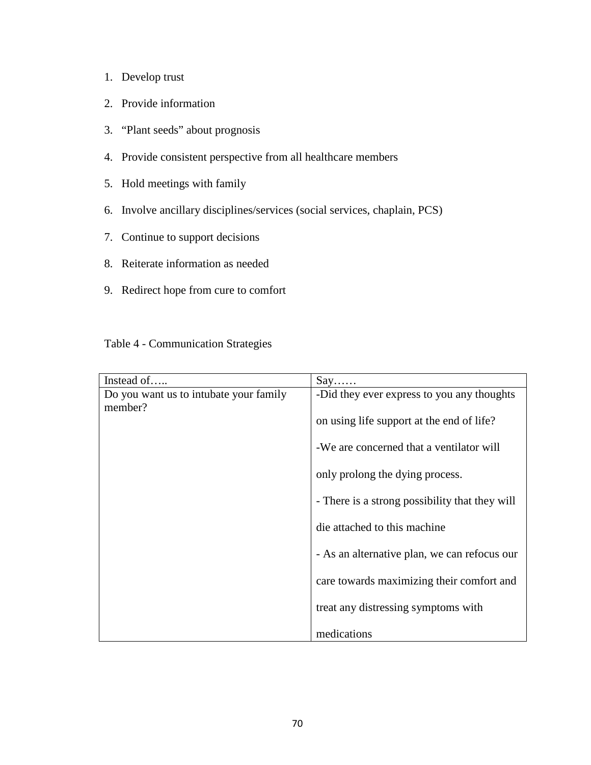1. Develop trust
2. Provide information
3. "Plant seeds" about prognosis
4. Provide consistent perspective from all healthcare members
5. Hold meetings with family
6. Involve ancillary disciplines/services (social services, chaplain, PCS)
7. Continue to support decisions
8. Reiterate information as needed
9. Redirect hope from cure to comfort

Table 4 - Communication Strategies

| Instead of….. | Say…… |
|---|---|
| Do you want us to intubate your family member? | -Did they ever express to you any thoughts on using life support at the end of life?<br>-We are concerned that a ventilator will only prolong the dying process.<br>- There is a strong possibility that they will die attached to this machine<br>- As an alternative plan, we can refocus our care towards maximizing their comfort and treat any distressing symptoms with medications |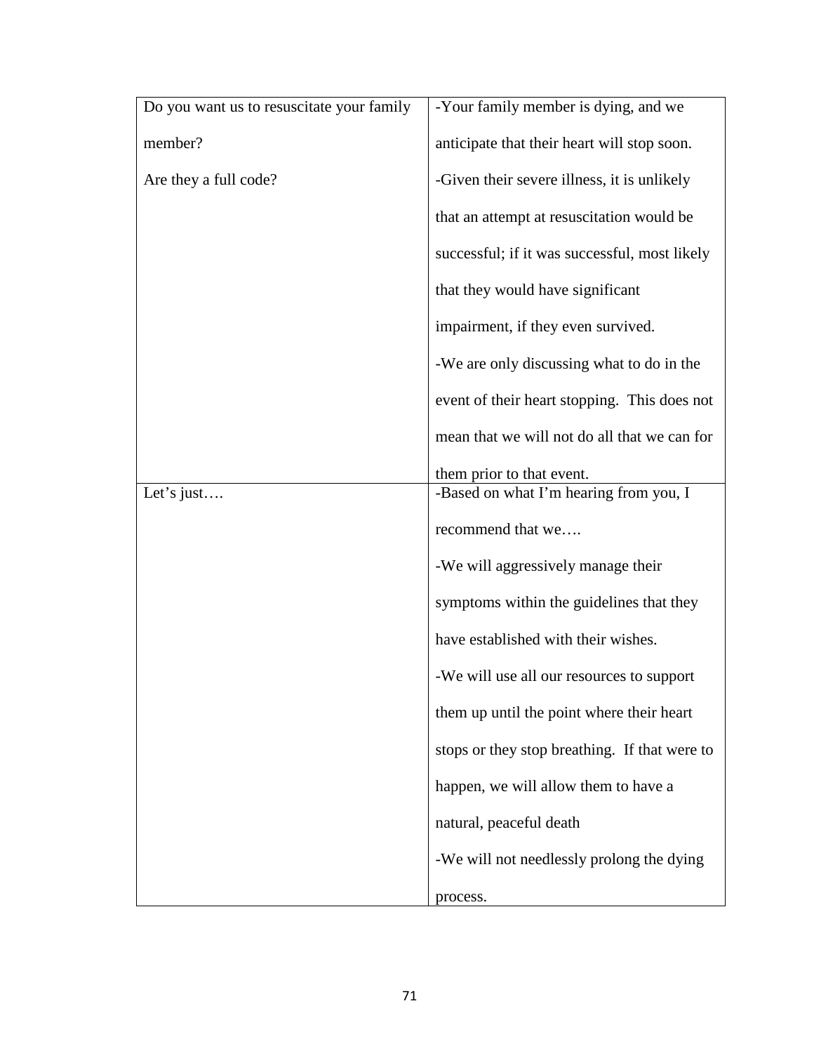| | |
|---|---|
| Do you want us to resuscitate your family member?<br>Are they a full code? | -Your family member is dying, and we anticipate that their heart will stop soon.<br>-Given their severe illness, it is unlikely that an attempt at resuscitation would be successful; if it was successful, most likely that they would have significant impairment, if they even survived.<br>-We are only discussing what to do in the event of their heart stopping. This does not mean that we will not do all that we can for them prior to that event. |
| Let's just…. | -Based on what I'm hearing from you, I recommend that we….<br>-We will aggressively manage their symptoms within the guidelines that they have established with their wishes.<br>-We will use all our resources to support them up until the point where their heart stops or they stop breathing. If that were to happen, we will allow them to have a natural, peaceful death<br>-We will not needlessly prolong the dying process. |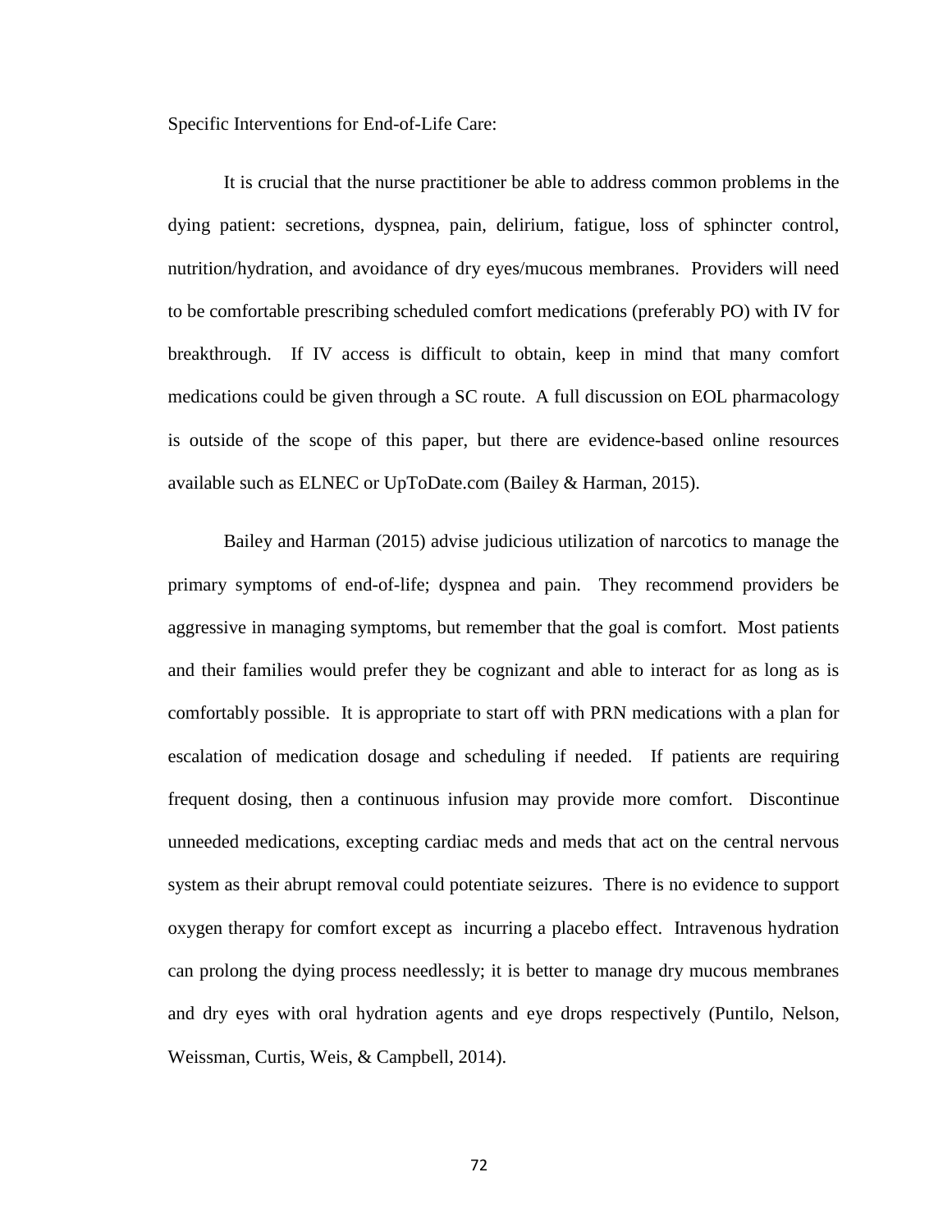Specific Interventions for End-of-Life Care:

It is crucial that the nurse practitioner be able to address common problems in the dying patient: secretions, dyspnea, pain, delirium, fatigue, loss of sphincter control, nutrition/hydration, and avoidance of dry eyes/mucous membranes. Providers will need to be comfortable prescribing scheduled comfort medications (preferably PO) with IV for breakthrough. If IV access is difficult to obtain, keep in mind that many comfort medications could be given through a SC route. A full discussion on EOL pharmacology is outside of the scope of this paper, but there are evidence-based online resources available such as ELNEC or UpToDate.com (Bailey & Harman, 2015).

Bailey and Harman (2015) advise judicious utilization of narcotics to manage the primary symptoms of end-of-life; dyspnea and pain. They recommend providers be aggressive in managing symptoms, but remember that the goal is comfort. Most patients and their families would prefer they be cognizant and able to interact for as long as is comfortably possible. It is appropriate to start off with PRN medications with a plan for escalation of medication dosage and scheduling if needed. If patients are requiring frequent dosing, then a continuous infusion may provide more comfort. Discontinue unneeded medications, excepting cardiac meds and meds that act on the central nervous system as their abrupt removal could potentiate seizures. There is no evidence to support oxygen therapy for comfort except as incurring a placebo effect. Intravenous hydration can prolong the dying process needlessly; it is better to manage dry mucous membranes and dry eyes with oral hydration agents and eye drops respectively (Puntilo, Nelson, Weissman, Curtis, Weis, & Campbell, 2014).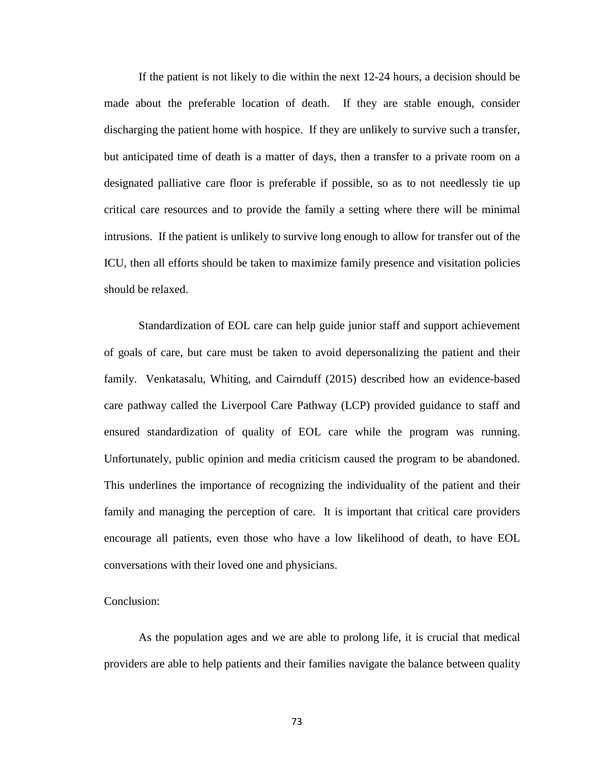If the patient is not likely to die within the next 12-24 hours, a decision should be made about the preferable location of death. If they are stable enough, consider discharging the patient home with hospice. If they are unlikely to survive such a transfer, but anticipated time of death is a matter of days, then a transfer to a private room on a designated palliative care floor is preferable if possible, so as to not needlessly tie up critical care resources and to provide the family a setting where there will be minimal intrusions. If the patient is unlikely to survive long enough to allow for transfer out of the ICU, then all efforts should be taken to maximize family presence and visitation policies should be relaxed.

Standardization of EOL care can help guide junior staff and support achievement of goals of care, but care must be taken to avoid depersonalizing the patient and their family. Venkatasalu, Whiting, and Cairnduff (2015) described how an evidence-based care pathway called the Liverpool Care Pathway (LCP) provided guidance to staff and ensured standardization of quality of EOL care while the program was running. Unfortunately, public opinion and media criticism caused the program to be abandoned. This underlines the importance of recognizing the individuality of the patient and their family and managing the perception of care. It is important that critical care providers encourage all patients, even those who have a low likelihood of death, to have EOL conversations with their loved one and physicians.

Conclusion:

As the population ages and we are able to prolong life, it is crucial that medical providers are able to help patients and their families navigate the balance between quality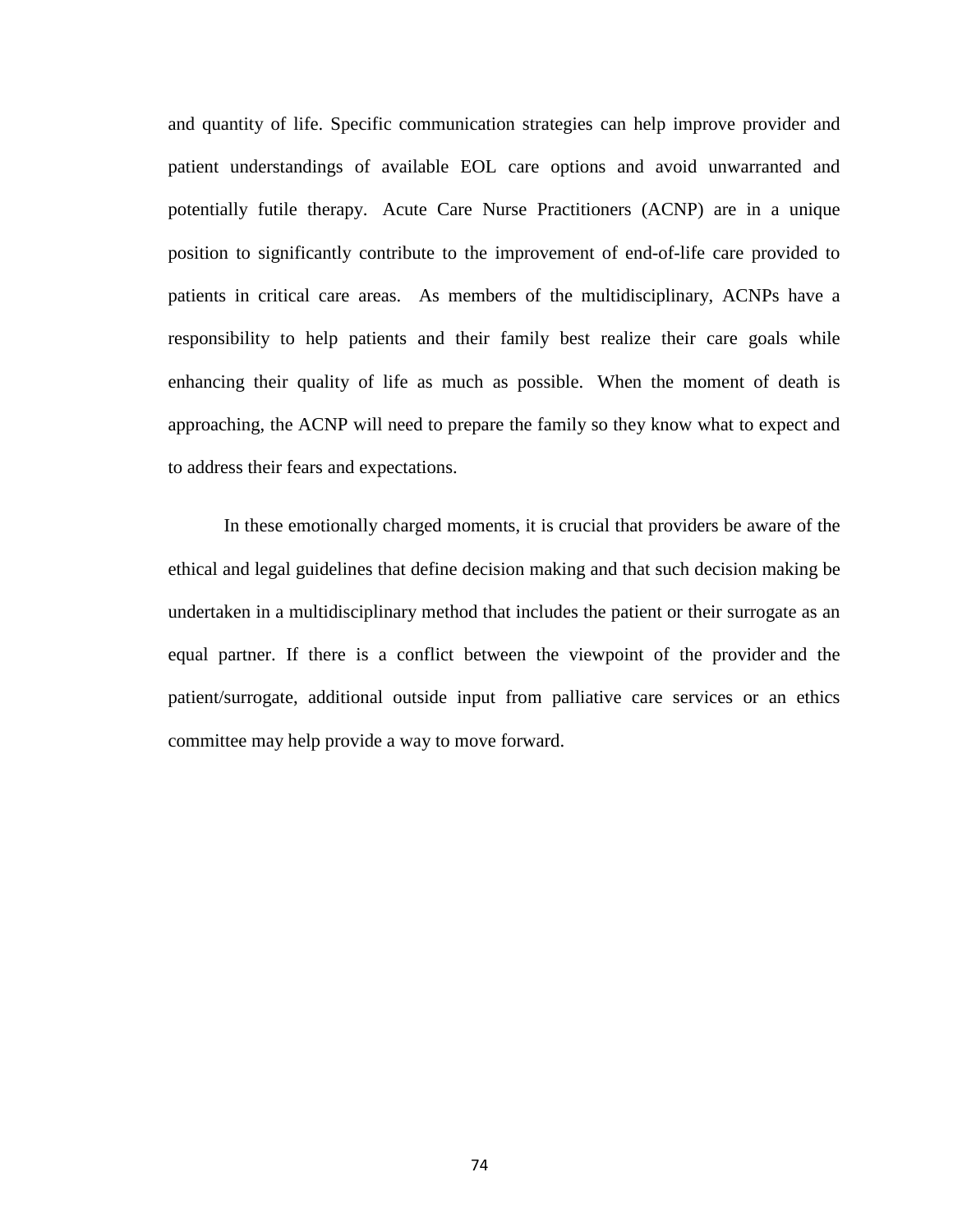and quantity of life. Specific communication strategies can help improve provider and patient understandings of available EOL care options and avoid unwarranted and potentially futile therapy. Acute Care Nurse Practitioners (ACNP) are in a unique position to significantly contribute to the improvement of end-of-life care provided to patients in critical care areas. As members of the multidisciplinary, ACNPs have a responsibility to help patients and their family best realize their care goals while enhancing their quality of life as much as possible. When the moment of death is approaching, the ACNP will need to prepare the family so they know what to expect and to address their fears and expectations.

In these emotionally charged moments, it is crucial that providers be aware of the ethical and legal guidelines that define decision making and that such decision making be undertaken in a multidisciplinary method that includes the patient or their surrogate as an equal partner. If there is a conflict between the viewpoint of the provider and the patient/surrogate, additional outside input from palliative care services or an ethics committee may help provide a way to move forward.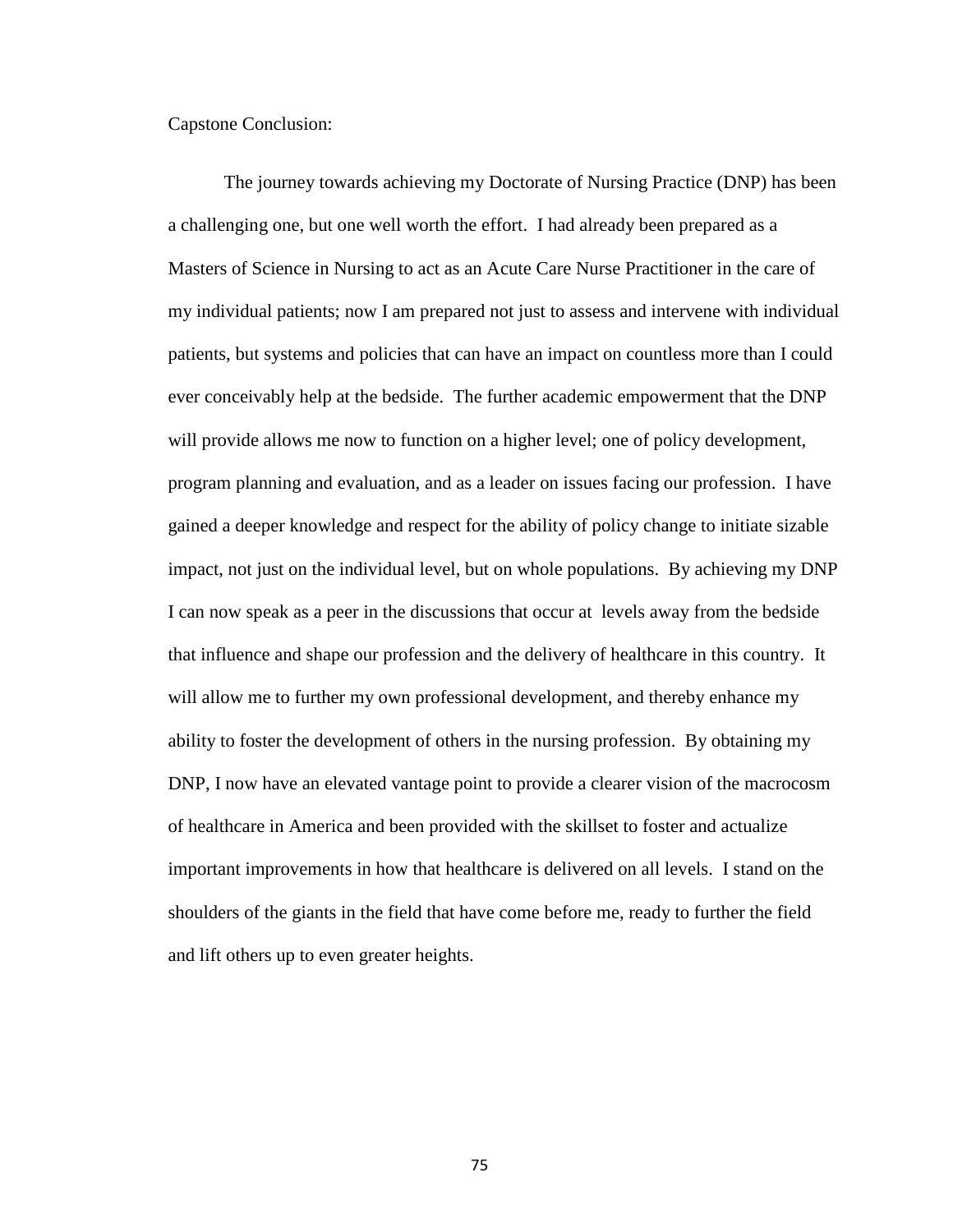Capstone Conclusion:

The journey towards achieving my Doctorate of Nursing Practice (DNP) has been a challenging one, but one well worth the effort. I had already been prepared as a Masters of Science in Nursing to act as an Acute Care Nurse Practitioner in the care of my individual patients; now I am prepared not just to assess and intervene with individual patients, but systems and policies that can have an impact on countless more than I could ever conceivably help at the bedside. The further academic empowerment that the DNP will provide allows me now to function on a higher level; one of policy development, program planning and evaluation, and as a leader on issues facing our profession. I have gained a deeper knowledge and respect for the ability of policy change to initiate sizable impact, not just on the individual level, but on whole populations. By achieving my DNP I can now speak as a peer in the discussions that occur at levels away from the bedside that influence and shape our profession and the delivery of healthcare in this country. It will allow me to further my own professional development, and thereby enhance my ability to foster the development of others in the nursing profession. By obtaining my DNP, I now have an elevated vantage point to provide a clearer vision of the macrocosm of healthcare in America and been provided with the skillset to foster and actualize important improvements in how that healthcare is delivered on all levels. I stand on the shoulders of the giants in the field that have come before me, ready to further the field and lift others up to even greater heights.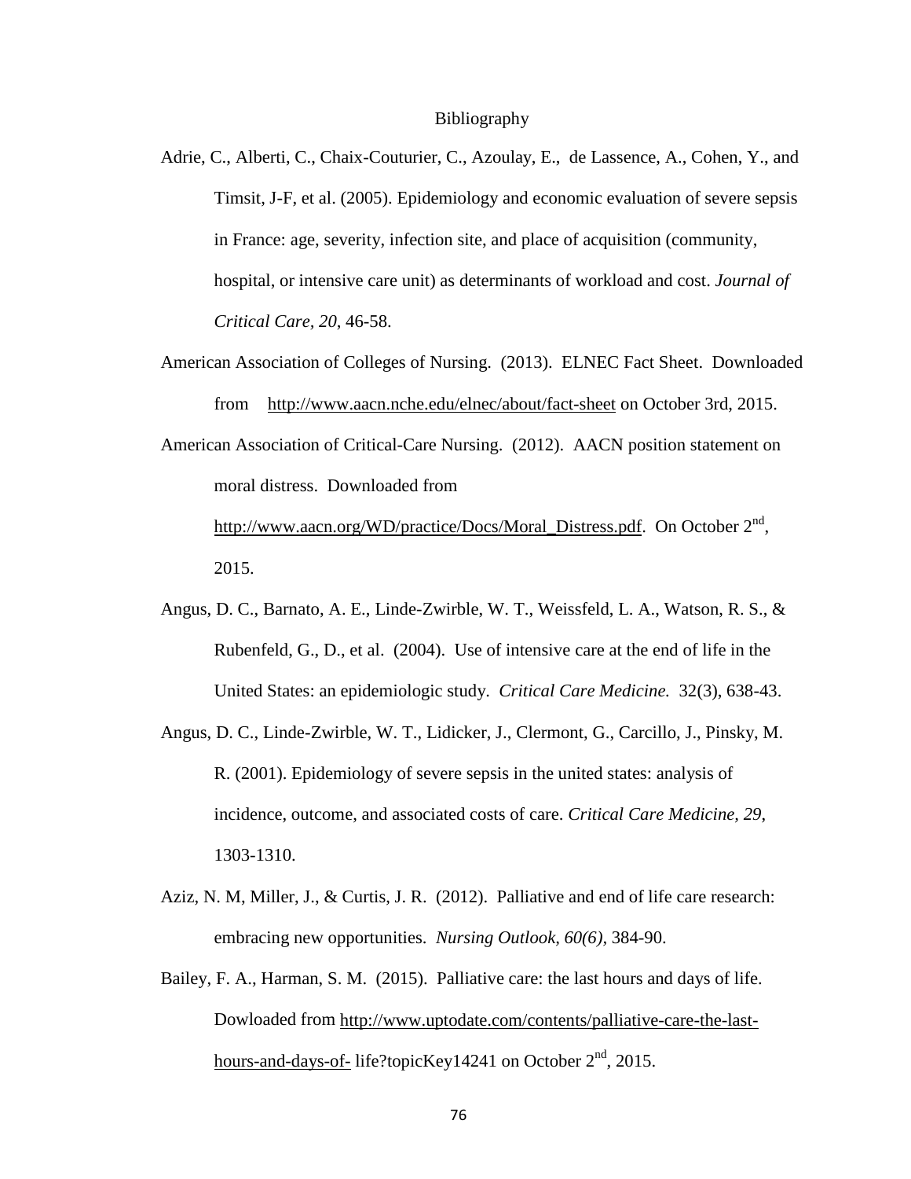# Bibliography

Adrie, C., Alberti, C., Chaix-Couturier, C., Azoulay, E., de Lassence, A., Cohen, Y., and Timsit, J-F, et al. (2005). Epidemiology and economic evaluation of severe sepsis in France: age, severity, infection site, and place of acquisition (community, hospital, or intensive care unit) as determinants of workload and cost. *Journal of Critical Care, 20,* 46-58.

American Association of Colleges of Nursing. (2013). ELNEC Fact Sheet. Downloaded from http://www.aacn.nche.edu/elnec/about/fact-sheet on October 3rd, 2015.

American Association of Critical-Care Nursing. (2012). AACN position statement on moral distress. Downloaded from http://www.aacn.org/WD/practice/Docs/Moral_Distress.pdf. On October 2nd, 2015.

Angus, D. C., Barnato, A. E., Linde-Zwirble, W. T., Weissfeld, L. A., Watson, R. S., & Rubenfeld, G., D., et al. (2004). Use of intensive care at the end of life in the United States: an epidemiologic study. *Critical Care Medicine.* 32(3), 638-43.

Angus, D. C., Linde-Zwirble, W. T., Lidicker, J., Clermont, G., Carcillo, J., Pinsky, M. R. (2001). Epidemiology of severe sepsis in the united states: analysis of incidence, outcome, and associated costs of care. *Critical Care Medicine*, *29*, 1303-1310.

Aziz, N. M, Miller, J., & Curtis, J. R. (2012). Palliative and end of life care research: embracing new opportunities. *Nursing Outlook, 60(6),* 384-90.

Bailey, F. A., Harman, S. M. (2015). Palliative care: the last hours and days of life. Dowloaded from http://www.uptodate.com/contents/palliative-care-the-last-hours-and-days-of- life?topicKey14241 on October 2nd, 2015.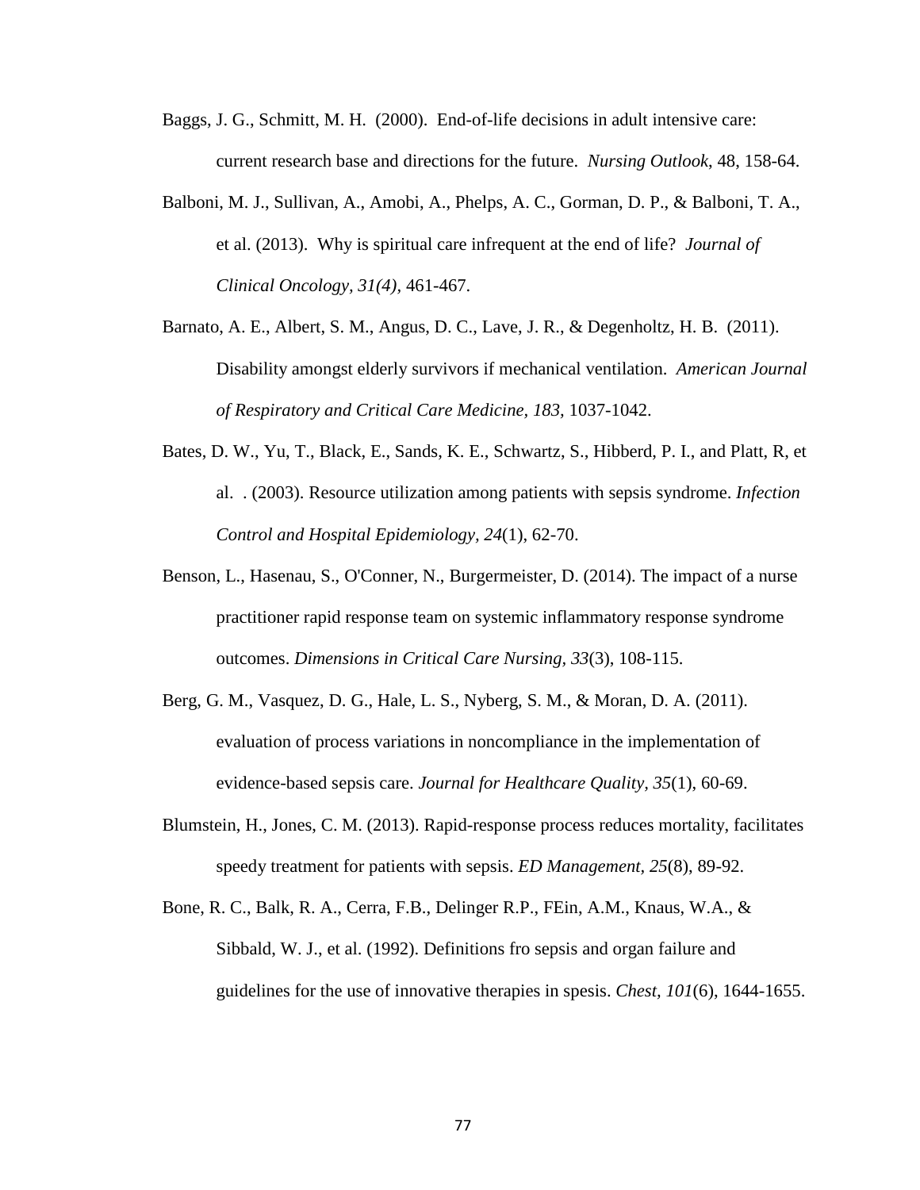Baggs, J. G., Schmitt, M. H. (2000). End-of-life decisions in adult intensive care: current research base and directions for the future. *Nursing Outlook*, 48, 158-64.

Balboni, M. J., Sullivan, A., Amobi, A., Phelps, A. C., Gorman, D. P., & Balboni, T. A., et al. (2013). Why is spiritual care infrequent at the end of life? *Journal of Clinical Oncology, 31(4),* 461-467.

Barnato, A. E., Albert, S. M., Angus, D. C., Lave, J. R., & Degenholtz, H. B. (2011). Disability amongst elderly survivors if mechanical ventilation. *American Journal of Respiratory and Critical Care Medicine, 183,* 1037-1042.

Bates, D. W., Yu, T., Black, E., Sands, K. E., Schwartz, S., Hibberd, P. I., and Platt, R, et al. . (2003). Resource utilization among patients with sepsis syndrome. *Infection Control and Hospital Epidemiology, 24*(1), 62-70.

Benson, L., Hasenau, S., O'Conner, N., Burgermeister, D. (2014). The impact of a nurse practitioner rapid response team on systemic inflammatory response syndrome outcomes. *Dimensions in Critical Care Nursing, 33*(3), 108-115.

Berg, G. M., Vasquez, D. G., Hale, L. S., Nyberg, S. M., & Moran, D. A. (2011). evaluation of process variations in noncompliance in the implementation of evidence-based sepsis care. *Journal for Healthcare Quality, 35*(1), 60-69.

Blumstein, H., Jones, C. M. (2013). Rapid-response process reduces mortality, facilitates speedy treatment for patients with sepsis. *ED Management, 25*(8), 89-92.

Bone, R. C., Balk, R. A., Cerra, F.B., Delinger R.P., FEin, A.M., Knaus, W.A., & Sibbald, W. J., et al. (1992). Definitions fro sepsis and organ failure and guidelines for the use of innovative therapies in spesis. *Chest, 101*(6), 1644-1655.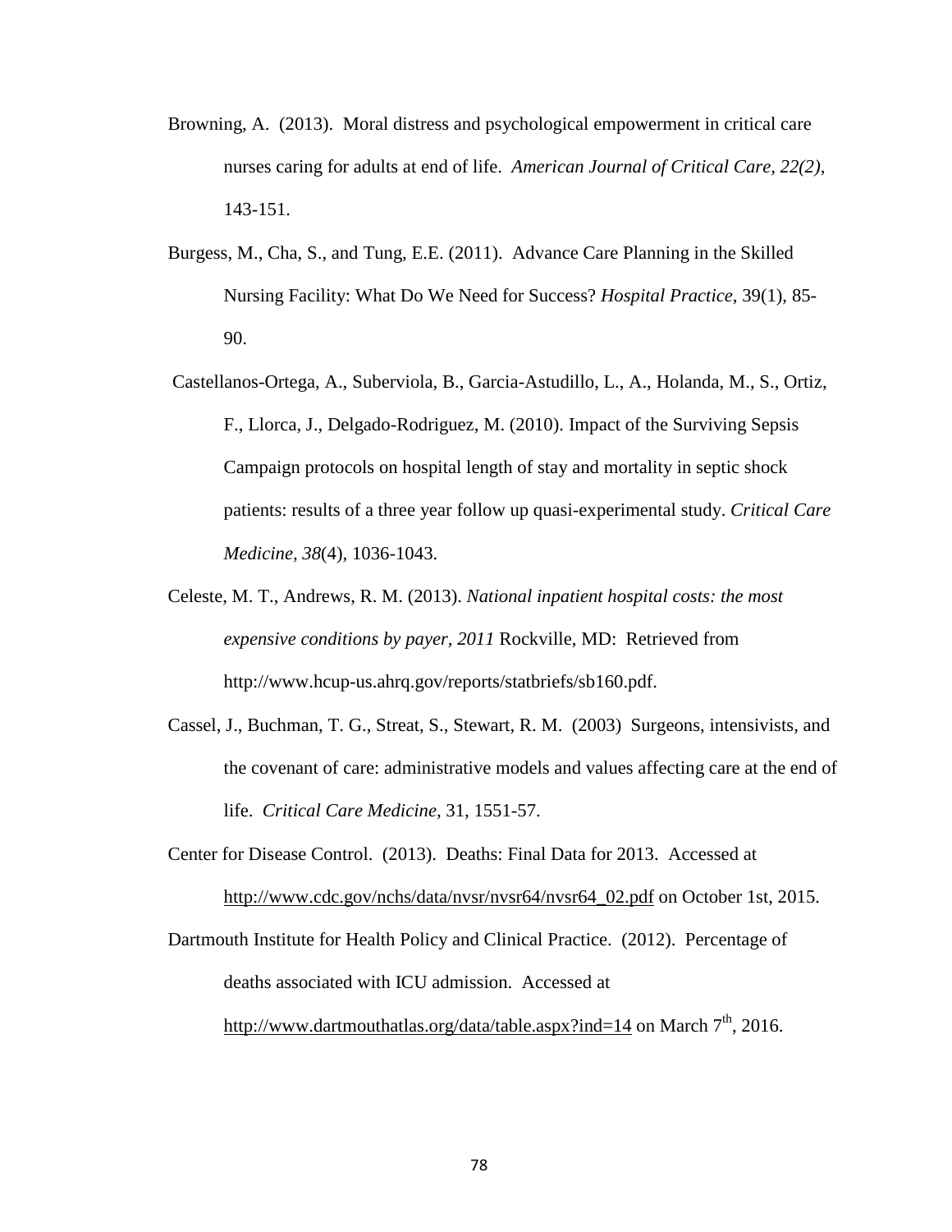Browning, A. (2013). Moral distress and psychological empowerment in critical care nurses caring for adults at end of life. *American Journal of Critical Care, 22(2),* 143-151.

Burgess, M., Cha, S., and Tung, E.E. (2011). Advance Care Planning in the Skilled Nursing Facility: What Do We Need for Success? *Hospital Practice*, 39(1), 85-90.

Castellanos-Ortega, A., Suberviola, B., Garcia-Astudillo, L., A., Holanda, M., S., Ortiz, F., Llorca, J., Delgado-Rodriguez, M. (2010). Impact of the Surviving Sepsis Campaign protocols on hospital length of stay and mortality in septic shock patients: results of a three year follow up quasi-experimental study. *Critical Care Medicine, 38*(4), 1036-1043.

Celeste, M. T., Andrews, R. M. (2013). *National inpatient hospital costs: the most expensive conditions by payer, 2011* Rockville, MD: Retrieved from http://www.hcup-us.ahrq.gov/reports/statbriefs/sb160.pdf.

Cassel, J., Buchman, T. G., Streat, S., Stewart, R. M. (2003) Surgeons, intensivists, and the covenant of care: administrative models and values affecting care at the end of life. *Critical Care Medicine*, 31, 1551-57.

Center for Disease Control. (2013). Deaths: Final Data for 2013. Accessed at http://www.cdc.gov/nchs/data/nvsr/nvsr64/nvsr64_02.pdf on October 1st, 2015.

Dartmouth Institute for Health Policy and Clinical Practice. (2012). Percentage of deaths associated with ICU admission. Accessed at http://www.dartmouthatlas.org/data/table.aspx?ind=14 on March 7th, 2016.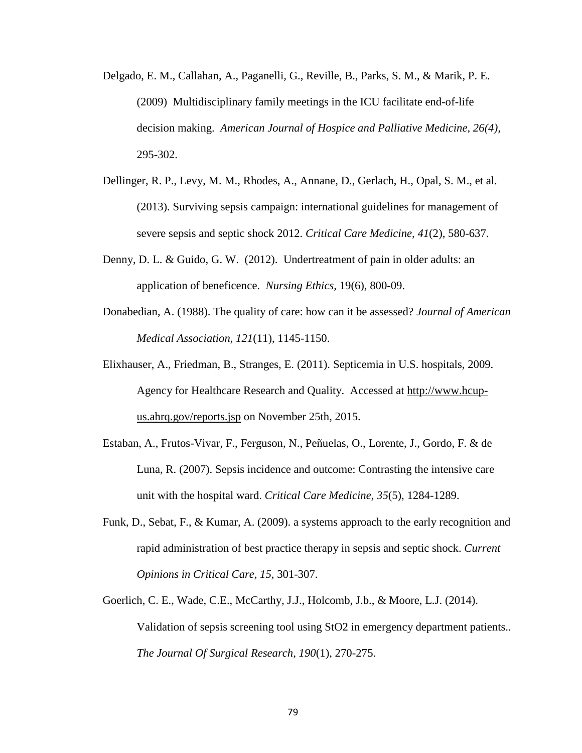Delgado, E. M., Callahan, A., Paganelli, G., Reville, B., Parks, S. M., & Marik, P. E. (2009) Multidisciplinary family meetings in the ICU facilitate end-of-life decision making. *American Journal of Hospice and Palliative Medicine, 26(4)*, 295-302.

Dellinger, R. P., Levy, M. M., Rhodes, A., Annane, D., Gerlach, H., Opal, S. M., et al. (2013). Surviving sepsis campaign: international guidelines for management of severe sepsis and septic shock 2012. *Critical Care Medicine, 41*(2), 580-637.

Denny, D. L. & Guido, G. W. (2012). Undertreatment of pain in older adults: an application of beneficence. *Nursing Ethics,* 19(6), 800-09.

Donabedian, A. (1988). The quality of care: how can it be assessed? *Journal of American Medical Association, 121*(11), 1145-1150.

Elixhauser, A., Friedman, B., Stranges, E. (2011). Septicemia in U.S. hospitals, 2009. Agency for Healthcare Research and Quality. Accessed at http://www.hcup-us.ahrq.gov/reports.jsp on November 25th, 2015.

Estaban, A., Frutos-Vivar, F., Ferguson, N., Peñuelas, O., Lorente, J., Gordo, F. & de Luna, R. (2007). Sepsis incidence and outcome: Contrasting the intensive care unit with the hospital ward. *Critical Care Medicine, 35*(5), 1284-1289.

Funk, D., Sebat, F., & Kumar, A. (2009). a systems approach to the early recognition and rapid administration of best practice therapy in sepsis and septic shock. *Current Opinions in Critical Care, 15*, 301-307.

Goerlich, C. E., Wade, C.E., McCarthy, J.J., Holcomb, J.b., & Moore, L.J. (2014). Validation of sepsis screening tool using StO2 in emergency department patients.. *The Journal Of Surgical Research, 190*(1), 270-275.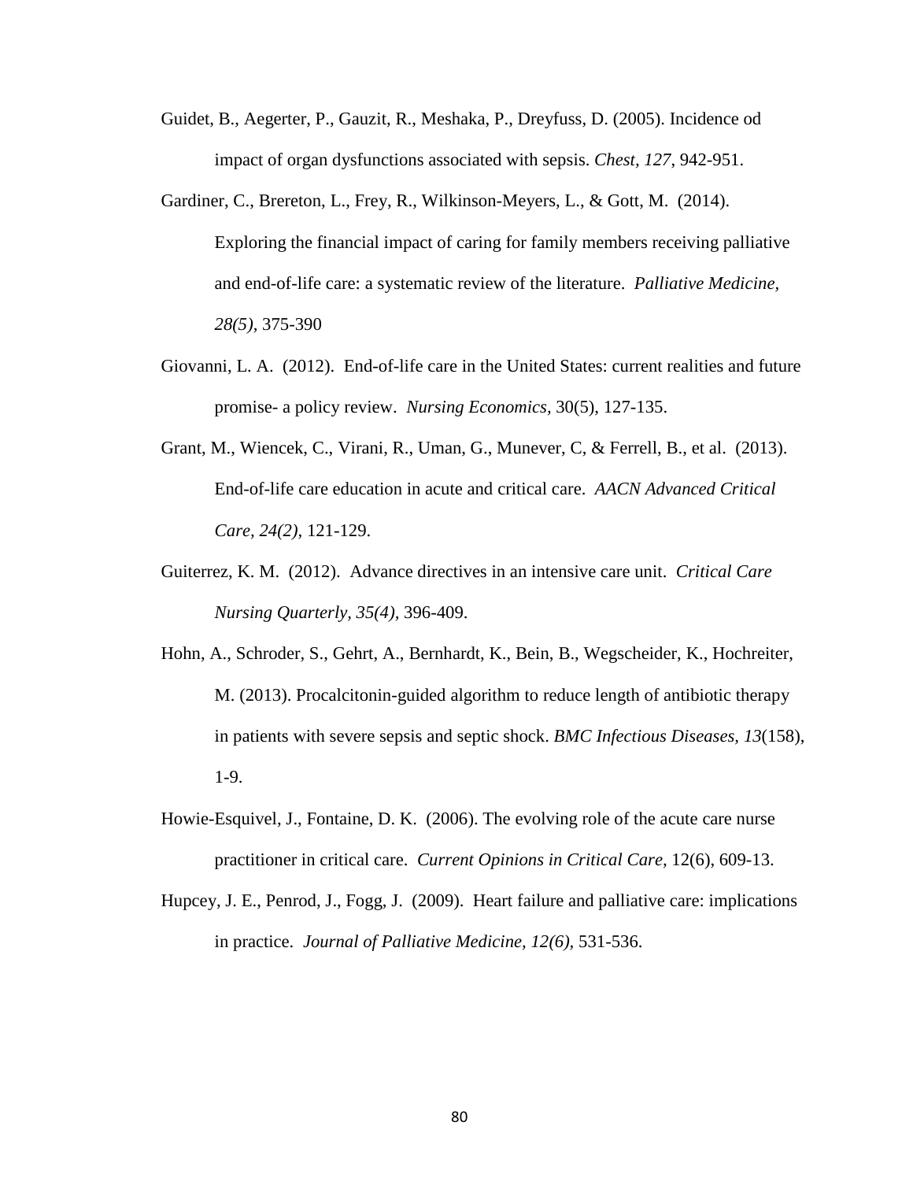Guidet, B., Aegerter, P., Gauzit, R., Meshaka, P., Dreyfuss, D. (2005). Incidence od impact of organ dysfunctions associated with sepsis. *Chest, 127*, 942-951.

Gardiner, C., Brereton, L., Frey, R., Wilkinson-Meyers, L., & Gott, M. (2014). Exploring the financial impact of caring for family members receiving palliative and end-of-life care: a systematic review of the literature. *Palliative Medicine, 28(5)*, 375-390

Giovanni, L. A. (2012). End-of-life care in the United States: current realities and future promise- a policy review. *Nursing Economics*, 30(5), 127-135.

Grant, M., Wiencek, C., Virani, R., Uman, G., Munever, C, & Ferrell, B., et al. (2013). End-of-life care education in acute and critical care. *AACN Advanced Critical Care, 24(2),* 121-129.

Guiterrez, K. M. (2012). Advance directives in an intensive care unit. *Critical Care Nursing Quarterly, 35(4)*, 396-409.

Hohn, A., Schroder, S., Gehrt, A., Bernhardt, K., Bein, B., Wegscheider, K., Hochreiter, M. (2013). Procalcitonin-guided algorithm to reduce length of antibiotic therapy in patients with severe sepsis and septic shock. *BMC Infectious Diseases, 13*(158), 1-9.

Howie-Esquivel, J., Fontaine, D. K. (2006). The evolving role of the acute care nurse practitioner in critical care. *Current Opinions in Critical Care*, 12(6), 609-13.

Hupcey, J. E., Penrod, J., Fogg, J. (2009). Heart failure and palliative care: implications in practice. *Journal of Palliative Medicine, 12(6),* 531-536.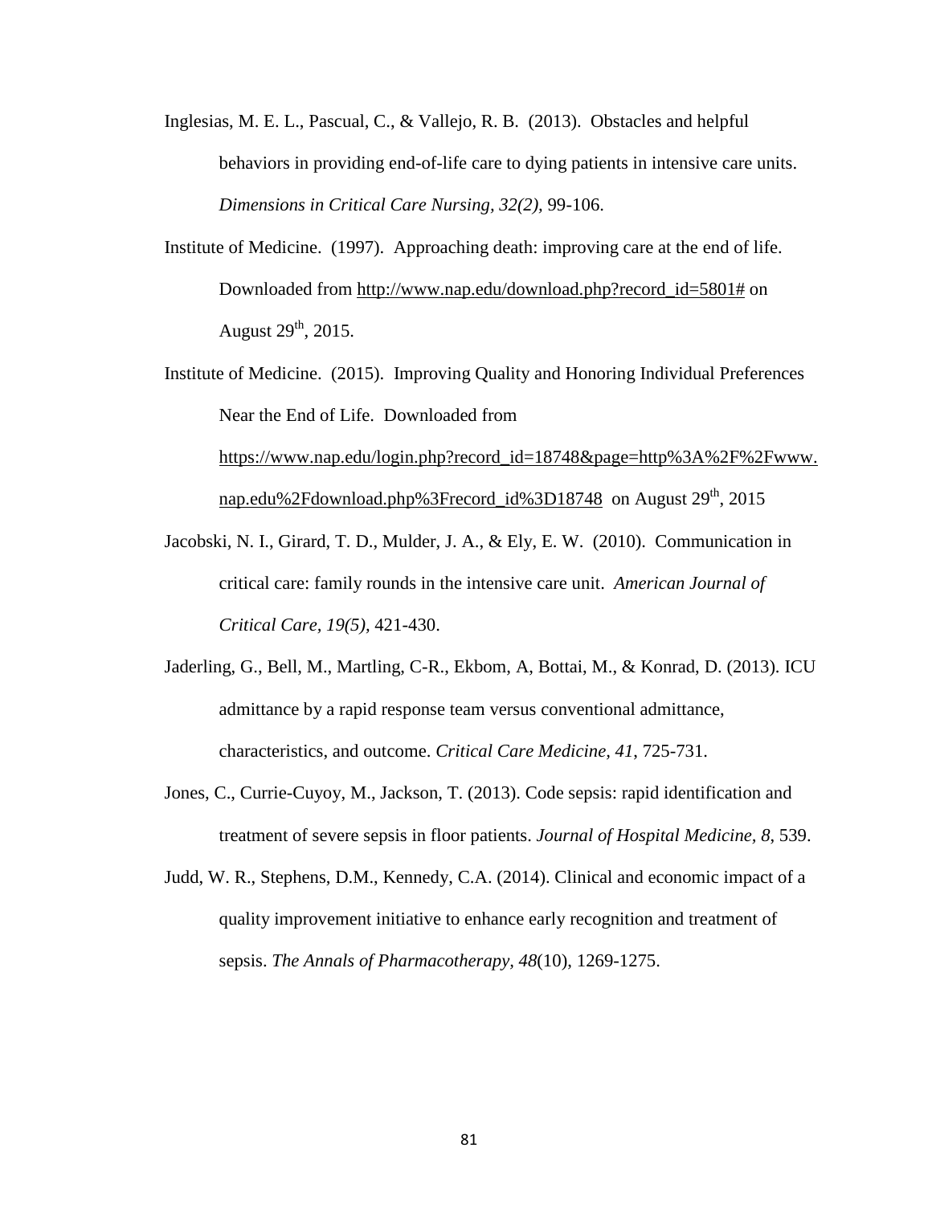Inglesias, M. E. L., Pascual, C., & Vallejo, R. B. (2013). Obstacles and helpful behaviors in providing end-of-life care to dying patients in intensive care units. *Dimensions in Critical Care Nursing, 32(2)*, 99-106.

Institute of Medicine. (1997). Approaching death: improving care at the end of life. Downloaded from http://www.nap.edu/download.php?record_id=5801# on August 29th, 2015.

Institute of Medicine. (2015). Improving Quality and Honoring Individual Preferences Near the End of Life. Downloaded from https://www.nap.edu/login.php?record_id=18748&page=http%3A%2F%2Fwww.nap.edu%2Fdownload.php%3Frecord_id%3D18748 on August 29th, 2015

Jacobski, N. I., Girard, T. D., Mulder, J. A., & Ely, E. W. (2010). Communication in critical care: family rounds in the intensive care unit. *American Journal of Critical Care, 19(5)*, 421-430.

Jaderling, G., Bell, M., Martling, C-R., Ekbom, A, Bottai, M., & Konrad, D. (2013). ICU admittance by a rapid response team versus conventional admittance, characteristics, and outcome. *Critical Care Medicine, 41*, 725-731.

Jones, C., Currie-Cuyoy, M., Jackson, T. (2013). Code sepsis: rapid identification and treatment of severe sepsis in floor patients. *Journal of Hospital Medicine, 8*, 539.

Judd, W. R., Stephens, D.M., Kennedy, C.A. (2014). Clinical and economic impact of a quality improvement initiative to enhance early recognition and treatment of sepsis. *The Annals of Pharmacotherapy, 48*(10), 1269-1275.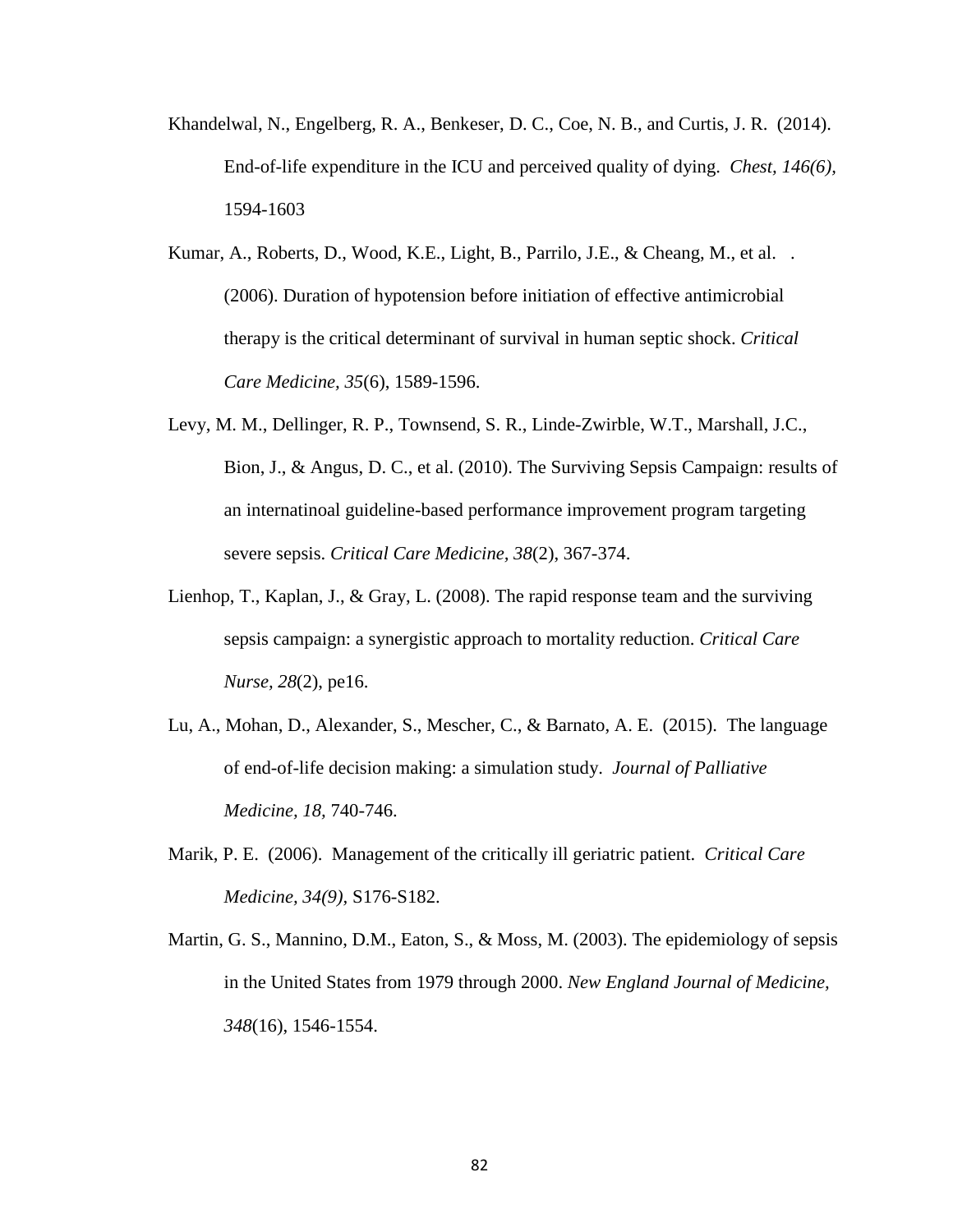Khandelwal, N., Engelberg, R. A., Benkeser, D. C., Coe, N. B., and Curtis, J. R. (2014). End-of-life expenditure in the ICU and perceived quality of dying. *Chest, 146(6),* 1594-1603

Kumar, A., Roberts, D., Wood, K.E., Light, B., Parrilo, J.E., & Cheang, M., et al. . (2006). Duration of hypotension before initiation of effective antimicrobial therapy is the critical determinant of survival in human septic shock. *Critical Care Medicine, 35*(6), 1589-1596.

Levy, M. M., Dellinger, R. P., Townsend, S. R., Linde-Zwirble, W.T., Marshall, J.C., Bion, J., & Angus, D. C., et al. (2010). The Surviving Sepsis Campaign: results of an internatinoal guideline-based performance improvement program targeting severe sepsis. *Critical Care Medicine, 38*(2), 367-374.

Lienhop, T., Kaplan, J., & Gray, L. (2008). The rapid response team and the surviving sepsis campaign: a synergistic approach to mortality reduction. *Critical Care Nurse, 28*(2), pe16.

Lu, A., Mohan, D., Alexander, S., Mescher, C., & Barnato, A. E. (2015). The language of end-of-life decision making: a simulation study. *Journal of Palliative Medicine, 18,* 740-746.

Marik, P. E. (2006). Management of the critically ill geriatric patient. *Critical Care Medicine, 34(9),* S176-S182.

Martin, G. S., Mannino, D.M., Eaton, S., & Moss, M. (2003). The epidemiology of sepsis in the United States from 1979 through 2000. *New England Journal of Medicine, 348*(16), 1546-1554.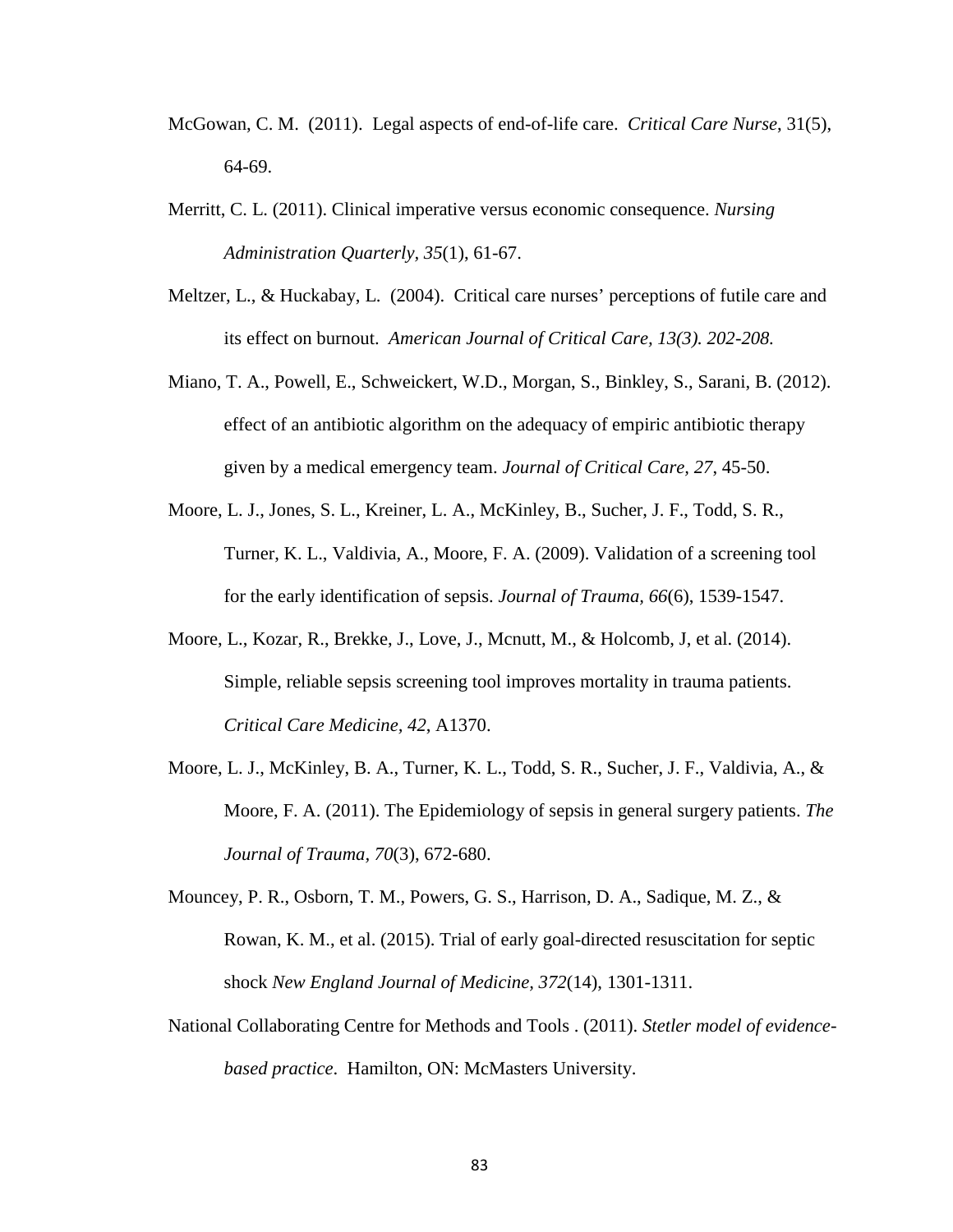McGowan, C. M. (2011). Legal aspects of end-of-life care. *Critical Care Nurse*, 31(5), 64-69.

Merritt, C. L. (2011). Clinical imperative versus economic consequence. *Nursing Administration Quarterly, 35*(1), 61-67.

Meltzer, L., & Huckabay, L. (2004). Critical care nurses' perceptions of futile care and its effect on burnout. *American Journal of Critical Care, 13(3). 202-208.*

Miano, T. A., Powell, E., Schweickert, W.D., Morgan, S., Binkley, S., Sarani, B. (2012). effect of an antibiotic algorithm on the adequacy of empiric antibiotic therapy given by a medical emergency team. *Journal of Critical Care, 27*, 45-50.

Moore, L. J., Jones, S. L., Kreiner, L. A., McKinley, B., Sucher, J. F., Todd, S. R., Turner, K. L., Valdivia, A., Moore, F. A. (2009). Validation of a screening tool for the early identification of sepsis. *Journal of Trauma, 66*(6), 1539-1547.

Moore, L., Kozar, R., Brekke, J., Love, J., Mcnutt, M., & Holcomb, J, et al. (2014). Simple, reliable sepsis screening tool improves mortality in trauma patients. *Critical Care Medicine, 42*, A1370.

Moore, L. J., McKinley, B. A., Turner, K. L., Todd, S. R., Sucher, J. F., Valdivia, A., & Moore, F. A. (2011). The Epidemiology of sepsis in general surgery patients. *The Journal of Trauma, 70*(3), 672-680.

Mouncey, P. R., Osborn, T. M., Powers, G. S., Harrison, D. A., Sadique, M. Z., & Rowan, K. M., et al. (2015). Trial of early goal-directed resuscitation for septic shock *New England Journal of Medicine, 372*(14), 1301-1311.

National Collaborating Centre for Methods and Tools . (2011). *Stetler model of evidence-based practice*. Hamilton, ON: McMasters University.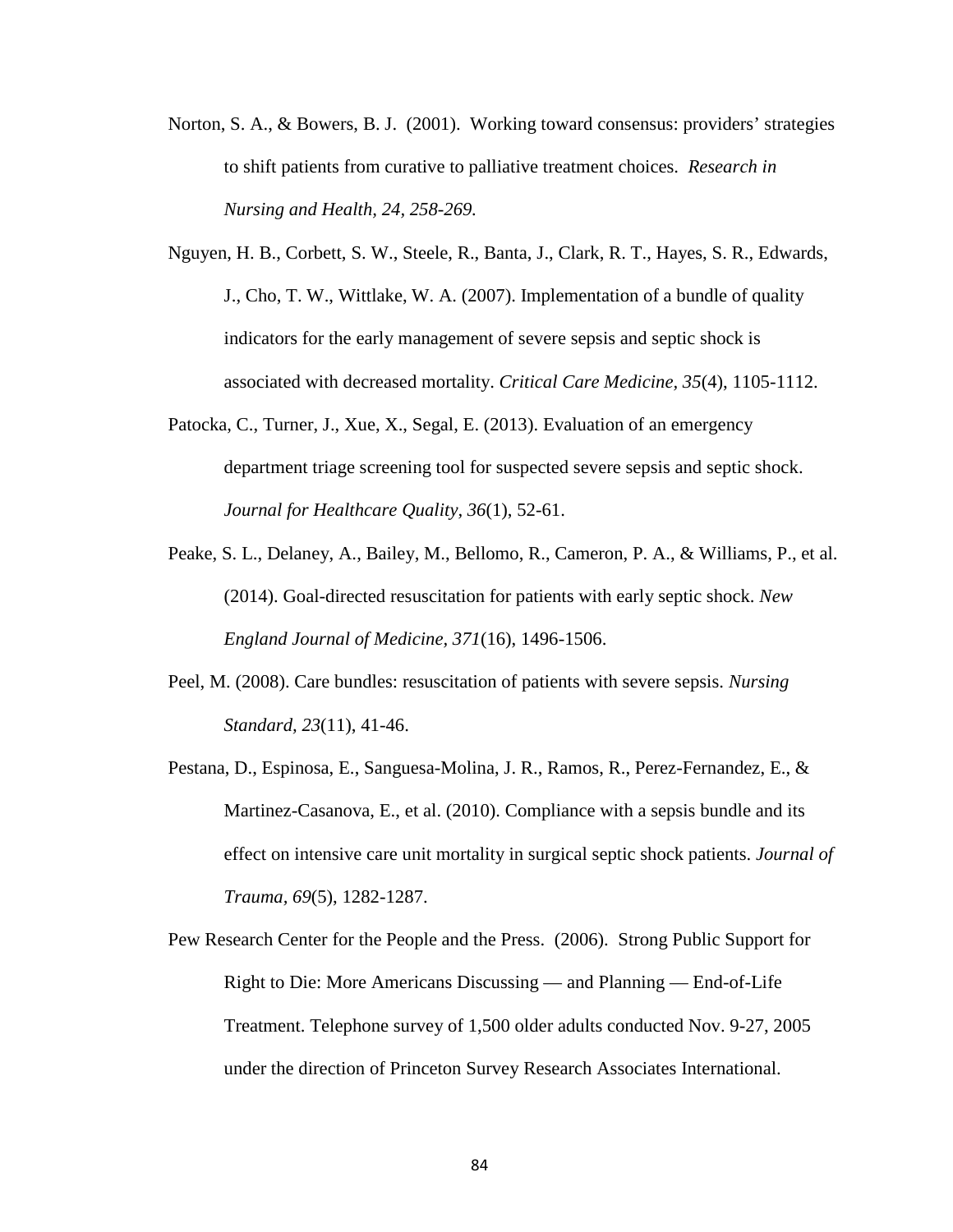Norton, S. A., & Bowers, B. J. (2001). Working toward consensus: providers' strategies to shift patients from curative to palliative treatment choices. *Research in Nursing and Health, 24, 258-269.*

Nguyen, H. B., Corbett, S. W., Steele, R., Banta, J., Clark, R. T., Hayes, S. R., Edwards, J., Cho, T. W., Wittlake, W. A. (2007). Implementation of a bundle of quality indicators for the early management of severe sepsis and septic shock is associated with decreased mortality. *Critical Care Medicine, 35*(4), 1105-1112.

Patocka, C., Turner, J., Xue, X., Segal, E. (2013). Evaluation of an emergency department triage screening tool for suspected severe sepsis and septic shock. *Journal for Healthcare Quality, 36*(1), 52-61.

Peake, S. L., Delaney, A., Bailey, M., Bellomo, R., Cameron, P. A., & Williams, P., et al. (2014). Goal-directed resuscitation for patients with early septic shock. *New England Journal of Medicine, 371*(16), 1496-1506.

Peel, M. (2008). Care bundles: resuscitation of patients with severe sepsis. *Nursing Standard, 23*(11), 41-46.

Pestana, D., Espinosa, E., Sanguesa-Molina, J. R., Ramos, R., Perez-Fernandez, E., & Martinez-Casanova, E., et al. (2010). Compliance with a sepsis bundle and its effect on intensive care unit mortality in surgical septic shock patients. *Journal of Trauma, 69*(5), 1282-1287.

Pew Research Center for the People and the Press. (2006). Strong Public Support for Right to Die: More Americans Discussing — and Planning — End-of-Life Treatment. Telephone survey of 1,500 older adults conducted Nov. 9-27, 2005 under the direction of Princeton Survey Research Associates International.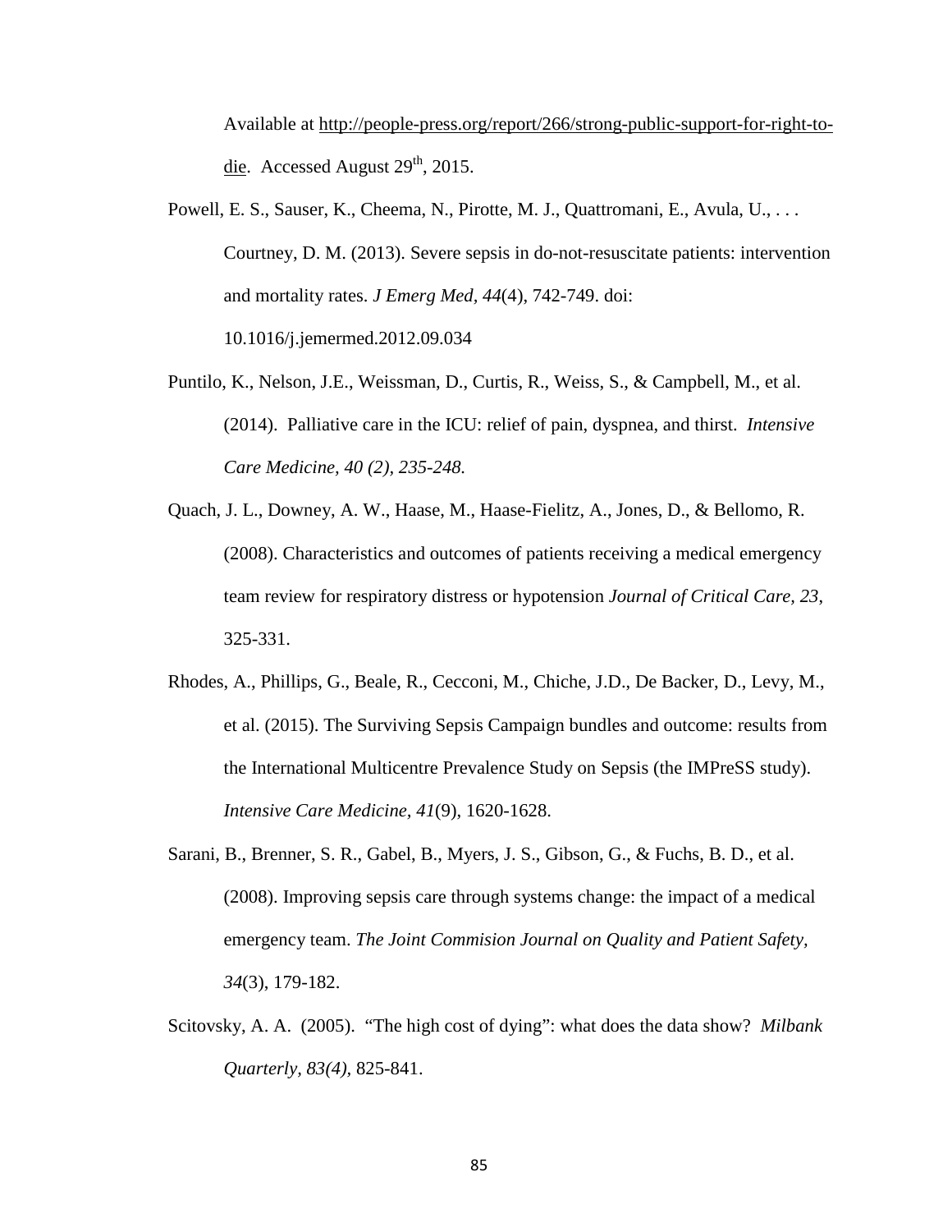Available at http://people-press.org/report/266/strong-public-support-for-right-to-die. Accessed August 29th, 2015.

Powell, E. S., Sauser, K., Cheema, N., Pirotte, M. J., Quattromani, E., Avula, U., . . . Courtney, D. M. (2013). Severe sepsis in do-not-resuscitate patients: intervention and mortality rates. *J Emerg Med, 44*(4), 742-749. doi: 10.1016/j.jemermed.2012.09.034

Puntilo, K., Nelson, J.E., Weissman, D., Curtis, R., Weiss, S., & Campbell, M., et al. (2014). Palliative care in the ICU: relief of pain, dyspnea, and thirst. *Intensive Care Medicine, 40 (2), 235-248.*

Quach, J. L., Downey, A. W., Haase, M., Haase-Fielitz, A., Jones, D., & Bellomo, R. (2008). Characteristics and outcomes of patients receiving a medical emergency team review for respiratory distress or hypotension *Journal of Critical Care, 23*, 325-331.

Rhodes, A., Phillips, G., Beale, R., Cecconi, M., Chiche, J.D., De Backer, D., Levy, M., et al. (2015). The Surviving Sepsis Campaign bundles and outcome: results from the International Multicentre Prevalence Study on Sepsis (the IMPreSS study). *Intensive Care Medicine, 41*(9), 1620-1628.

Sarani, B., Brenner, S. R., Gabel, B., Myers, J. S., Gibson, G., & Fuchs, B. D., et al. (2008). Improving sepsis care through systems change: the impact of a medical emergency team. *The Joint Commision Journal on Quality and Patient Safety, 34*(3), 179-182.

Scitovsky, A. A. (2005). "The high cost of dying": what does the data show? *Milbank Quarterly, 83(4)*, 825-841.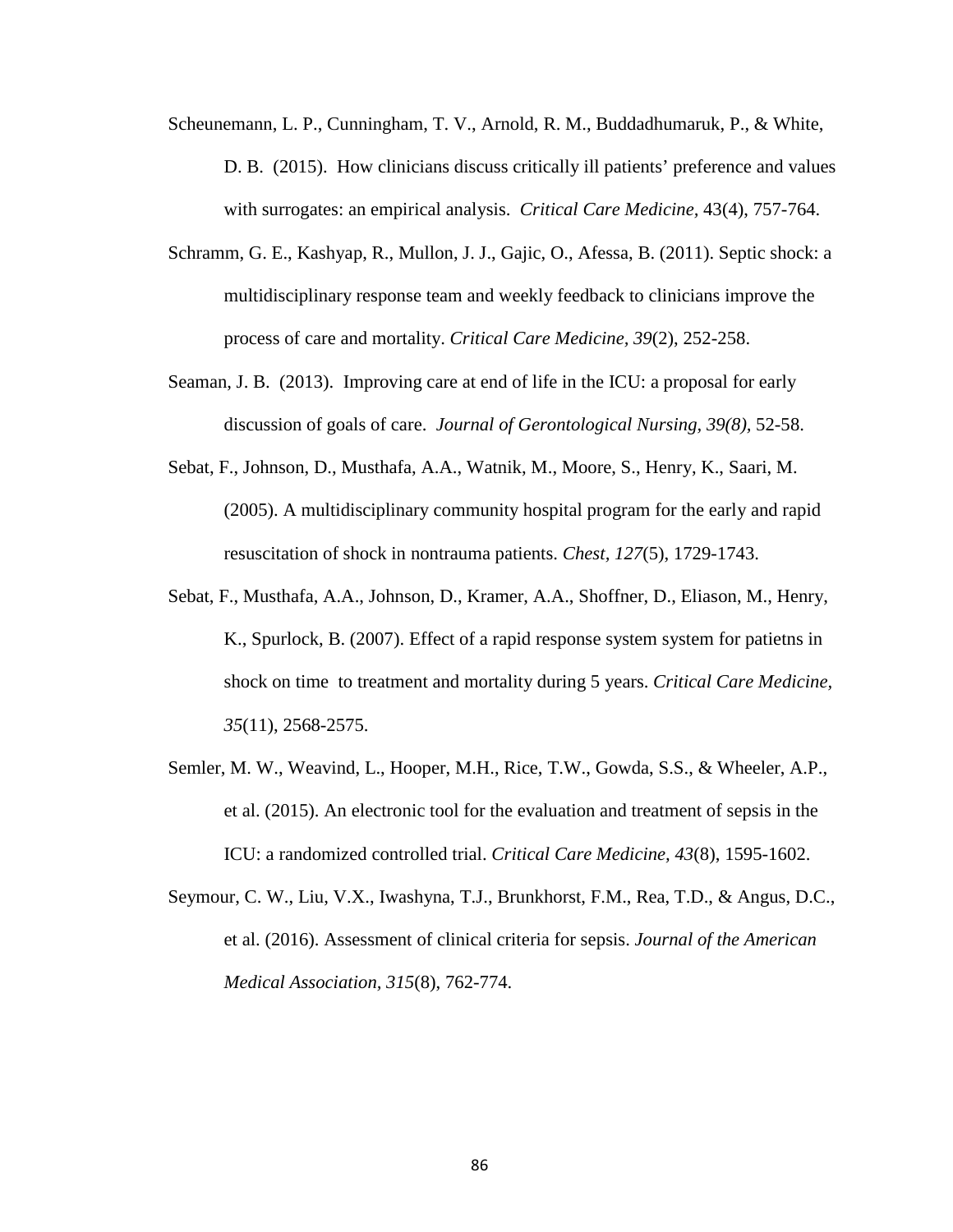Scheunemann, L. P., Cunningham, T. V., Arnold, R. M., Buddadhumaruk, P., & White, D. B. (2015). How clinicians discuss critically ill patients' preference and values with surrogates: an empirical analysis. *Critical Care Medicine,* 43(4), 757-764.

Schramm, G. E., Kashyap, R., Mullon, J. J., Gajic, O., Afessa, B. (2011). Septic shock: a multidisciplinary response team and weekly feedback to clinicians improve the process of care and mortality. *Critical Care Medicine, 39*(2), 252-258.

Seaman, J. B. (2013). Improving care at end of life in the ICU: a proposal for early discussion of goals of care. *Journal of Gerontological Nursing, 39(8),* 52-58.

Sebat, F., Johnson, D., Musthafa, A.A., Watnik, M., Moore, S., Henry, K., Saari, M. (2005). A multidisciplinary community hospital program for the early and rapid resuscitation of shock in nontrauma patients. *Chest, 127*(5), 1729-1743.

Sebat, F., Musthafa, A.A., Johnson, D., Kramer, A.A., Shoffner, D., Eliason, M., Henry, K., Spurlock, B. (2007). Effect of a rapid response system system for patietns in shock on time to treatment and mortality during 5 years. *Critical Care Medicine, 35*(11), 2568-2575.

Semler, M. W., Weavind, L., Hooper, M.H., Rice, T.W., Gowda, S.S., & Wheeler, A.P., et al. (2015). An electronic tool for the evaluation and treatment of sepsis in the ICU: a randomized controlled trial. *Critical Care Medicine, 43*(8), 1595-1602.

Seymour, C. W., Liu, V.X., Iwashyna, T.J., Brunkhorst, F.M., Rea, T.D., & Angus, D.C., et al. (2016). Assessment of clinical criteria for sepsis. *Journal of the American Medical Association, 315*(8), 762-774.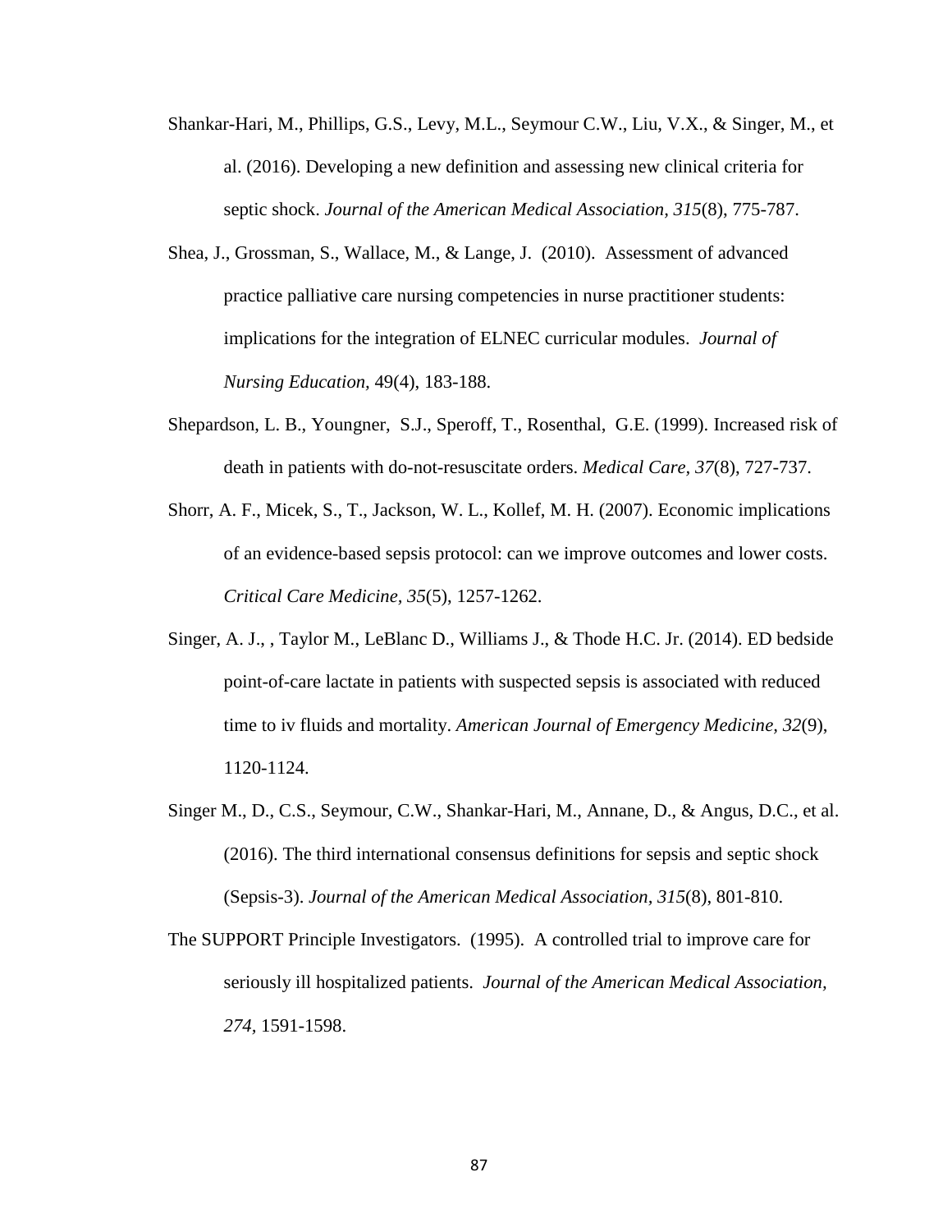Shankar-Hari, M., Phillips, G.S., Levy, M.L., Seymour C.W., Liu, V.X., & Singer, M., et al. (2016). Developing a new definition and assessing new clinical criteria for septic shock. *Journal of the American Medical Association, 315*(8), 775-787.

Shea, J., Grossman, S., Wallace, M., & Lange, J. (2010). Assessment of advanced practice palliative care nursing competencies in nurse practitioner students: implications for the integration of ELNEC curricular modules. *Journal of Nursing Education,* 49(4), 183-188.

Shepardson, L. B., Youngner, S.J., Speroff, T., Rosenthal, G.E. (1999). Increased risk of death in patients with do-not-resuscitate orders. *Medical Care, 37*(8), 727-737.

Shorr, A. F., Micek, S., T., Jackson, W. L., Kollef, M. H. (2007). Economic implications of an evidence-based sepsis protocol: can we improve outcomes and lower costs. *Critical Care Medicine, 35*(5), 1257-1262.

Singer, A. J., , Taylor M., LeBlanc D., Williams J., & Thode H.C. Jr. (2014). ED bedside point-of-care lactate in patients with suspected sepsis is associated with reduced time to iv fluids and mortality. *American Journal of Emergency Medicine, 32*(9), 1120-1124.

Singer M., D., C.S., Seymour, C.W., Shankar-Hari, M., Annane, D., & Angus, D.C., et al. (2016). The third international consensus definitions for sepsis and septic shock (Sepsis-3). *Journal of the American Medical Association, 315*(8), 801-810.

The SUPPORT Principle Investigators. (1995). A controlled trial to improve care for seriously ill hospitalized patients. *Journal of the American Medical Association, 274*, 1591-1598.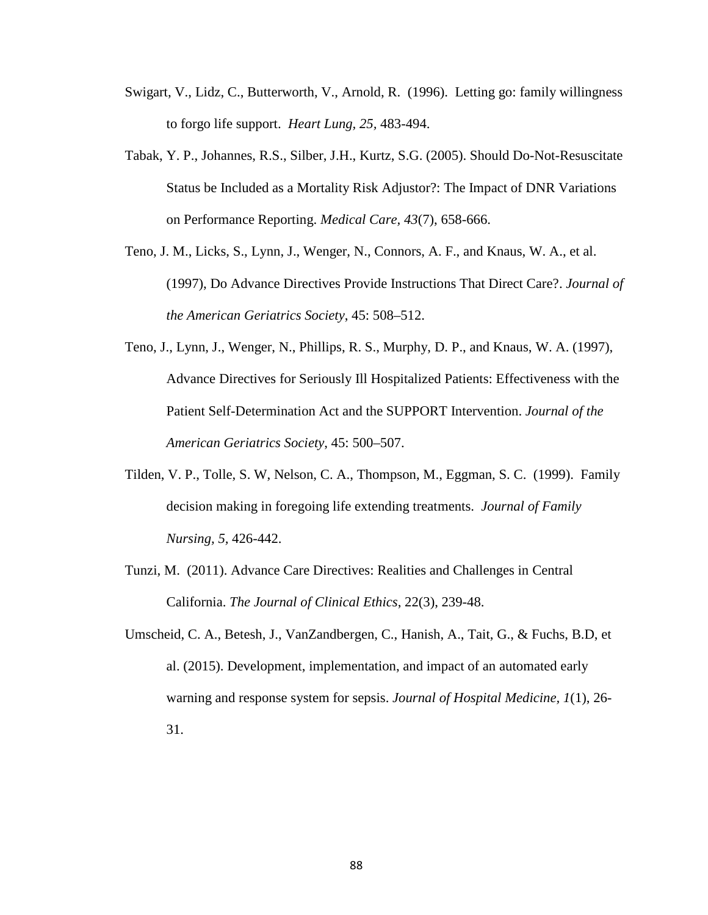Swigart, V., Lidz, C., Butterworth, V., Arnold, R. (1996). Letting go: family willingness to forgo life support. *Heart Lung, 25*, 483-494.

Tabak, Y. P., Johannes, R.S., Silber, J.H., Kurtz, S.G. (2005). Should Do-Not-Resuscitate Status be Included as a Mortality Risk Adjustor?: The Impact of DNR Variations on Performance Reporting. *Medical Care, 43*(7), 658-666.

Teno, J. M., Licks, S., Lynn, J., Wenger, N., Connors, A. F., and Knaus, W. A., et al. (1997), Do Advance Directives Provide Instructions That Direct Care?. *Journal of the American Geriatrics Society*, 45: 508–512.

Teno, J., Lynn, J., Wenger, N., Phillips, R. S., Murphy, D. P., and Knaus, W. A. (1997), Advance Directives for Seriously Ill Hospitalized Patients: Effectiveness with the Patient Self-Determination Act and the SUPPORT Intervention. *Journal of the American Geriatrics Society*, 45: 500–507.

Tilden, V. P., Tolle, S. W, Nelson, C. A., Thompson, M., Eggman, S. C. (1999). Family decision making in foregoing life extending treatments. *Journal of Family Nursing, 5*, 426-442.

Tunzi, M. (2011). Advance Care Directives: Realities and Challenges in Central California. *The Journal of Clinical Ethics*, 22(3), 239-48.

Umscheid, C. A., Betesh, J., VanZandbergen, C., Hanish, A., Tait, G., & Fuchs, B.D, et al. (2015). Development, implementation, and impact of an automated early warning and response system for sepsis. *Journal of Hospital Medicine, 1*(1), 26-31.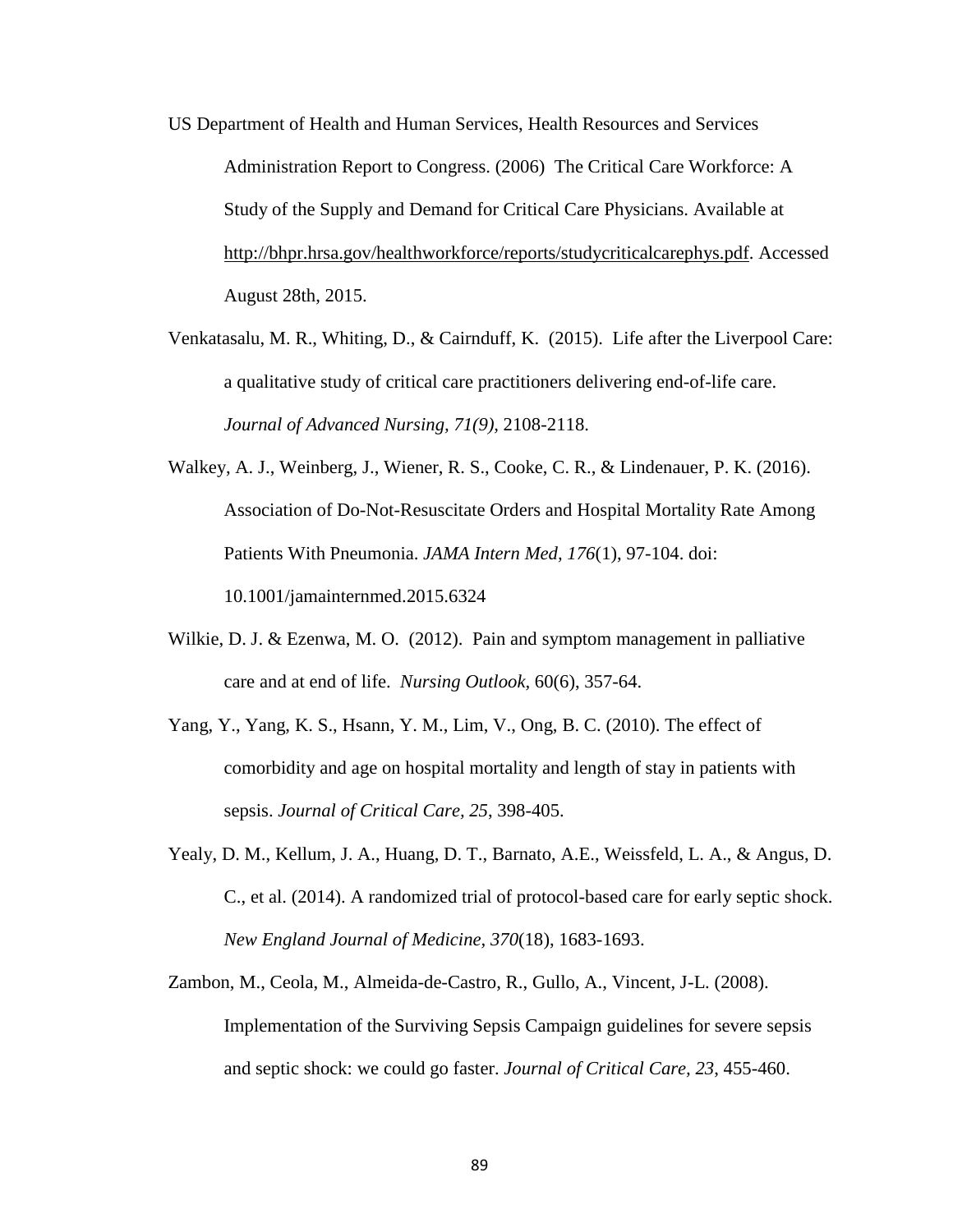US Department of Health and Human Services, Health Resources and Services Administration Report to Congress. (2006) The Critical Care Workforce: A Study of the Supply and Demand for Critical Care Physicians. Available at http://bhpr.hrsa.gov/healthworkforce/reports/studycriticalcarephys.pdf. Accessed August 28th, 2015.

Venkatasalu, M. R., Whiting, D., & Cairnduff, K. (2015). Life after the Liverpool Care: a qualitative study of critical care practitioners delivering end-of-life care. *Journal of Advanced Nursing, 71(9),* 2108-2118.

Walkey, A. J., Weinberg, J., Wiener, R. S., Cooke, C. R., & Lindenauer, P. K. (2016). Association of Do-Not-Resuscitate Orders and Hospital Mortality Rate Among Patients With Pneumonia. *JAMA Intern Med, 176*(1), 97-104. doi: 10.1001/jamainternmed.2015.6324

Wilkie, D. J. & Ezenwa, M. O. (2012). Pain and symptom management in palliative care and at end of life. *Nursing Outlook,* 60(6), 357-64.

Yang, Y., Yang, K. S., Hsann, Y. M., Lim, V., Ong, B. C. (2010). The effect of comorbidity and age on hospital mortality and length of stay in patients with sepsis. *Journal of Critical Care, 25,* 398-405.

Yealy, D. M., Kellum, J. A., Huang, D. T., Barnato, A.E., Weissfeld, L. A., & Angus, D. C., et al. (2014). A randomized trial of protocol-based care for early septic shock. *New England Journal of Medicine, 370*(18), 1683-1693.

Zambon, M., Ceola, M., Almeida-de-Castro, R., Gullo, A., Vincent, J-L. (2008). Implementation of the Surviving Sepsis Campaign guidelines for severe sepsis and septic shock: we could go faster. *Journal of Critical Care, 23*, 455-460.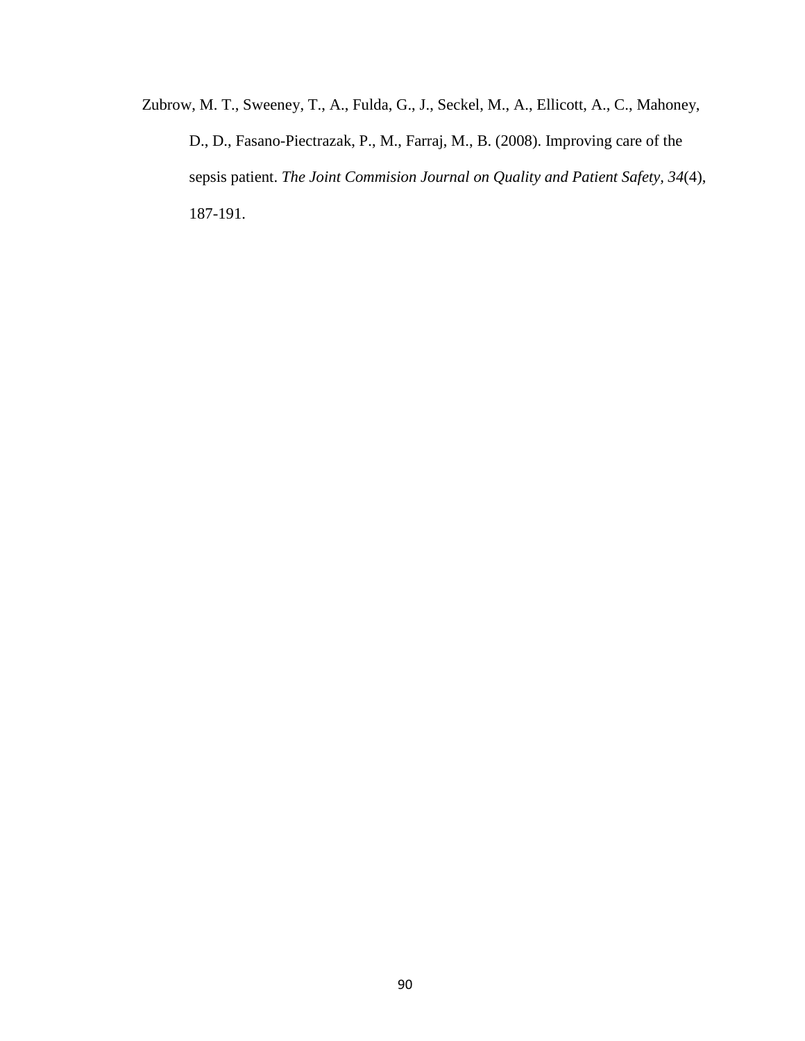Zubrow, M. T., Sweeney, T., A., Fulda, G., J., Seckel, M., A., Ellicott, A., C., Mahoney, D., D., Fasano-Piectrazak, P., M., Farraj, M., B. (2008). Improving care of the sepsis patient. *The Joint Commision Journal on Quality and Patient Safety*, *34*(4), 187-191.